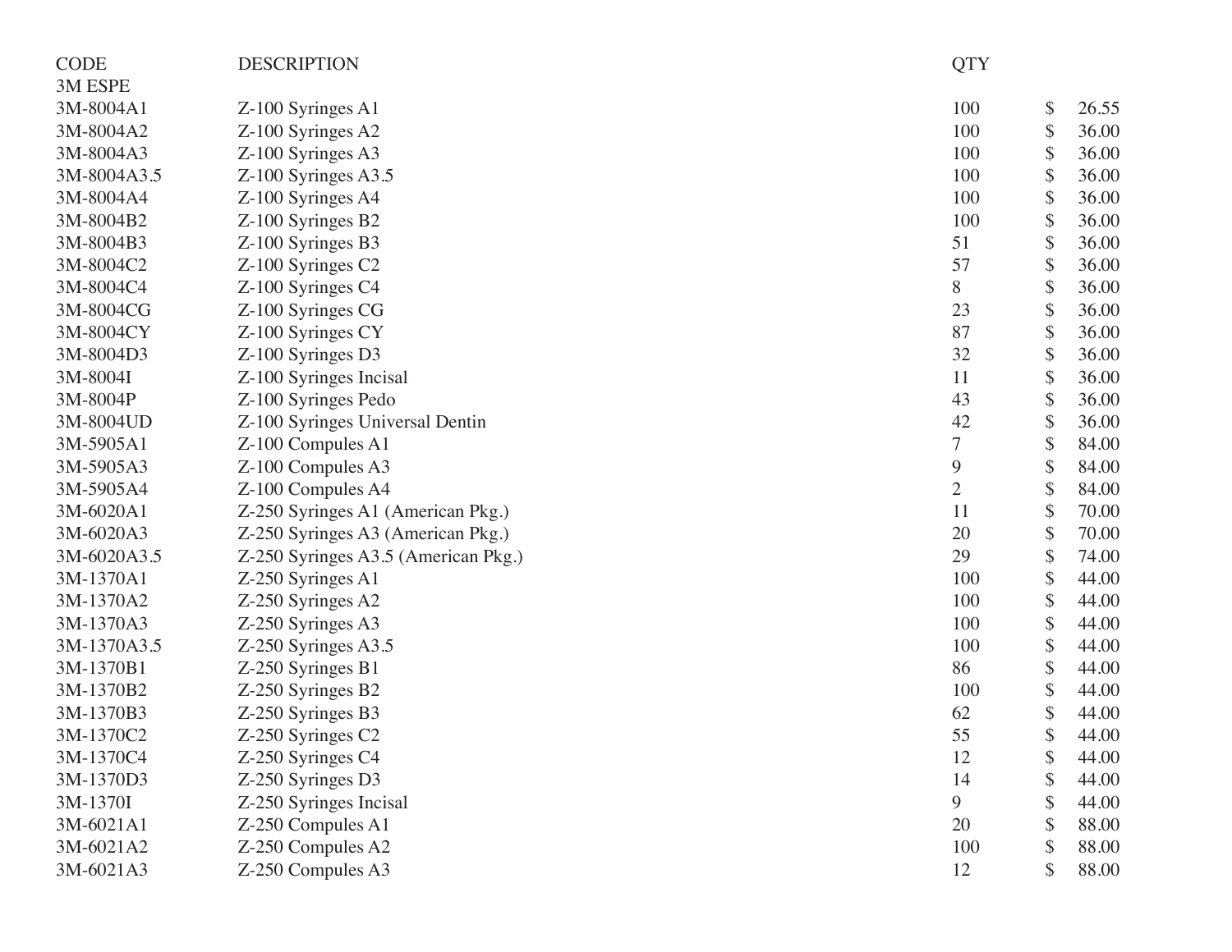| CODE | DESCRIPTION | QTY | |
|---|---|---|---|
| 3M ESPE | | | |
| 3M-8004A1 | Z-100 Syringes A1 | 100 | $ 26.55 |
| 3M-8004A2 | Z-100 Syringes A2 | 100 | $ 36.00 |
| 3M-8004A3 | Z-100 Syringes A3 | 100 | $ 36.00 |
| 3M-8004A3.5 | Z-100 Syringes A3.5 | 100 | $ 36.00 |
| 3M-8004A4 | Z-100 Syringes A4 | 100 | $ 36.00 |
| 3M-8004B2 | Z-100 Syringes B2 | 100 | $ 36.00 |
| 3M-8004B3 | Z-100 Syringes B3 | 51 | $ 36.00 |
| 3M-8004C2 | Z-100 Syringes C2 | 57 | $ 36.00 |
| 3M-8004C4 | Z-100 Syringes C4 | 8 | $ 36.00 |
| 3M-8004CG | Z-100 Syringes CG | 23 | $ 36.00 |
| 3M-8004CY | Z-100 Syringes CY | 87 | $ 36.00 |
| 3M-8004D3 | Z-100 Syringes D3 | 32 | $ 36.00 |
| 3M-8004I | Z-100 Syringes Incisal | 11 | $ 36.00 |
| 3M-8004P | Z-100 Syringes Pedo | 43 | $ 36.00 |
| 3M-8004UD | Z-100 Syringes Universal Dentin | 42 | $ 36.00 |
| 3M-5905A1 | Z-100 Compules A1 | 7 | $ 84.00 |
| 3M-5905A3 | Z-100 Compules A3 | 9 | $ 84.00 |
| 3M-5905A4 | Z-100 Compules A4 | 2 | $ 84.00 |
| 3M-6020A1 | Z-250 Syringes A1 (American Pkg.) | 11 | $ 70.00 |
| 3M-6020A3 | Z-250 Syringes A3 (American Pkg.) | 20 | $ 70.00 |
| 3M-6020A3.5 | Z-250 Syringes A3.5 (American Pkg.) | 29 | $ 74.00 |
| 3M-1370A1 | Z-250 Syringes A1 | 100 | $ 44.00 |
| 3M-1370A2 | Z-250 Syringes A2 | 100 | $ 44.00 |
| 3M-1370A3 | Z-250 Syringes A3 | 100 | $ 44.00 |
| 3M-1370A3.5 | Z-250 Syringes A3.5 | 100 | $ 44.00 |
| 3M-1370B1 | Z-250 Syringes B1 | 86 | $ 44.00 |
| 3M-1370B2 | Z-250 Syringes B2 | 100 | $ 44.00 |
| 3M-1370B3 | Z-250 Syringes B3 | 62 | $ 44.00 |
| 3M-1370C2 | Z-250 Syringes C2 | 55 | $ 44.00 |
| 3M-1370C4 | Z-250 Syringes C4 | 12 | $ 44.00 |
| 3M-1370D3 | Z-250 Syringes D3 | 14 | $ 44.00 |
| 3M-1370I | Z-250 Syringes Incisal | 9 | $ 44.00 |
| 3M-6021A1 | Z-250 Compules A1 | 20 | $ 88.00 |
| 3M-6021A2 | Z-250 Compules A2 | 100 | $ 88.00 |
| 3M-6021A3 | Z-250 Compules A3 | 12 | $ 88.00 |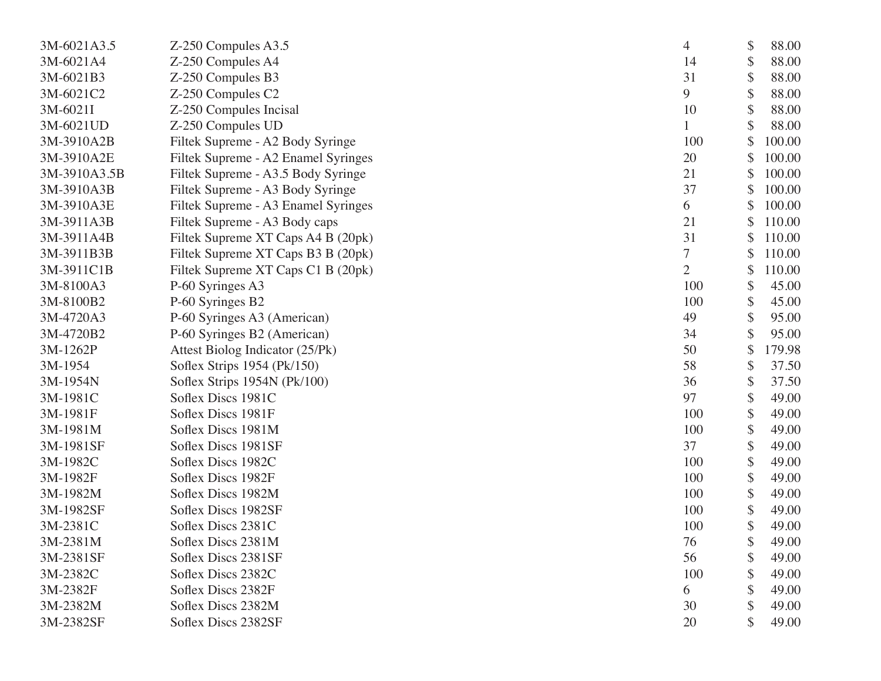| | | | |
|---|---|---|---|
| 3M-6021A3.5 | Z-250 Compules A3.5 | 4 | $ 88.00 |
| 3M-6021A4 | Z-250 Compules A4 | 14 | $ 88.00 |
| 3M-6021B3 | Z-250 Compules B3 | 31 | $ 88.00 |
| 3M-6021C2 | Z-250 Compules C2 | 9 | $ 88.00 |
| 3M-6021I | Z-250 Compules Incisal | 10 | $ 88.00 |
| 3M-6021UD | Z-250 Compules UD | 1 | $ 88.00 |
| 3M-3910A2B | Filtek Supreme - A2 Body Syringe | 100 | $ 100.00 |
| 3M-3910A2E | Filtek Supreme - A2 Enamel Syringes | 20 | $ 100.00 |
| 3M-3910A3.5B | Filtek Supreme - A3.5 Body Syringe | 21 | $ 100.00 |
| 3M-3910A3B | Filtek Supreme - A3 Body Syringe | 37 | $ 100.00 |
| 3M-3910A3E | Filtek Supreme - A3 Enamel Syringes | 6 | $ 100.00 |
| 3M-3911A3B | Filtek Supreme - A3 Body caps | 21 | $ 110.00 |
| 3M-3911A4B | Filtek Supreme XT Caps A4 B (20pk) | 31 | $ 110.00 |
| 3M-3911B3B | Filtek Supreme XT Caps B3 B (20pk) | 7 | $ 110.00 |
| 3M-3911C1B | Filtek Supreme XT Caps C1 B (20pk) | 2 | $ 110.00 |
| 3M-8100A3 | P-60 Syringes A3 | 100 | $ 45.00 |
| 3M-8100B2 | P-60 Syringes B2 | 100 | $ 45.00 |
| 3M-4720A3 | P-60 Syringes A3 (American) | 49 | $ 95.00 |
| 3M-4720B2 | P-60 Syringes B2 (American) | 34 | $ 95.00 |
| 3M-1262P | Attest Biolog Indicator (25/Pk) | 50 | $ 179.98 |
| 3M-1954 | Soflex Strips 1954 (Pk/150) | 58 | $ 37.50 |
| 3M-1954N | Soflex Strips 1954N (Pk/100) | 36 | $ 37.50 |
| 3M-1981C | Soflex Discs 1981C | 97 | $ 49.00 |
| 3M-1981F | Soflex Discs 1981F | 100 | $ 49.00 |
| 3M-1981M | Soflex Discs 1981M | 100 | $ 49.00 |
| 3M-1981SF | Soflex Discs 1981SF | 37 | $ 49.00 |
| 3M-1982C | Soflex Discs 1982C | 100 | $ 49.00 |
| 3M-1982F | Soflex Discs 1982F | 100 | $ 49.00 |
| 3M-1982M | Soflex Discs 1982M | 100 | $ 49.00 |
| 3M-1982SF | Soflex Discs 1982SF | 100 | $ 49.00 |
| 3M-2381C | Soflex Discs 2381C | 100 | $ 49.00 |
| 3M-2381M | Soflex Discs 2381M | 76 | $ 49.00 |
| 3M-2381SF | Soflex Discs 2381SF | 56 | $ 49.00 |
| 3M-2382C | Soflex Discs 2382C | 100 | $ 49.00 |
| 3M-2382F | Soflex Discs 2382F | 6 | $ 49.00 |
| 3M-2382M | Soflex Discs 2382M | 30 | $ 49.00 |
| 3M-2382SF | Soflex Discs 2382SF | 20 | $ 49.00 |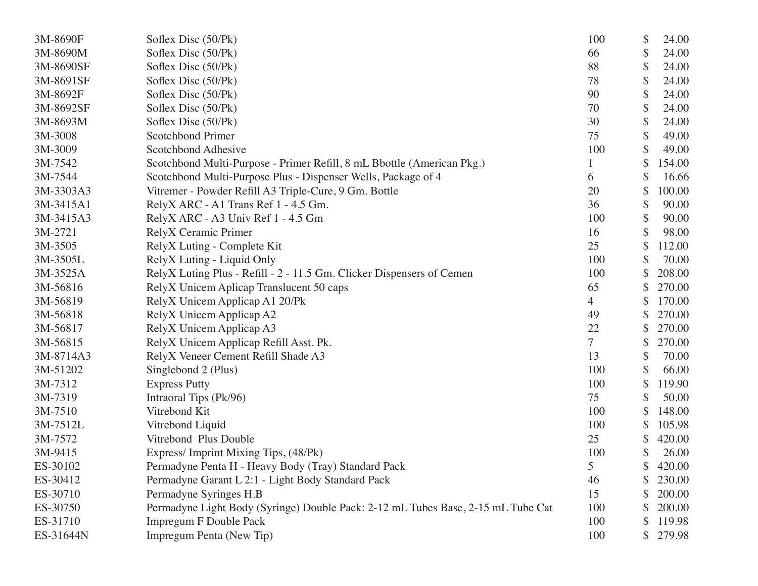| | | | |
|---|---|---|---|
| 3M-8690F | Soflex Disc (50/Pk) | 100 | $ 24.00 |
| 3M-8690M | Soflex Disc (50/Pk) | 66 | $ 24.00 |
| 3M-8690SF | Soflex Disc (50/Pk) | 88 | $ 24.00 |
| 3M-8691SF | Soflex Disc (50/Pk) | 78 | $ 24.00 |
| 3M-8692F | Soflex Disc (50/Pk) | 90 | $ 24.00 |
| 3M-8692SF | Soflex Disc (50/Pk) | 70 | $ 24.00 |
| 3M-8693M | Soflex Disc (50/Pk) | 30 | $ 24.00 |
| 3M-3008 | Scotchbond Primer | 75 | $ 49.00 |
| 3M-3009 | Scotchbond Adhesive | 100 | $ 49.00 |
| 3M-7542 | Scotchbond Multi-Purpose - Primer Refill, 8 mL Bbottle (American Pkg.) | 1 | $ 154.00 |
| 3M-7544 | Scotchbond Multi-Purpose Plus - Dispenser Wells, Package of 4 | 6 | $ 16.66 |
| 3M-3303A3 | Vitremer - Powder Refill A3 Triple-Cure, 9 Gm. Bottle | 20 | $ 100.00 |
| 3M-3415A1 | RelyX ARC - A1 Trans Ref 1 - 4.5 Gm. | 36 | $ 90.00 |
| 3M-3415A3 | RelyX ARC - A3 Univ Ref 1 - 4.5 Gm | 100 | $ 90.00 |
| 3M-2721 | RelyX Ceramic Primer | 16 | $ 98.00 |
| 3M-3505 | RelyX Luting - Complete Kit | 25 | $ 112.00 |
| 3M-3505L | RelyX Luting - Liquid Only | 100 | $ 70.00 |
| 3M-3525A | RelyX Luting Plus - Refill - 2 - 11.5 Gm. Clicker Dispensers of Cemen | 100 | $ 208.00 |
| 3M-56816 | RelyX Unicem Aplicap Translucent 50 caps | 65 | $ 270.00 |
| 3M-56819 | RelyX Unicem Applicap A1 20/Pk | 4 | $ 170.00 |
| 3M-56818 | RelyX Unicem Applicap A2 | 49 | $ 270.00 |
| 3M-56817 | RelyX Unicem Applicap A3 | 22 | $ 270.00 |
| 3M-56815 | RelyX Unicem Applicap Refill Asst. Pk. | 7 | $ 270.00 |
| 3M-8714A3 | RelyX Veneer Cement Refill Shade A3 | 13 | $ 70.00 |
| 3M-51202 | Singlebond 2 (Plus) | 100 | $ 66.00 |
| 3M-7312 | Express Putty | 100 | $ 119.90 |
| 3M-7319 | Intraoral Tips (Pk/96) | 75 | $ 50.00 |
| 3M-7510 | Vitrebond Kit | 100 | $ 148.00 |
| 3M-7512L | Vitrebond Liquid | 100 | $ 105.98 |
| 3M-7572 | Vitrebond Plus Double | 25 | $ 420.00 |
| 3M-9415 | Express/ Imprint Mixing Tips, (48/Pk) | 100 | $ 26.00 |
| ES-30102 | Permadyne Penta H - Heavy Body (Tray) Standard Pack | 5 | $ 420.00 |
| ES-30412 | Permadyne Garant L 2:1 - Light Body Standard Pack | 46 | $ 230.00 |
| ES-30710 | Permadyne Syringes H.B | 15 | $ 200.00 |
| ES-30750 | Permadyne Light Body (Syringe) Double Pack: 2-12 mL Tubes Base, 2-15 mL Tube Cat | 100 | $ 200.00 |
| ES-31710 | Impregum F Double Pack | 100 | $ 119.98 |
| ES-31644N | Impregum Penta (New Tip) | 100 | $ 279.98 |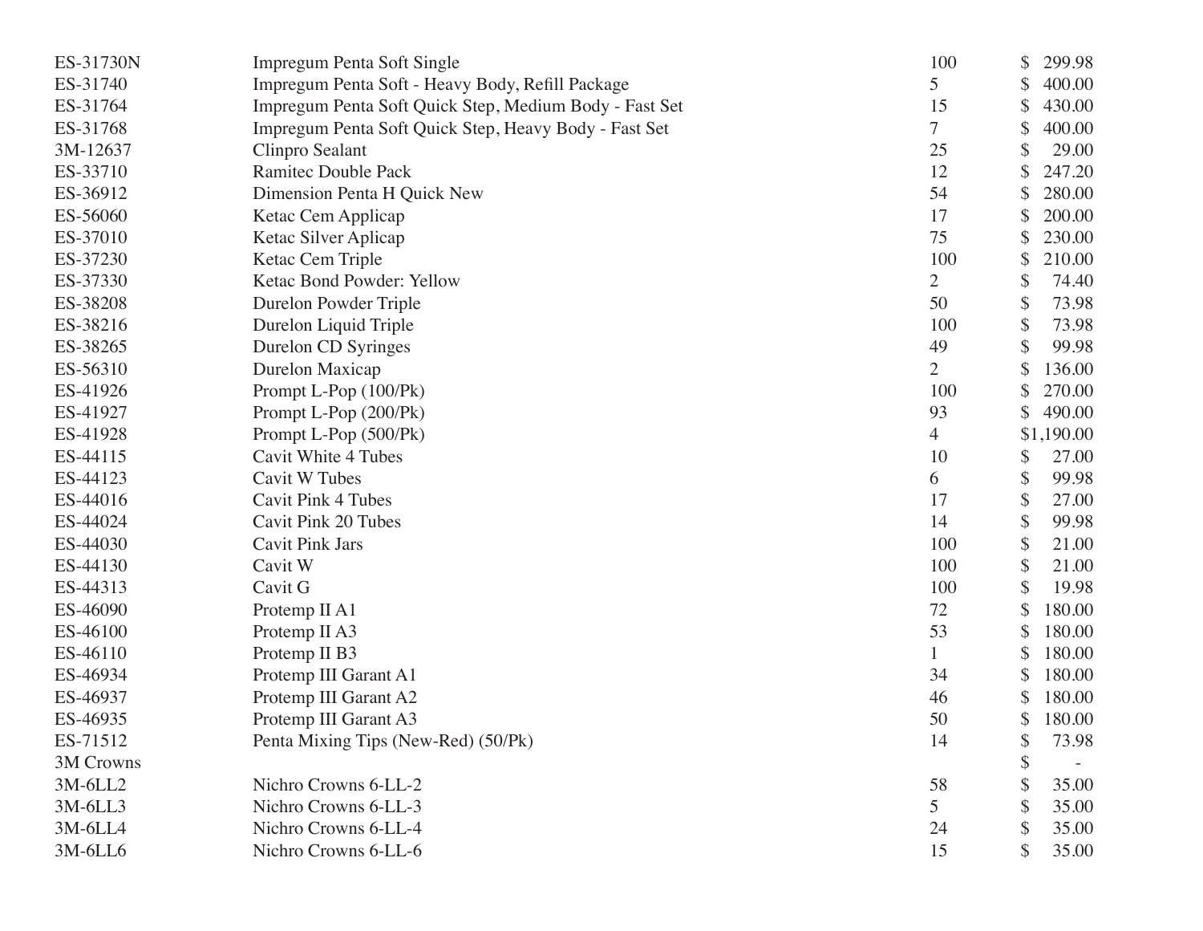| | | | |
|---|---|---|---|
| ES-31730N | Impregum Penta Soft Single | 100 | $ 299.98 |
| ES-31740 | Impregum Penta Soft - Heavy Body, Refill Package | 5 | $ 400.00 |
| ES-31764 | Impregum Penta Soft Quick Step, Medium Body - Fast Set | 15 | $ 430.00 |
| ES-31768 | Impregum Penta Soft Quick Step, Heavy Body - Fast Set | 7 | $ 400.00 |
| 3M-12637 | Clinpro Sealant | 25 | $ 29.00 |
| ES-33710 | Ramitec Double Pack | 12 | $ 247.20 |
| ES-36912 | Dimension Penta H Quick New | 54 | $ 280.00 |
| ES-56060 | Ketac Cem Applicap | 17 | $ 200.00 |
| ES-37010 | Ketac Silver Aplicap | 75 | $ 230.00 |
| ES-37230 | Ketac Cem Triple | 100 | $ 210.00 |
| ES-37330 | Ketac Bond Powder: Yellow | 2 | $ 74.40 |
| ES-38208 | Durelon Powder Triple | 50 | $ 73.98 |
| ES-38216 | Durelon Liquid Triple | 100 | $ 73.98 |
| ES-38265 | Durelon CD Syringes | 49 | $ 99.98 |
| ES-56310 | Durelon Maxicap | 2 | $ 136.00 |
| ES-41926 | Prompt L-Pop (100/Pk) | 100 | $ 270.00 |
| ES-41927 | Prompt L-Pop (200/Pk) | 93 | $ 490.00 |
| ES-41928 | Prompt L-Pop (500/Pk) | 4 | $1,190.00 |
| ES-44115 | Cavit White 4 Tubes | 10 | $ 27.00 |
| ES-44123 | Cavit W Tubes | 6 | $ 99.98 |
| ES-44016 | Cavit Pink 4 Tubes | 17 | $ 27.00 |
| ES-44024 | Cavit Pink 20 Tubes | 14 | $ 99.98 |
| ES-44030 | Cavit Pink Jars | 100 | $ 21.00 |
| ES-44130 | Cavit W | 100 | $ 21.00 |
| ES-44313 | Cavit G | 100 | $ 19.98 |
| ES-46090 | Protemp II A1 | 72 | $ 180.00 |
| ES-46100 | Protemp II A3 | 53 | $ 180.00 |
| ES-46110 | Protemp II B3 | 1 | $ 180.00 |
| ES-46934 | Protemp III Garant A1 | 34 | $ 180.00 |
| ES-46937 | Protemp III Garant A2 | 46 | $ 180.00 |
| ES-46935 | Protemp III Garant A3 | 50 | $ 180.00 |
| ES-71512 | Penta Mixing Tips (New-Red) (50/Pk) | 14 | $ 73.98 |
| 3M Crowns | | | $ - |
| 3M-6LL2 | Nichro Crowns 6-LL-2 | 58 | $ 35.00 |
| 3M-6LL3 | Nichro Crowns 6-LL-3 | 5 | $ 35.00 |
| 3M-6LL4 | Nichro Crowns 6-LL-4 | 24 | $ 35.00 |
| 3M-6LL6 | Nichro Crowns 6-LL-6 | 15 | $ 35.00 |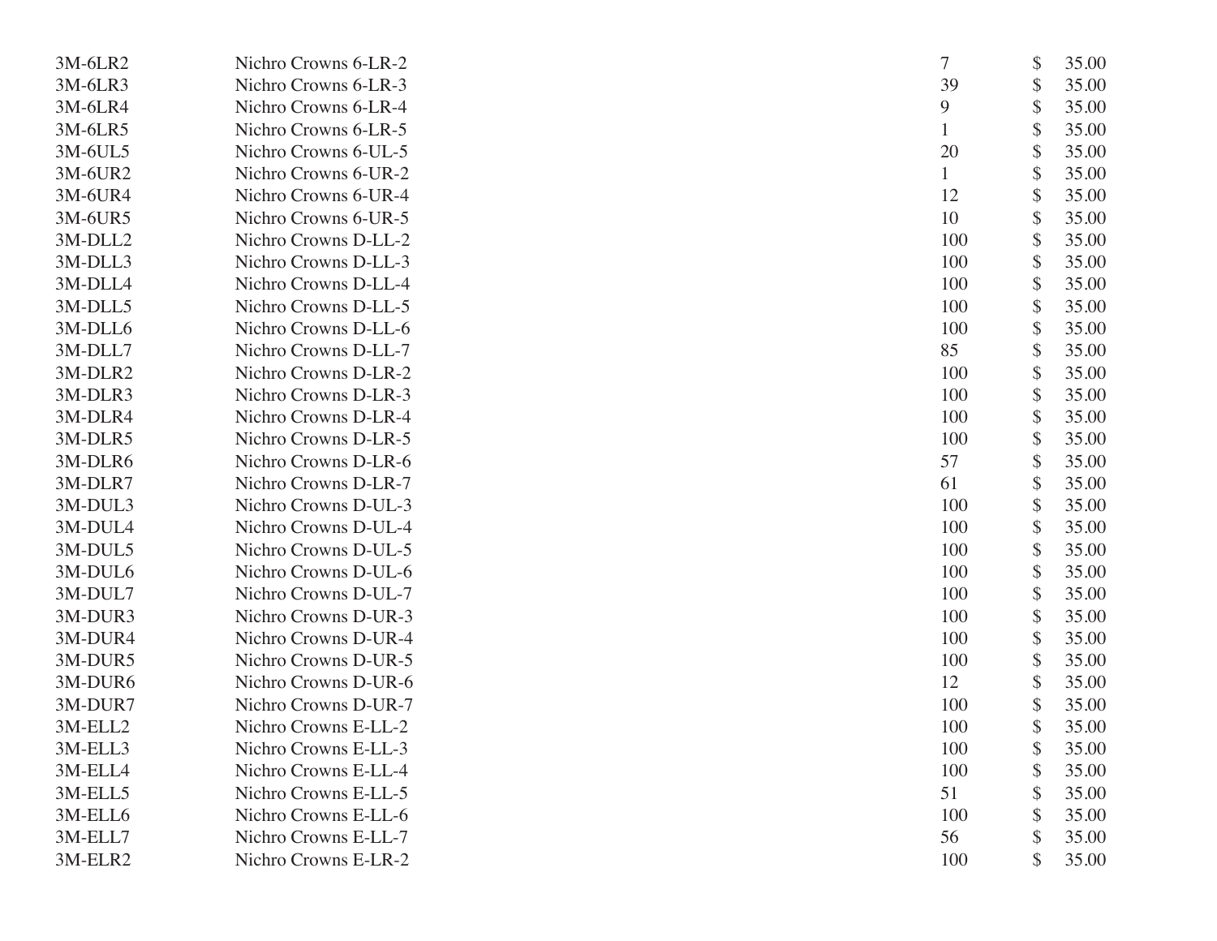| | | | |
|---|---|---|---|
| 3M-6LR2 | Nichro Crowns 6-LR-2 | 7 | $ 35.00 |
| 3M-6LR3 | Nichro Crowns 6-LR-3 | 39 | $ 35.00 |
| 3M-6LR4 | Nichro Crowns 6-LR-4 | 9 | $ 35.00 |
| 3M-6LR5 | Nichro Crowns 6-LR-5 | 1 | $ 35.00 |
| 3M-6UL5 | Nichro Crowns 6-UL-5 | 20 | $ 35.00 |
| 3M-6UR2 | Nichro Crowns 6-UR-2 | 1 | $ 35.00 |
| 3M-6UR4 | Nichro Crowns 6-UR-4 | 12 | $ 35.00 |
| 3M-6UR5 | Nichro Crowns 6-UR-5 | 10 | $ 35.00 |
| 3M-DLL2 | Nichro Crowns D-LL-2 | 100 | $ 35.00 |
| 3M-DLL3 | Nichro Crowns D-LL-3 | 100 | $ 35.00 |
| 3M-DLL4 | Nichro Crowns D-LL-4 | 100 | $ 35.00 |
| 3M-DLL5 | Nichro Crowns D-LL-5 | 100 | $ 35.00 |
| 3M-DLL6 | Nichro Crowns D-LL-6 | 100 | $ 35.00 |
| 3M-DLL7 | Nichro Crowns D-LL-7 | 85 | $ 35.00 |
| 3M-DLR2 | Nichro Crowns D-LR-2 | 100 | $ 35.00 |
| 3M-DLR3 | Nichro Crowns D-LR-3 | 100 | $ 35.00 |
| 3M-DLR4 | Nichro Crowns D-LR-4 | 100 | $ 35.00 |
| 3M-DLR5 | Nichro Crowns D-LR-5 | 100 | $ 35.00 |
| 3M-DLR6 | Nichro Crowns D-LR-6 | 57 | $ 35.00 |
| 3M-DLR7 | Nichro Crowns D-LR-7 | 61 | $ 35.00 |
| 3M-DUL3 | Nichro Crowns D-UL-3 | 100 | $ 35.00 |
| 3M-DUL4 | Nichro Crowns D-UL-4 | 100 | $ 35.00 |
| 3M-DUL5 | Nichro Crowns D-UL-5 | 100 | $ 35.00 |
| 3M-DUL6 | Nichro Crowns D-UL-6 | 100 | $ 35.00 |
| 3M-DUL7 | Nichro Crowns D-UL-7 | 100 | $ 35.00 |
| 3M-DUR3 | Nichro Crowns D-UR-3 | 100 | $ 35.00 |
| 3M-DUR4 | Nichro Crowns D-UR-4 | 100 | $ 35.00 |
| 3M-DUR5 | Nichro Crowns D-UR-5 | 100 | $ 35.00 |
| 3M-DUR6 | Nichro Crowns D-UR-6 | 12 | $ 35.00 |
| 3M-DUR7 | Nichro Crowns D-UR-7 | 100 | $ 35.00 |
| 3M-ELL2 | Nichro Crowns E-LL-2 | 100 | $ 35.00 |
| 3M-ELL3 | Nichro Crowns E-LL-3 | 100 | $ 35.00 |
| 3M-ELL4 | Nichro Crowns E-LL-4 | 100 | $ 35.00 |
| 3M-ELL5 | Nichro Crowns E-LL-5 | 51 | $ 35.00 |
| 3M-ELL6 | Nichro Crowns E-LL-6 | 100 | $ 35.00 |
| 3M-ELL7 | Nichro Crowns E-LL-7 | 56 | $ 35.00 |
| 3M-ELR2 | Nichro Crowns E-LR-2 | 100 | $ 35.00 |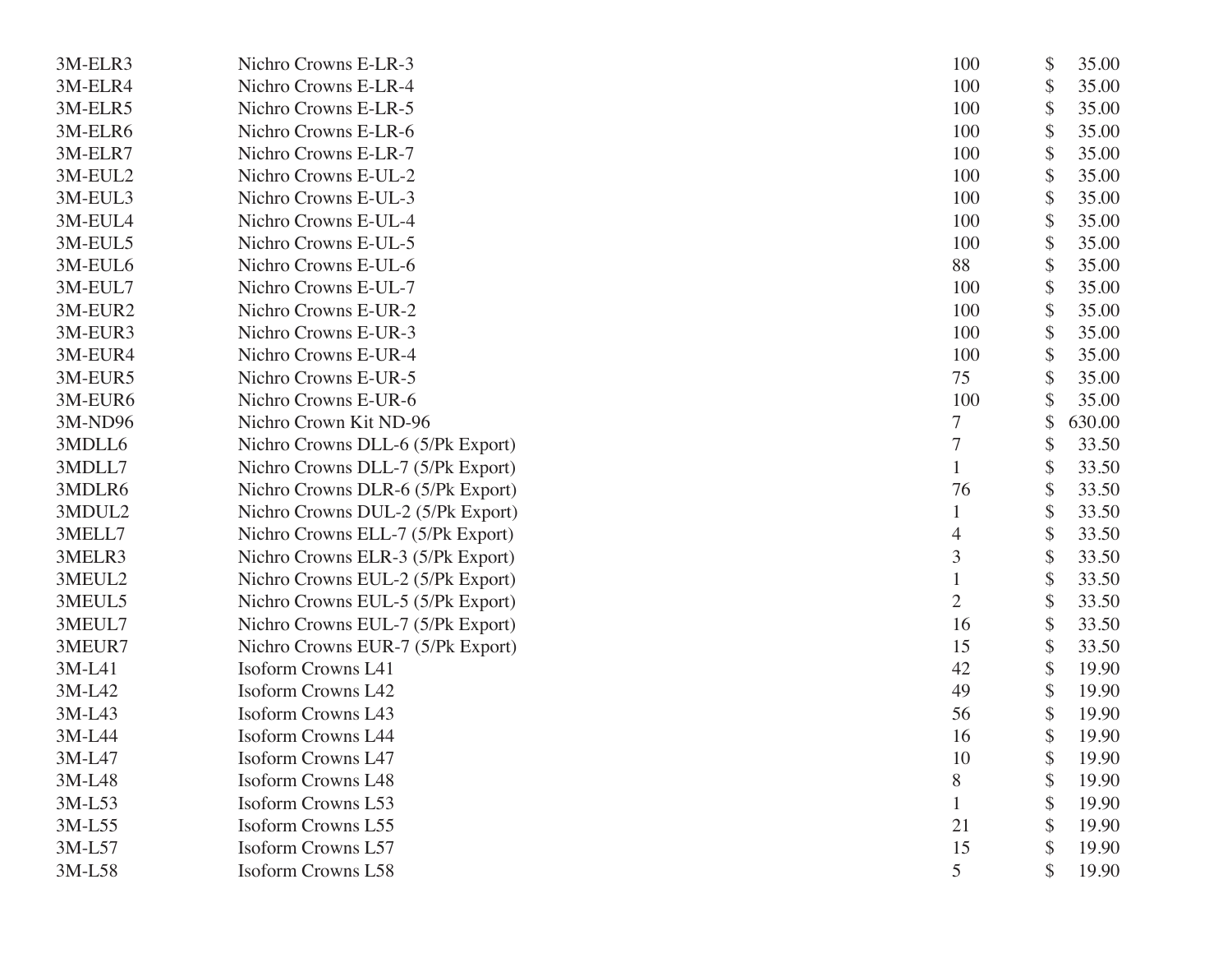| | | | |
|---|---|---|---|
| 3M-ELR3 | Nichro Crowns E-LR-3 | 100 | $ 35.00 |
| 3M-ELR4 | Nichro Crowns E-LR-4 | 100 | $ 35.00 |
| 3M-ELR5 | Nichro Crowns E-LR-5 | 100 | $ 35.00 |
| 3M-ELR6 | Nichro Crowns E-LR-6 | 100 | $ 35.00 |
| 3M-ELR7 | Nichro Crowns E-LR-7 | 100 | $ 35.00 |
| 3M-EUL2 | Nichro Crowns E-UL-2 | 100 | $ 35.00 |
| 3M-EUL3 | Nichro Crowns E-UL-3 | 100 | $ 35.00 |
| 3M-EUL4 | Nichro Crowns E-UL-4 | 100 | $ 35.00 |
| 3M-EUL5 | Nichro Crowns E-UL-5 | 100 | $ 35.00 |
| 3M-EUL6 | Nichro Crowns E-UL-6 | 88 | $ 35.00 |
| 3M-EUL7 | Nichro Crowns E-UL-7 | 100 | $ 35.00 |
| 3M-EUR2 | Nichro Crowns E-UR-2 | 100 | $ 35.00 |
| 3M-EUR3 | Nichro Crowns E-UR-3 | 100 | $ 35.00 |
| 3M-EUR4 | Nichro Crowns E-UR-4 | 100 | $ 35.00 |
| 3M-EUR5 | Nichro Crowns E-UR-5 | 75 | $ 35.00 |
| 3M-EUR6 | Nichro Crowns E-UR-6 | 100 | $ 35.00 |
| 3M-ND96 | Nichro Crown Kit ND-96 | 7 | $ 630.00 |
| 3MDLL6 | Nichro Crowns DLL-6 (5/Pk Export) | 7 | $ 33.50 |
| 3MDLL7 | Nichro Crowns DLL-7 (5/Pk Export) | 1 | $ 33.50 |
| 3MDLR6 | Nichro Crowns DLR-6 (5/Pk Export) | 76 | $ 33.50 |
| 3MDUL2 | Nichro Crowns DUL-2 (5/Pk Export) | 1 | $ 33.50 |
| 3MELL7 | Nichro Crowns ELL-7 (5/Pk Export) | 4 | $ 33.50 |
| 3MELR3 | Nichro Crowns ELR-3 (5/Pk Export) | 3 | $ 33.50 |
| 3MEUL2 | Nichro Crowns EUL-2 (5/Pk Export) | 1 | $ 33.50 |
| 3MEUL5 | Nichro Crowns EUL-5 (5/Pk Export) | 2 | $ 33.50 |
| 3MEUL7 | Nichro Crowns EUL-7 (5/Pk Export) | 16 | $ 33.50 |
| 3MEUR7 | Nichro Crowns EUR-7 (5/Pk Export) | 15 | $ 33.50 |
| 3M-L41 | Isoform Crowns L41 | 42 | $ 19.90 |
| 3M-L42 | Isoform Crowns L42 | 49 | $ 19.90 |
| 3M-L43 | Isoform Crowns L43 | 56 | $ 19.90 |
| 3M-L44 | Isoform Crowns L44 | 16 | $ 19.90 |
| 3M-L47 | Isoform Crowns L47 | 10 | $ 19.90 |
| 3M-L48 | Isoform Crowns L48 | 8 | $ 19.90 |
| 3M-L53 | Isoform Crowns L53 | 1 | $ 19.90 |
| 3M-L55 | Isoform Crowns L55 | 21 | $ 19.90 |
| 3M-L57 | Isoform Crowns L57 | 15 | $ 19.90 |
| 3M-L58 | Isoform Crowns L58 | 5 | $ 19.90 |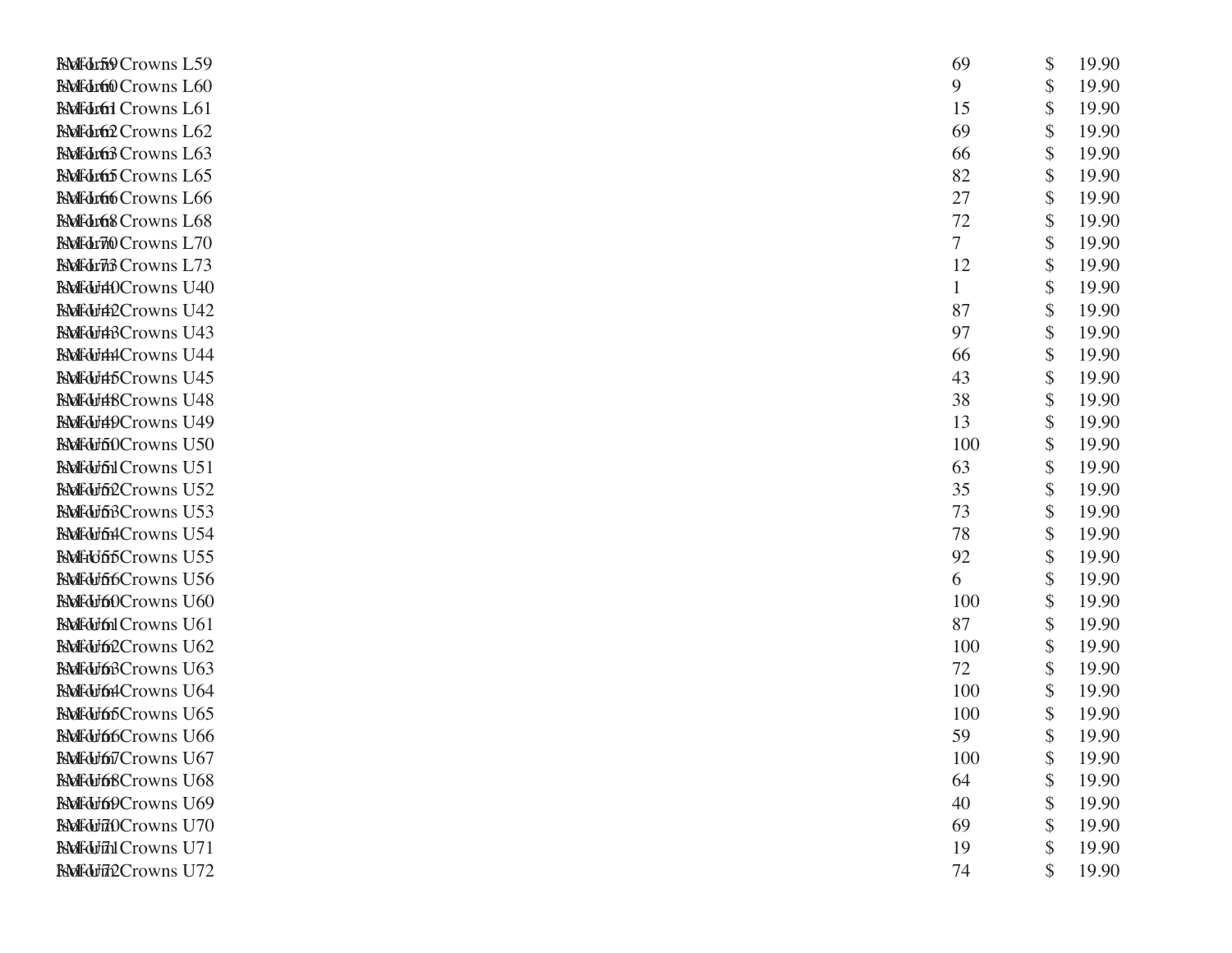| | | | | |
|---|---|---|---|---|
| RMF-L59 | Isoform Crowns L59 | 69 | $ | 19.90 |
| RMF-L60 | Isoform Crowns L60 | 9 | $ | 19.90 |
| RMF-L61 | Isoform Crowns L61 | 15 | $ | 19.90 |
| RMF-L62 | Isoform Crowns L62 | 69 | $ | 19.90 |
| RMF-L63 | Isoform Crowns L63 | 66 | $ | 19.90 |
| RMF-L65 | Isoform Crowns L65 | 82 | $ | 19.90 |
| RMF-L66 | Isoform Crowns L66 | 27 | $ | 19.90 |
| RMF-L68 | Isoform Crowns L68 | 72 | $ | 19.90 |
| RMF-L70 | Isoform Crowns L70 | 7 | $ | 19.90 |
| RMF-L73 | Isoform Crowns L73 | 12 | $ | 19.90 |
| RMF-U40 | Isoform Crowns U40 | 1 | $ | 19.90 |
| RMF-U42 | Isoform Crowns U42 | 87 | $ | 19.90 |
| RMF-U43 | Isoform Crowns U43 | 97 | $ | 19.90 |
| RMF-U44 | Isoform Crowns U44 | 66 | $ | 19.90 |
| RMF-U45 | Isoform Crowns U45 | 43 | $ | 19.90 |
| RMF-U48 | Isoform Crowns U48 | 38 | $ | 19.90 |
| RMF-U49 | Isoform Crowns U49 | 13 | $ | 19.90 |
| RMF-U50 | Isoform Crowns U50 | 100 | $ | 19.90 |
| RMF-U51 | Isoform Crowns U51 | 63 | $ | 19.90 |
| RMF-U52 | Isoform Crowns U52 | 35 | $ | 19.90 |
| RMF-U53 | Isoform Crowns U53 | 73 | $ | 19.90 |
| RMF-U54 | Isoform Crowns U54 | 78 | $ | 19.90 |
| RMF-U55 | Isoform Crowns U55 | 92 | $ | 19.90 |
| RMF-U56 | Isoform Crowns U56 | 6 | $ | 19.90 |
| RMF-U60 | Isoform Crowns U60 | 100 | $ | 19.90 |
| RMF-U61 | Isoform Crowns U61 | 87 | $ | 19.90 |
| RMF-U62 | Isoform Crowns U62 | 100 | $ | 19.90 |
| RMF-U63 | Isoform Crowns U63 | 72 | $ | 19.90 |
| RMF-U64 | Isoform Crowns U64 | 100 | $ | 19.90 |
| RMF-U65 | Isoform Crowns U65 | 100 | $ | 19.90 |
| RMF-U66 | Isoform Crowns U66 | 59 | $ | 19.90 |
| RMF-U67 | Isoform Crowns U67 | 100 | $ | 19.90 |
| RMF-U68 | Isoform Crowns U68 | 64 | $ | 19.90 |
| RMF-U69 | Isoform Crowns U69 | 40 | $ | 19.90 |
| RMF-U70 | Isoform Crowns U70 | 69 | $ | 19.90 |
| RMF-U71 | Isoform Crowns U71 | 19 | $ | 19.90 |
| RMF-U72 | Isoform Crowns U72 | 74 | $ | 19.90 |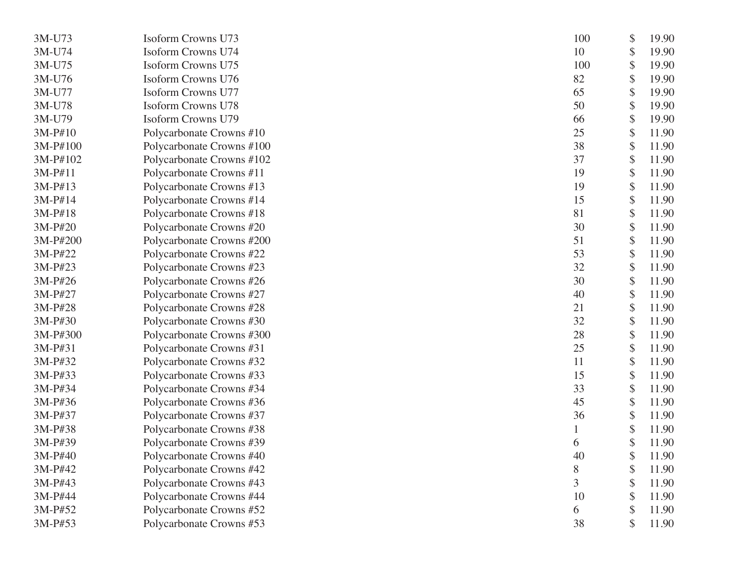| | | | |
|---|---|---|---|
| 3M-U73 | Isoform Crowns U73 | 100 | $ 19.90 |
| 3M-U74 | Isoform Crowns U74 | 10 | $ 19.90 |
| 3M-U75 | Isoform Crowns U75 | 100 | $ 19.90 |
| 3M-U76 | Isoform Crowns U76 | 82 | $ 19.90 |
| 3M-U77 | Isoform Crowns U77 | 65 | $ 19.90 |
| 3M-U78 | Isoform Crowns U78 | 50 | $ 19.90 |
| 3M-U79 | Isoform Crowns U79 | 66 | $ 19.90 |
| 3M-P#10 | Polycarbonate Crowns #10 | 25 | $ 11.90 |
| 3M-P#100 | Polycarbonate Crowns #100 | 38 | $ 11.90 |
| 3M-P#102 | Polycarbonate Crowns #102 | 37 | $ 11.90 |
| 3M-P#11 | Polycarbonate Crowns #11 | 19 | $ 11.90 |
| 3M-P#13 | Polycarbonate Crowns #13 | 19 | $ 11.90 |
| 3M-P#14 | Polycarbonate Crowns #14 | 15 | $ 11.90 |
| 3M-P#18 | Polycarbonate Crowns #18 | 81 | $ 11.90 |
| 3M-P#20 | Polycarbonate Crowns #20 | 30 | $ 11.90 |
| 3M-P#200 | Polycarbonate Crowns #200 | 51 | $ 11.90 |
| 3M-P#22 | Polycarbonate Crowns #22 | 53 | $ 11.90 |
| 3M-P#23 | Polycarbonate Crowns #23 | 32 | $ 11.90 |
| 3M-P#26 | Polycarbonate Crowns #26 | 30 | $ 11.90 |
| 3M-P#27 | Polycarbonate Crowns #27 | 40 | $ 11.90 |
| 3M-P#28 | Polycarbonate Crowns #28 | 21 | $ 11.90 |
| 3M-P#30 | Polycarbonate Crowns #30 | 32 | $ 11.90 |
| 3M-P#300 | Polycarbonate Crowns #300 | 28 | $ 11.90 |
| 3M-P#31 | Polycarbonate Crowns #31 | 25 | $ 11.90 |
| 3M-P#32 | Polycarbonate Crowns #32 | 11 | $ 11.90 |
| 3M-P#33 | Polycarbonate Crowns #33 | 15 | $ 11.90 |
| 3M-P#34 | Polycarbonate Crowns #34 | 33 | $ 11.90 |
| 3M-P#36 | Polycarbonate Crowns #36 | 45 | $ 11.90 |
| 3M-P#37 | Polycarbonate Crowns #37 | 36 | $ 11.90 |
| 3M-P#38 | Polycarbonate Crowns #38 | 1 | $ 11.90 |
| 3M-P#39 | Polycarbonate Crowns #39 | 6 | $ 11.90 |
| 3M-P#40 | Polycarbonate Crowns #40 | 40 | $ 11.90 |
| 3M-P#42 | Polycarbonate Crowns #42 | 8 | $ 11.90 |
| 3M-P#43 | Polycarbonate Crowns #43 | 3 | $ 11.90 |
| 3M-P#44 | Polycarbonate Crowns #44 | 10 | $ 11.90 |
| 3M-P#52 | Polycarbonate Crowns #52 | 6 | $ 11.90 |
| 3M-P#53 | Polycarbonate Crowns #53 | 38 | $ 11.90 |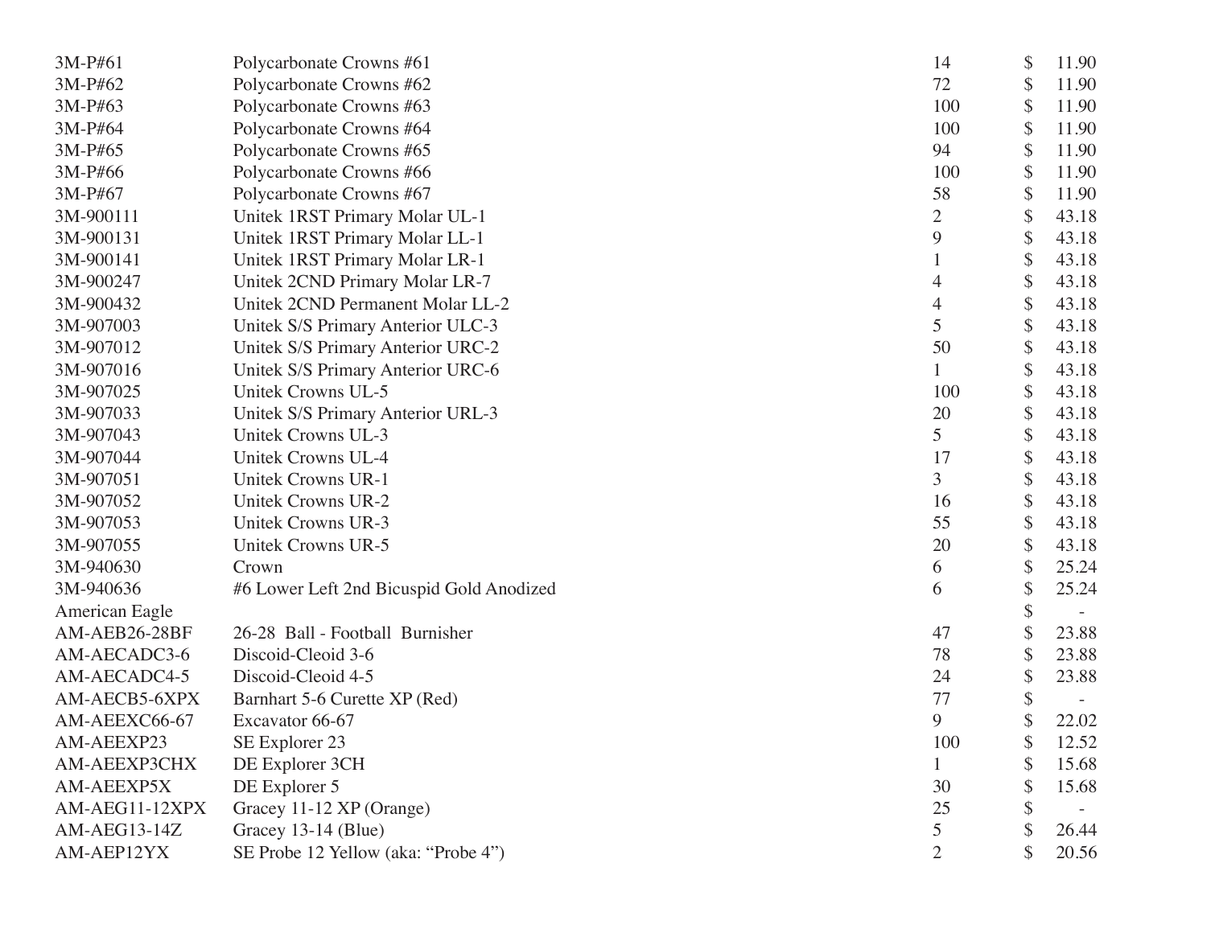| | | | |
|---|---|---|---|
| 3M-P#61 | Polycarbonate Crowns #61 | 14 | $ 11.90 |
| 3M-P#62 | Polycarbonate Crowns #62 | 72 | $ 11.90 |
| 3M-P#63 | Polycarbonate Crowns #63 | 100 | $ 11.90 |
| 3M-P#64 | Polycarbonate Crowns #64 | 100 | $ 11.90 |
| 3M-P#65 | Polycarbonate Crowns #65 | 94 | $ 11.90 |
| 3M-P#66 | Polycarbonate Crowns #66 | 100 | $ 11.90 |
| 3M-P#67 | Polycarbonate Crowns #67 | 58 | $ 11.90 |
| 3M-900111 | Unitek 1RST Primary Molar UL-1 | 2 | $ 43.18 |
| 3M-900131 | Unitek 1RST Primary Molar LL-1 | 9 | $ 43.18 |
| 3M-900141 | Unitek 1RST Primary Molar LR-1 | 1 | $ 43.18 |
| 3M-900247 | Unitek 2CND Primary Molar LR-7 | 4 | $ 43.18 |
| 3M-900432 | Unitek 2CND Permanent Molar LL-2 | 4 | $ 43.18 |
| 3M-907003 | Unitek S/S Primary Anterior ULC-3 | 5 | $ 43.18 |
| 3M-907012 | Unitek S/S Primary Anterior URC-2 | 50 | $ 43.18 |
| 3M-907016 | Unitek S/S Primary Anterior URC-6 | 1 | $ 43.18 |
| 3M-907025 | Unitek Crowns UL-5 | 100 | $ 43.18 |
| 3M-907033 | Unitek S/S Primary Anterior URL-3 | 20 | $ 43.18 |
| 3M-907043 | Unitek Crowns UL-3 | 5 | $ 43.18 |
| 3M-907044 | Unitek Crowns UL-4 | 17 | $ 43.18 |
| 3M-907051 | Unitek Crowns UR-1 | 3 | $ 43.18 |
| 3M-907052 | Unitek Crowns UR-2 | 16 | $ 43.18 |
| 3M-907053 | Unitek Crowns UR-3 | 55 | $ 43.18 |
| 3M-907055 | Unitek Crowns UR-5 | 20 | $ 43.18 |
| 3M-940630 | Crown | 6 | $ 25.24 |
| 3M-940636 | #6 Lower Left 2nd Bicuspid Gold Anodized | 6 | $ 25.24 |
| American Eagle | | | $ - |
| AM-AEB26-28BF | 26-28 Ball - Football Burnisher | 47 | $ 23.88 |
| AM-AECADC3-6 | Discoid-Cleoid 3-6 | 78 | $ 23.88 |
| AM-AECADC4-5 | Discoid-Cleoid 4-5 | 24 | $ 23.88 |
| AM-AECB5-6XPX | Barnhart 5-6 Curette XP (Red) | 77 | $ - |
| AM-AEEXC66-67 | Excavator 66-67 | 9 | $ 22.02 |
| AM-AEEXP23 | SE Explorer 23 | 100 | $ 12.52 |
| AM-AEEXP3CHX | DE Explorer 3CH | 1 | $ 15.68 |
| AM-AEEXP5X | DE Explorer 5 | 30 | $ 15.68 |
| AM-AEG11-12XPX | Gracey 11-12 XP (Orange) | 25 | $ - |
| AM-AEG13-14Z | Gracey 13-14 (Blue) | 5 | $ 26.44 |
| AM-AEP12YX | SE Probe 12 Yellow (aka: "Probe 4") | 2 | $ 20.56 |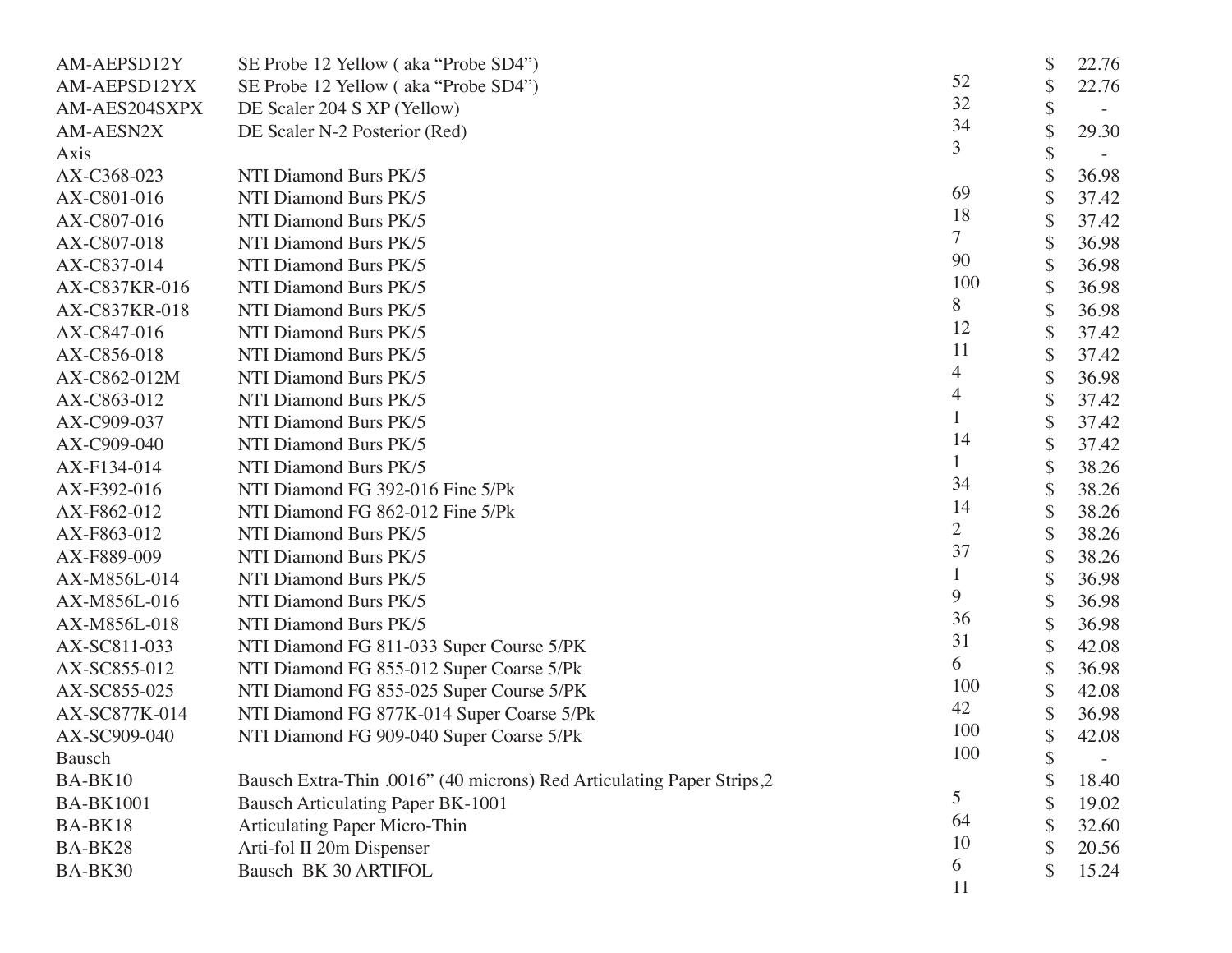| Item | Description | Qty | Price |
|---|---|---|---|
| AM-AEPSD12Y | SE Probe 12 Yellow ( aka "Probe SD4") | | $ 22.76 |
| AM-AEPSD12YX | SE Probe 12 Yellow ( aka "Probe SD4") | 52 | $ 22.76 |
| AM-AES204SXPX | DE Scaler 204 S XP (Yellow) | 32 | $ - |
| AM-AESN2X | DE Scaler N-2 Posterior (Red) | 34 | $ 29.30 |
| Axis | | 3 | $ - |
| AX-C368-023 | NTI Diamond Burs PK/5 | | $ 36.98 |
| AX-C801-016 | NTI Diamond Burs PK/5 | 69 | $ 37.42 |
| AX-C807-016 | NTI Diamond Burs PK/5 | 18 | $ 37.42 |
| AX-C807-018 | NTI Diamond Burs PK/5 | 7 | $ 36.98 |
| AX-C837-014 | NTI Diamond Burs PK/5 | 90 | $ 36.98 |
| AX-C837KR-016 | NTI Diamond Burs PK/5 | 100 | $ 36.98 |
| AX-C837KR-018 | NTI Diamond Burs PK/5 | 8 | $ 36.98 |
| AX-C847-016 | NTI Diamond Burs PK/5 | 12 | $ 37.42 |
| AX-C856-018 | NTI Diamond Burs PK/5 | 11 | $ 37.42 |
| AX-C862-012M | NTI Diamond Burs PK/5 | 4 | $ 36.98 |
| AX-C863-012 | NTI Diamond Burs PK/5 | 4 | $ 37.42 |
| AX-C909-037 | NTI Diamond Burs PK/5 | 1 | $ 37.42 |
| AX-C909-040 | NTI Diamond Burs PK/5 | 14 | $ 37.42 |
| AX-F134-014 | NTI Diamond Burs PK/5 | 1 | $ 38.26 |
| AX-F392-016 | NTI Diamond FG 392-016 Fine 5/Pk | 34 | $ 38.26 |
| AX-F862-012 | NTI Diamond FG 862-012 Fine 5/Pk | 14 | $ 38.26 |
| AX-F863-012 | NTI Diamond Burs PK/5 | 2 | $ 38.26 |
| AX-F889-009 | NTI Diamond Burs PK/5 | 37 | $ 38.26 |
| AX-M856L-014 | NTI Diamond Burs PK/5 | 1 | $ 36.98 |
| AX-M856L-016 | NTI Diamond Burs PK/5 | 9 | $ 36.98 |
| AX-M856L-018 | NTI Diamond Burs PK/5 | 36 | $ 36.98 |
| AX-SC811-033 | NTI Diamond FG 811-033 Super Course 5/PK | 31 | $ 42.08 |
| AX-SC855-012 | NTI Diamond FG 855-012 Super Coarse 5/Pk | 6 | $ 36.98 |
| AX-SC855-025 | NTI Diamond FG 855-025 Super Course 5/PK | 100 | $ 42.08 |
| AX-SC877K-014 | NTI Diamond FG 877K-014 Super Coarse 5/Pk | 42 | $ 36.98 |
| AX-SC909-040 | NTI Diamond FG 909-040 Super Coarse 5/Pk | 100 | $ 42.08 |
| Bausch | | 100 | $ - |
| BA-BK10 | Bausch Extra-Thin .0016" (40 microns) Red Articulating Paper Strips,2 | | $ 18.40 |
| BA-BK1001 | Bausch Articulating Paper BK-1001 | 5 | $ 19.02 |
| BA-BK18 | Articulating Paper Micro-Thin | 64 | $ 32.60 |
| BA-BK28 | Arti-fol II 20m Dispenser | 10 | $ 20.56 |
| BA-BK30 | Bausch BK 30 ARTIFOL | 6 | $ 15.24 |
| | | 11 | |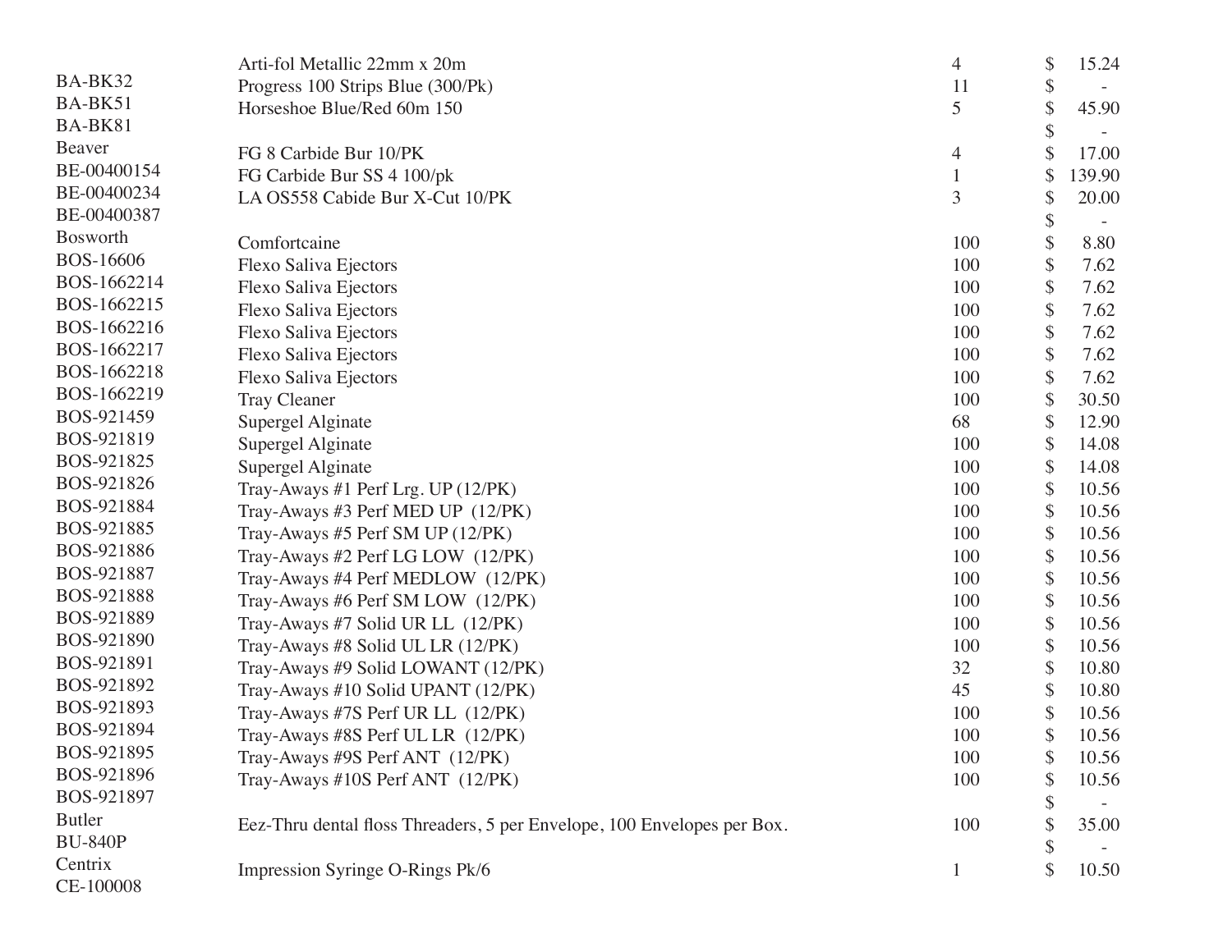| | | | |
|---|---|---|---|
| | Arti-fol Metallic 22mm x 20m | 4 | $ 15.24 |
| BA-BK32 | Progress 100 Strips Blue (300/Pk) | 11 | $ - |
| BA-BK51 | Horseshoe Blue/Red 60m 150 | 5 | $ 45.90 |
| BA-BK81 | | | $ - |
| Beaver | FG 8 Carbide Bur 10/PK | 4 | $ 17.00 |
| BE-00400154 | FG Carbide Bur SS 4 100/pk | 1 | $ 139.90 |
| BE-00400234 | LA OS558 Cabide Bur X-Cut 10/PK | 3 | $ 20.00 |
| BE-00400387 | | | $ - |
| Bosworth | Comfortcaine | 100 | $ 8.80 |
| BOS-16606 | Flexo Saliva Ejectors | 100 | $ 7.62 |
| BOS-1662214 | Flexo Saliva Ejectors | 100 | $ 7.62 |
| BOS-1662215 | Flexo Saliva Ejectors | 100 | $ 7.62 |
| BOS-1662216 | Flexo Saliva Ejectors | 100 | $ 7.62 |
| BOS-1662217 | Flexo Saliva Ejectors | 100 | $ 7.62 |
| BOS-1662218 | Flexo Saliva Ejectors | 100 | $ 7.62 |
| BOS-1662219 | Tray Cleaner | 100 | $ 30.50 |
| BOS-921459 | Supergel Alginate | 68 | $ 12.90 |
| BOS-921819 | Supergel Alginate | 100 | $ 14.08 |
| BOS-921825 | Supergel Alginate | 100 | $ 14.08 |
| BOS-921826 | Tray-Aways #1 Perf Lrg. UP (12/PK) | 100 | $ 10.56 |
| BOS-921884 | Tray-Aways #3 Perf MED UP (12/PK) | 100 | $ 10.56 |
| BOS-921885 | Tray-Aways #5 Perf SM UP (12/PK) | 100 | $ 10.56 |
| BOS-921886 | Tray-Aways #2 Perf LG LOW (12/PK) | 100 | $ 10.56 |
| BOS-921887 | Tray-Aways #4 Perf MEDLOW (12/PK) | 100 | $ 10.56 |
| BOS-921888 | Tray-Aways #6 Perf SM LOW (12/PK) | 100 | $ 10.56 |
| BOS-921889 | Tray-Aways #7 Solid UR LL (12/PK) | 100 | $ 10.56 |
| BOS-921890 | Tray-Aways #8 Solid UL LR (12/PK) | 100 | $ 10.56 |
| BOS-921891 | Tray-Aways #9 Solid LOWANT (12/PK) | 32 | $ 10.80 |
| BOS-921892 | Tray-Aways #10 Solid UPANT (12/PK) | 45 | $ 10.80 |
| BOS-921893 | Tray-Aways #7S Perf UR LL (12/PK) | 100 | $ 10.56 |
| BOS-921894 | Tray-Aways #8S Perf UL LR (12/PK) | 100 | $ 10.56 |
| BOS-921895 | Tray-Aways #9S Perf ANT (12/PK) | 100 | $ 10.56 |
| BOS-921896 | Tray-Aways #10S Perf ANT (12/PK) | 100 | $ 10.56 |
| BOS-921897 | | | $ - |
| Butler | Eez-Thru dental floss Threaders, 5 per Envelope, 100 Envelopes per Box. | 100 | $ 35.00 |
| BU-840P | | | $ - |
| Centrix | Impression Syringe O-Rings Pk/6 | 1 | $ 10.50 |
| CE-100008 | | | |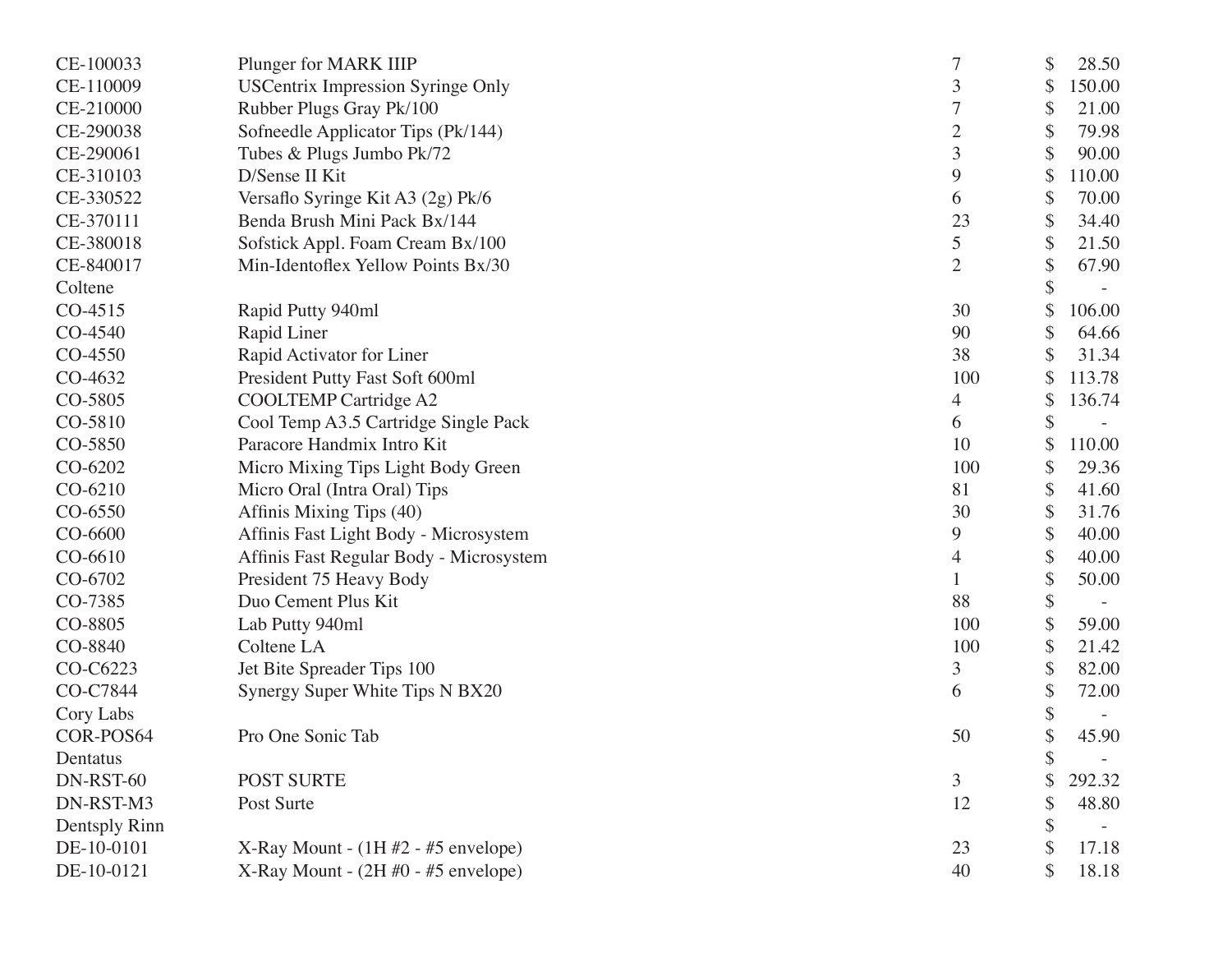| | | | |
|---|---|---|---|
| CE-100033 | Plunger for MARK IIIP | 7 | $ 28.50 |
| CE-110009 | USCentrix Impression Syringe Only | 3 | $ 150.00 |
| CE-210000 | Rubber Plugs Gray Pk/100 | 7 | $ 21.00 |
| CE-290038 | Sofneedle Applicator Tips (Pk/144) | 2 | $ 79.98 |
| CE-290061 | Tubes & Plugs Jumbo Pk/72 | 3 | $ 90.00 |
| CE-310103 | D/Sense II Kit | 9 | $ 110.00 |
| CE-330522 | Versaflo Syringe Kit A3 (2g) Pk/6 | 6 | $ 70.00 |
| CE-370111 | Benda Brush Mini Pack Bx/144 | 23 | $ 34.40 |
| CE-380018 | Sofstick Appl. Foam Cream Bx/100 | 5 | $ 21.50 |
| CE-840017 | Min-Identoflex Yellow Points Bx/30 | 2 | $ 67.90 |
| Coltene | | | $ - |
| CO-4515 | Rapid Putty 940ml | 30 | $ 106.00 |
| CO-4540 | Rapid Liner | 90 | $ 64.66 |
| CO-4550 | Rapid Activator for Liner | 38 | $ 31.34 |
| CO-4632 | President Putty Fast Soft 600ml | 100 | $ 113.78 |
| CO-5805 | COOLTEMP Cartridge A2 | 4 | $ 136.74 |
| CO-5810 | Cool Temp A3.5 Cartridge Single Pack | 6 | $ - |
| CO-5850 | Paracore Handmix Intro Kit | 10 | $ 110.00 |
| CO-6202 | Micro Mixing Tips Light Body Green | 100 | $ 29.36 |
| CO-6210 | Micro Oral (Intra Oral) Tips | 81 | $ 41.60 |
| CO-6550 | Affinis Mixing Tips (40) | 30 | $ 31.76 |
| CO-6600 | Affinis Fast Light Body - Microsystem | 9 | $ 40.00 |
| CO-6610 | Affinis Fast Regular Body - Microsystem | 4 | $ 40.00 |
| CO-6702 | President 75 Heavy Body | 1 | $ 50.00 |
| CO-7385 | Duo Cement Plus Kit | 88 | $ - |
| CO-8805 | Lab Putty 940ml | 100 | $ 59.00 |
| CO-8840 | Coltene LA | 100 | $ 21.42 |
| CO-C6223 | Jet Bite Spreader Tips 100 | 3 | $ 82.00 |
| CO-C7844 | Synergy Super White Tips N BX20 | 6 | $ 72.00 |
| Cory Labs | | | $ - |
| COR-POS64 | Pro One Sonic Tab | 50 | $ 45.90 |
| Dentatus | | | $ - |
| DN-RST-60 | POST SURTE | 3 | $ 292.32 |
| DN-RST-M3 | Post Surte | 12 | $ 48.80 |
| Dentsply Rinn | | | $ - |
| DE-10-0101 | X-Ray Mount - (1H #2 - #5 envelope) | 23 | $ 17.18 |
| DE-10-0121 | X-Ray Mount - (2H #0 - #5 envelope) | 40 | $ 18.18 |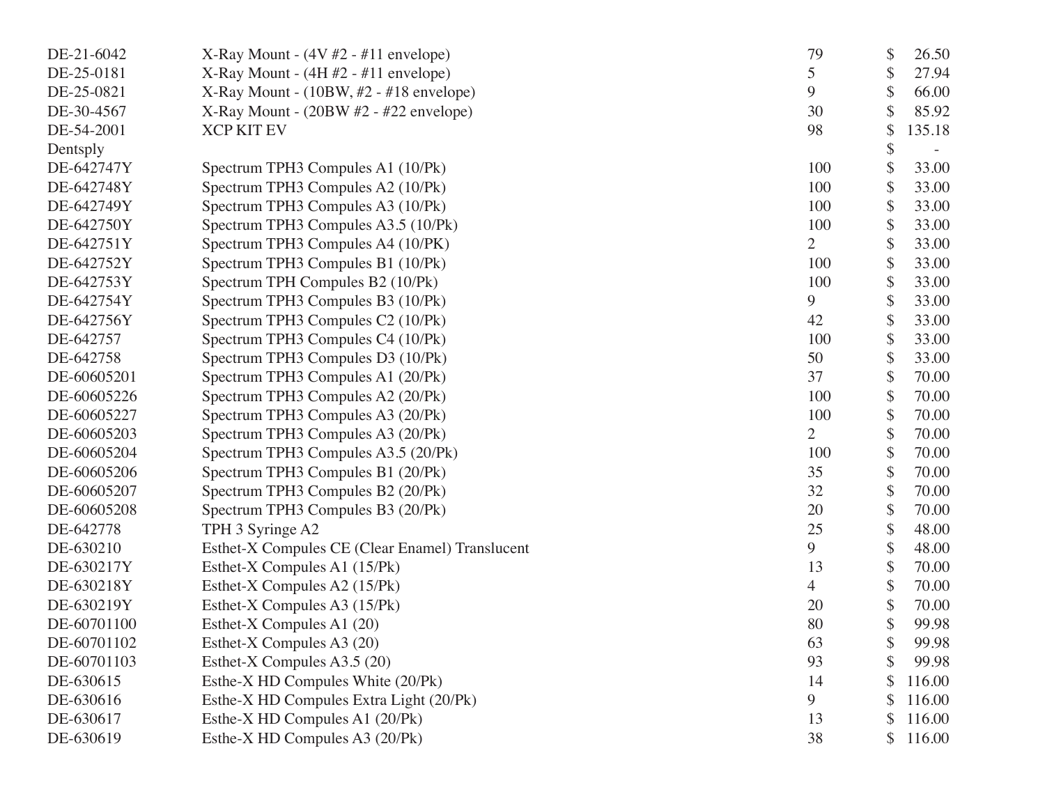| | | | |
|---|---|---|---|
| DE-21-6042 | X-Ray Mount - (4V #2 - #11 envelope) | 79 | $ 26.50 |
| DE-25-0181 | X-Ray Mount - (4H #2 - #11 envelope) | 5 | $ 27.94 |
| DE-25-0821 | X-Ray Mount - (10BW, #2 - #18 envelope) | 9 | $ 66.00 |
| DE-30-4567 | X-Ray Mount - (20BW #2 - #22 envelope) | 30 | $ 85.92 |
| DE-54-2001 | XCP KIT EV | 98 | $ 135.18 |
| Dentsply | | | $ - |
| DE-642747Y | Spectrum TPH3 Compules A1 (10/Pk) | 100 | $ 33.00 |
| DE-642748Y | Spectrum TPH3 Compules A2 (10/Pk) | 100 | $ 33.00 |
| DE-642749Y | Spectrum TPH3 Compules A3 (10/Pk) | 100 | $ 33.00 |
| DE-642750Y | Spectrum TPH3 Compules A3.5 (10/Pk) | 100 | $ 33.00 |
| DE-642751Y | Spectrum TPH3 Compules A4 (10/PK) | 2 | $ 33.00 |
| DE-642752Y | Spectrum TPH3 Compules B1 (10/Pk) | 100 | $ 33.00 |
| DE-642753Y | Spectrum TPH Compules B2 (10/Pk) | 100 | $ 33.00 |
| DE-642754Y | Spectrum TPH3 Compules B3 (10/Pk) | 9 | $ 33.00 |
| DE-642756Y | Spectrum TPH3 Compules C2 (10/Pk) | 42 | $ 33.00 |
| DE-642757 | Spectrum TPH3 Compules C4 (10/Pk) | 100 | $ 33.00 |
| DE-642758 | Spectrum TPH3 Compules D3 (10/Pk) | 50 | $ 33.00 |
| DE-60605201 | Spectrum TPH3 Compules A1 (20/Pk) | 37 | $ 70.00 |
| DE-60605226 | Spectrum TPH3 Compules A2 (20/Pk) | 100 | $ 70.00 |
| DE-60605227 | Spectrum TPH3 Compules A3 (20/Pk) | 100 | $ 70.00 |
| DE-60605203 | Spectrum TPH3 Compules A3 (20/Pk) | 2 | $ 70.00 |
| DE-60605204 | Spectrum TPH3 Compules A3.5 (20/Pk) | 100 | $ 70.00 |
| DE-60605206 | Spectrum TPH3 Compules B1 (20/Pk) | 35 | $ 70.00 |
| DE-60605207 | Spectrum TPH3 Compules B2 (20/Pk) | 32 | $ 70.00 |
| DE-60605208 | Spectrum TPH3 Compules B3 (20/Pk) | 20 | $ 70.00 |
| DE-642778 | TPH 3 Syringe A2 | 25 | $ 48.00 |
| DE-630210 | Esthet-X Compules CE (Clear Enamel) Translucent | 9 | $ 48.00 |
| DE-630217Y | Esthet-X Compules A1 (15/Pk) | 13 | $ 70.00 |
| DE-630218Y | Esthet-X Compules A2 (15/Pk) | 4 | $ 70.00 |
| DE-630219Y | Esthet-X Compules A3 (15/Pk) | 20 | $ 70.00 |
| DE-60701100 | Esthet-X Compules A1 (20) | 80 | $ 99.98 |
| DE-60701102 | Esthet-X Compules A3 (20) | 63 | $ 99.98 |
| DE-60701103 | Esthet-X Compules A3.5 (20) | 93 | $ 99.98 |
| DE-630615 | Esthe-X HD Compules White (20/Pk) | 14 | $ 116.00 |
| DE-630616 | Esthe-X HD Compules Extra Light (20/Pk) | 9 | $ 116.00 |
| DE-630617 | Esthe-X HD Compules A1 (20/Pk) | 13 | $ 116.00 |
| DE-630619 | Esthe-X HD Compules A3 (20/Pk) | 38 | $ 116.00 |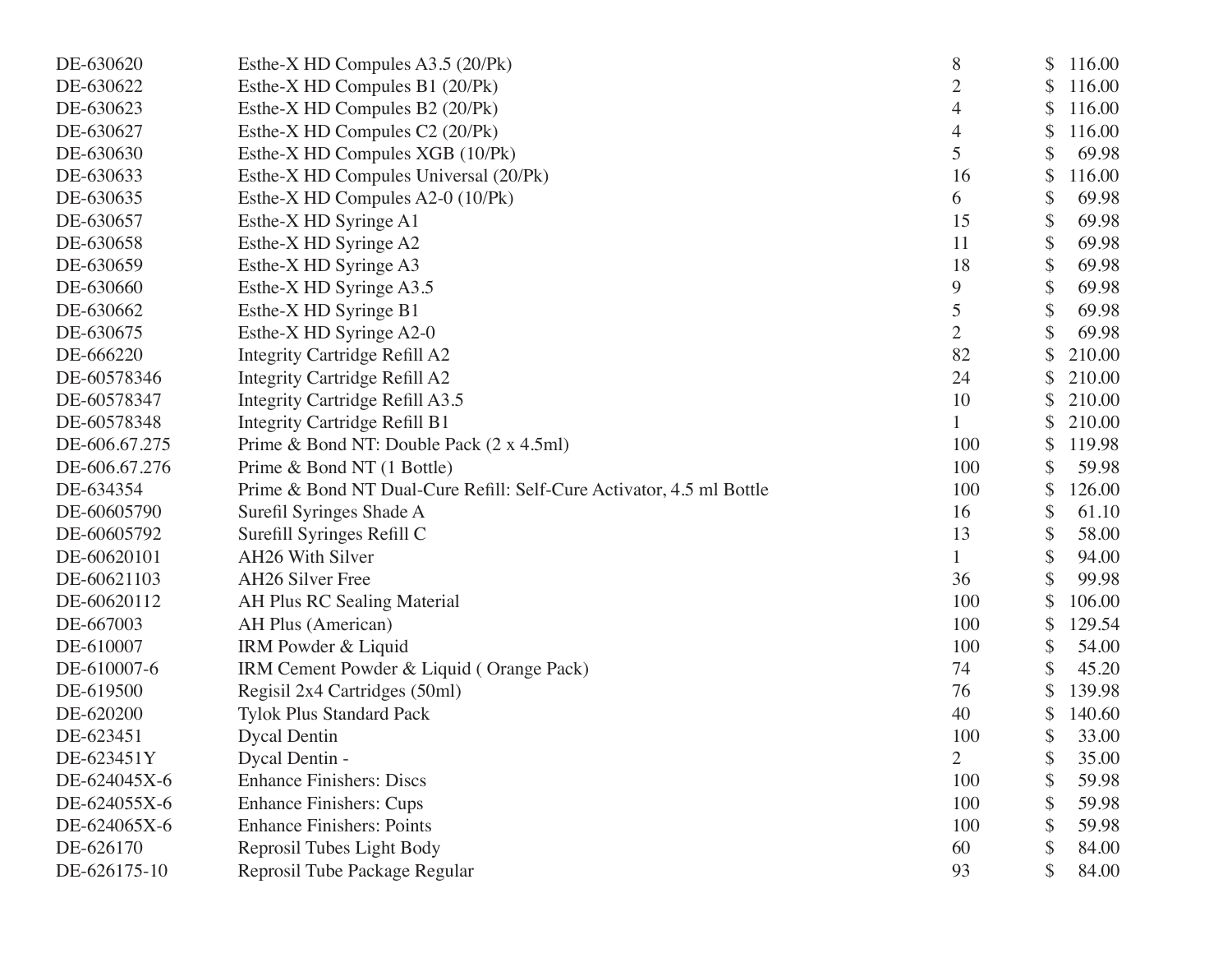| | | | |
|---|---|---|---|
| DE-630620 | Esthe-X HD Compules A3.5 (20/Pk) | 8 | $ 116.00 |
| DE-630622 | Esthe-X HD Compules B1 (20/Pk) | 2 | $ 116.00 |
| DE-630623 | Esthe-X HD Compules B2 (20/Pk) | 4 | $ 116.00 |
| DE-630627 | Esthe-X HD Compules C2 (20/Pk) | 4 | $ 116.00 |
| DE-630630 | Esthe-X HD Compules XGB (10/Pk) | 5 | $ 69.98 |
| DE-630633 | Esthe-X HD Compules Universal (20/Pk) | 16 | $ 116.00 |
| DE-630635 | Esthe-X HD Compules A2-0 (10/Pk) | 6 | $ 69.98 |
| DE-630657 | Esthe-X HD Syringe A1 | 15 | $ 69.98 |
| DE-630658 | Esthe-X HD Syringe A2 | 11 | $ 69.98 |
| DE-630659 | Esthe-X HD Syringe A3 | 18 | $ 69.98 |
| DE-630660 | Esthe-X HD Syringe A3.5 | 9 | $ 69.98 |
| DE-630662 | Esthe-X HD Syringe B1 | 5 | $ 69.98 |
| DE-630675 | Esthe-X HD Syringe A2-0 | 2 | $ 69.98 |
| DE-666220 | Integrity Cartridge Refill A2 | 82 | $ 210.00 |
| DE-60578346 | Integrity Cartridge Refill A2 | 24 | $ 210.00 |
| DE-60578347 | Integrity Cartridge Refill A3.5 | 10 | $ 210.00 |
| DE-60578348 | Integrity Cartridge Refill B1 | 1 | $ 210.00 |
| DE-606.67.275 | Prime & Bond NT: Double Pack (2 x 4.5ml) | 100 | $ 119.98 |
| DE-606.67.276 | Prime & Bond NT (1 Bottle) | 100 | $ 59.98 |
| DE-634354 | Prime & Bond NT Dual-Cure Refill: Self-Cure Activator, 4.5 ml Bottle | 100 | $ 126.00 |
| DE-60605790 | Surefil Syringes Shade A | 16 | $ 61.10 |
| DE-60605792 | Surefill Syringes Refill C | 13 | $ 58.00 |
| DE-60620101 | AH26 With Silver | 1 | $ 94.00 |
| DE-60621103 | AH26 Silver Free | 36 | $ 99.98 |
| DE-60620112 | AH Plus RC Sealing Material | 100 | $ 106.00 |
| DE-667003 | AH Plus (American) | 100 | $ 129.54 |
| DE-610007 | IRM Powder & Liquid | 100 | $ 54.00 |
| DE-610007-6 | IRM Cement Powder & Liquid ( Orange Pack) | 74 | $ 45.20 |
| DE-619500 | Regisil 2x4 Cartridges (50ml) | 76 | $ 139.98 |
| DE-620200 | Tylok Plus Standard Pack | 40 | $ 140.60 |
| DE-623451 | Dycal Dentin | 100 | $ 33.00 |
| DE-623451Y | Dycal Dentin - | 2 | $ 35.00 |
| DE-624045X-6 | Enhance Finishers: Discs | 100 | $ 59.98 |
| DE-624055X-6 | Enhance Finishers: Cups | 100 | $ 59.98 |
| DE-624065X-6 | Enhance Finishers: Points | 100 | $ 59.98 |
| DE-626170 | Reprosil Tubes Light Body | 60 | $ 84.00 |
| DE-626175-10 | Reprosil Tube Package Regular | 93 | $ 84.00 |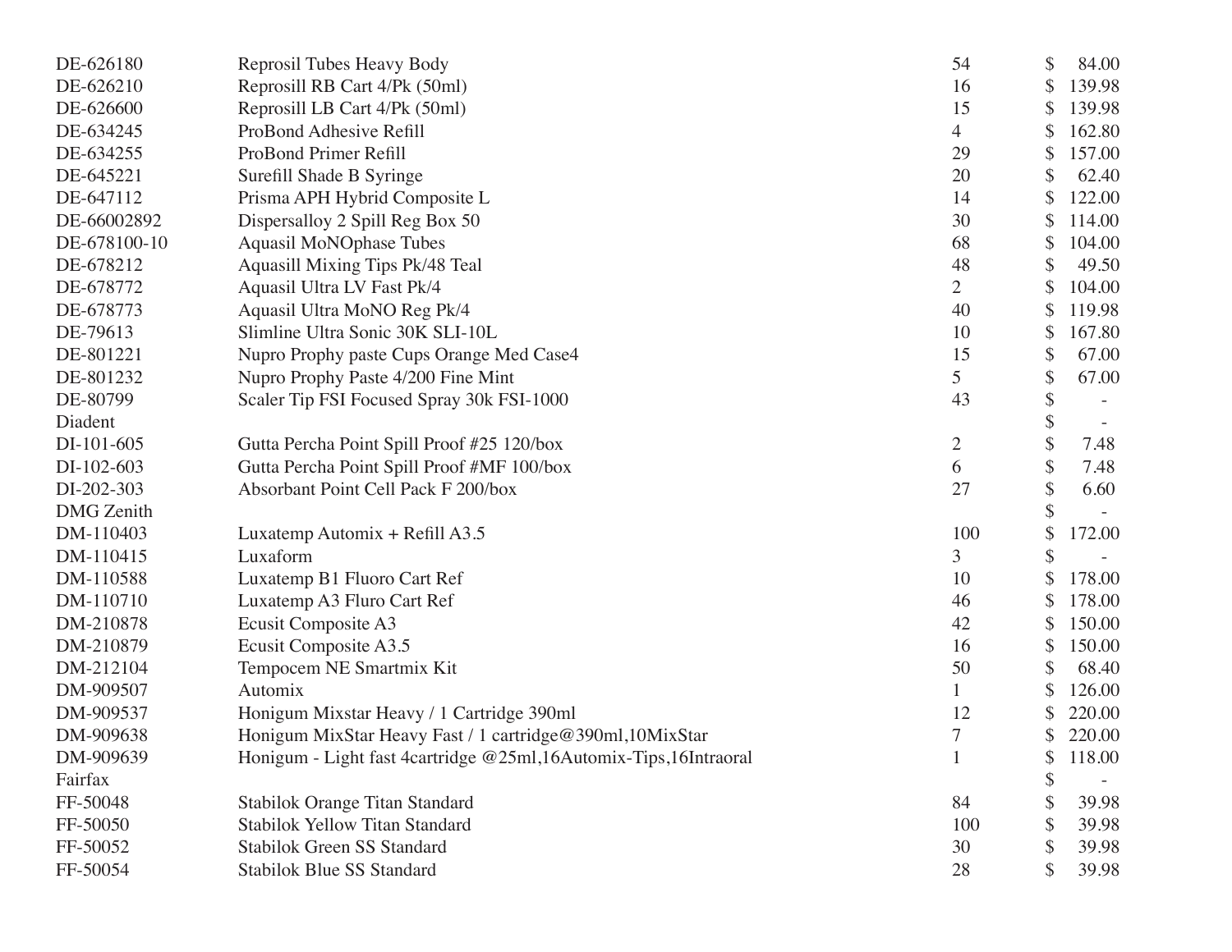| | | | |
|---|---|---|---|
| DE-626180 | Reprosil Tubes Heavy Body | 54 | $ 84.00 |
| DE-626210 | Reprosill RB Cart 4/Pk (50ml) | 16 | $ 139.98 |
| DE-626600 | Reprosill LB Cart 4/Pk (50ml) | 15 | $ 139.98 |
| DE-634245 | ProBond Adhesive Refill | 4 | $ 162.80 |
| DE-634255 | ProBond Primer Refill | 29 | $ 157.00 |
| DE-645221 | Surefill Shade B Syringe | 20 | $ 62.40 |
| DE-647112 | Prisma APH Hybrid Composite L | 14 | $ 122.00 |
| DE-66002892 | Dispersalloy 2 Spill Reg Box 50 | 30 | $ 114.00 |
| DE-678100-10 | Aquasil MoNOphase Tubes | 68 | $ 104.00 |
| DE-678212 | Aquasill Mixing Tips Pk/48 Teal | 48 | $ 49.50 |
| DE-678772 | Aquasil Ultra LV Fast Pk/4 | 2 | $ 104.00 |
| DE-678773 | Aquasil Ultra MoNO Reg Pk/4 | 40 | $ 119.98 |
| DE-79613 | Slimline Ultra Sonic 30K SLI-10L | 10 | $ 167.80 |
| DE-801221 | Nupro Prophy paste Cups Orange Med Case4 | 15 | $ 67.00 |
| DE-801232 | Nupro Prophy Paste 4/200 Fine Mint | 5 | $ 67.00 |
| DE-80799 | Scaler Tip FSI Focused Spray 30k FSI-1000 | 43 | $ - |
| Diadent | | | $ - |
| DI-101-605 | Gutta Percha Point Spill Proof #25 120/box | 2 | $ 7.48 |
| DI-102-603 | Gutta Percha Point Spill Proof #MF 100/box | 6 | $ 7.48 |
| DI-202-303 | Absorbant Point Cell Pack F 200/box | 27 | $ 6.60 |
| DMG Zenith | | | $ - |
| DM-110403 | Luxatemp Automix + Refill A3.5 | 100 | $ 172.00 |
| DM-110415 | Luxaform | 3 | $ - |
| DM-110588 | Luxatemp B1 Fluoro Cart Ref | 10 | $ 178.00 |
| DM-110710 | Luxatemp A3 Fluro Cart Ref | 46 | $ 178.00 |
| DM-210878 | Ecusit Composite A3 | 42 | $ 150.00 |
| DM-210879 | Ecusit Composite A3.5 | 16 | $ 150.00 |
| DM-212104 | Tempocem NE Smartmix Kit | 50 | $ 68.40 |
| DM-909507 | Automix | 1 | $ 126.00 |
| DM-909537 | Honigum Mixstar Heavy / 1 Cartridge 390ml | 12 | $ 220.00 |
| DM-909638 | Honigum MixStar Heavy Fast / 1 cartridge@390ml,10MixStar | 7 | $ 220.00 |
| DM-909639 | Honigum - Light fast 4cartridge @25ml,16Automix-Tips,16Intraoral | 1 | $ 118.00 |
| Fairfax | | | $ - |
| FF-50048 | Stabilok Orange Titan Standard | 84 | $ 39.98 |
| FF-50050 | Stabilok Yellow Titan Standard | 100 | $ 39.98 |
| FF-50052 | Stabilok Green SS Standard | 30 | $ 39.98 |
| FF-50054 | Stabilok Blue SS Standard | 28 | $ 39.98 |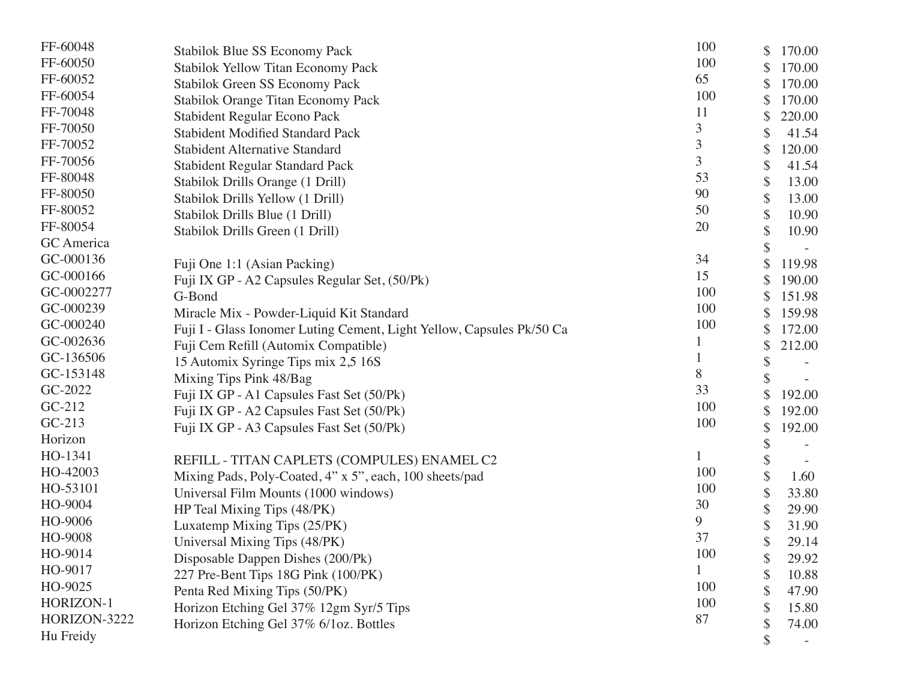| | | | |
|---|---|---|---|
| FF-60048 | Stabilok Blue SS Economy Pack | 100 | $ 170.00 |
| FF-60050 | Stabilok Yellow Titan Economy Pack | 100 | $ 170.00 |
| FF-60052 | Stabilok Green SS Economy Pack | 65 | $ 170.00 |
| FF-60054 | Stabilok Orange Titan Economy Pack | 100 | $ 170.00 |
| FF-70048 | Stabident Regular Econo Pack | 11 | $ 220.00 |
| FF-70050 | Stabident Modified Standard Pack | 3 | $ 41.54 |
| FF-70052 | Stabident Alternative Standard | 3 | $ 120.00 |
| FF-70056 | Stabident Regular Standard Pack | 3 | $ 41.54 |
| FF-80048 | Stabilok Drills Orange (1 Drill) | 53 | $ 13.00 |
| FF-80050 | Stabilok Drills Yellow (1 Drill) | 90 | $ 13.00 |
| FF-80052 | Stabilok Drills Blue (1 Drill) | 50 | $ 10.90 |
| FF-80054 | Stabilok Drills Green (1 Drill) | 20 | $ 10.90 |
| GC America | | | $ - |
| GC-000136 | Fuji One 1:1 (Asian Packing) | 34 | $ 119.98 |
| GC-000166 | Fuji IX GP - A2 Capsules Regular Set, (50/Pk) | 15 | $ 190.00 |
| GC-0002277 | G-Bond | 100 | $ 151.98 |
| GC-000239 | Miracle Mix - Powder-Liquid Kit Standard | 100 | $ 159.98 |
| GC-000240 | Fuji I - Glass Ionomer Luting Cement, Light Yellow, Capsules Pk/50 Ca | 100 | $ 172.00 |
| GC-002636 | Fuji Cem Refill (Automix Compatible) | 1 | $ 212.00 |
| GC-136506 | 15 Automix Syringe Tips mix 2,5 16S | 1 | $ - |
| GC-153148 | Mixing Tips Pink 48/Bag | 8 | $ - |
| GC-2022 | Fuji IX GP - A1 Capsules Fast Set (50/Pk) | 33 | $ 192.00 |
| GC-212 | Fuji IX GP - A2 Capsules Fast Set (50/Pk) | 100 | $ 192.00 |
| GC-213 | Fuji IX GP - A3 Capsules Fast Set (50/Pk) | 100 | $ 192.00 |
| Horizon | | | $ - |
| HO-1341 | REFILL - TITAN CAPLETS (COMPULES) ENAMEL C2 | 1 | $ - |
| HO-42003 | Mixing Pads, Poly-Coated, 4" x 5", each, 100 sheets/pad | 100 | $ 1.60 |
| HO-53101 | Universal Film Mounts (1000 windows) | 100 | $ 33.80 |
| HO-9004 | HP Teal Mixing Tips (48/PK) | 30 | $ 29.90 |
| HO-9006 | Luxatemp Mixing Tips (25/PK) | 9 | $ 31.90 |
| HO-9008 | Universal Mixing Tips (48/PK) | 37 | $ 29.14 |
| HO-9014 | Disposable Dappen Dishes (200/Pk) | 100 | $ 29.92 |
| HO-9017 | 227 Pre-Bent Tips 18G Pink (100/PK) | 1 | $ 10.88 |
| HO-9025 | Penta Red Mixing Tips (50/PK) | 100 | $ 47.90 |
| HORIZON-1 | Horizon Etching Gel 37% 12gm Syr/5 Tips | 100 | $ 15.80 |
| HORIZON-3222 | Horizon Etching Gel 37% 6/1oz. Bottles | 87 | $ 74.00 |
| Hu Freidy | | | $ - |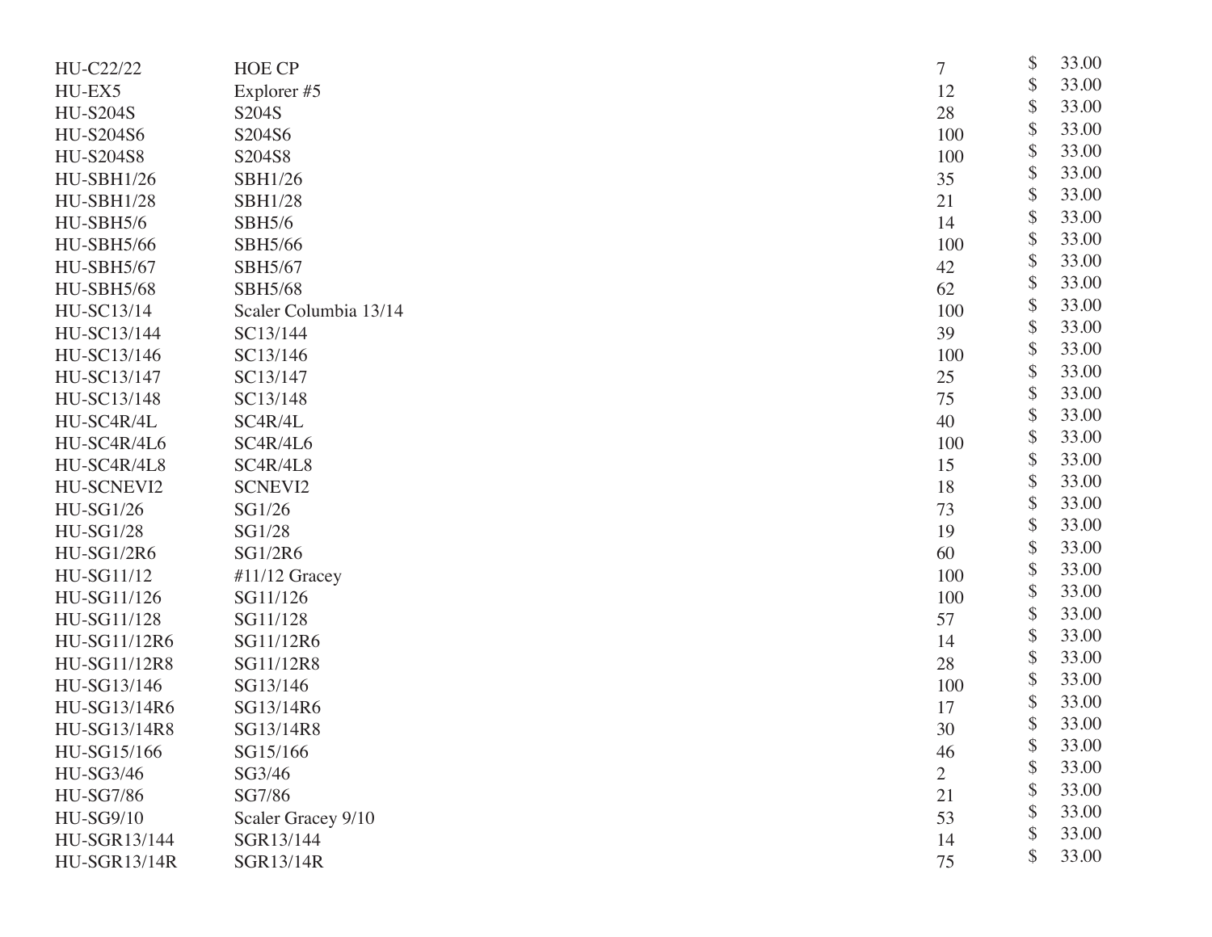| | | | |
|---|---|---|---|
| HU-C22/22 | HOE CP | 7 | $ 33.00 |
| HU-EX5 | Explorer #5 | 12 | $ 33.00 |
| HU-S204S | S204S | 28 | $ 33.00 |
| HU-S204S6 | S204S6 | 100 | $ 33.00 |
| HU-S204S8 | S204S8 | 100 | $ 33.00 |
| HU-SBH1/26 | SBH1/26 | 35 | $ 33.00 |
| HU-SBH1/28 | SBH1/28 | 21 | $ 33.00 |
| HU-SBH5/6 | SBH5/6 | 14 | $ 33.00 |
| HU-SBH5/66 | SBH5/66 | 100 | $ 33.00 |
| HU-SBH5/67 | SBH5/67 | 42 | $ 33.00 |
| HU-SBH5/68 | SBH5/68 | 62 | $ 33.00 |
| HU-SC13/14 | Scaler Columbia 13/14 | 100 | $ 33.00 |
| HU-SC13/144 | SC13/144 | 39 | $ 33.00 |
| HU-SC13/146 | SC13/146 | 100 | $ 33.00 |
| HU-SC13/147 | SC13/147 | 25 | $ 33.00 |
| HU-SC13/148 | SC13/148 | 75 | $ 33.00 |
| HU-SC4R/4L | SC4R/4L | 40 | $ 33.00 |
| HU-SC4R/4L6 | SC4R/4L6 | 100 | $ 33.00 |
| HU-SC4R/4L8 | SC4R/4L8 | 15 | $ 33.00 |
| HU-SCNEVI2 | SCNEVI2 | 18 | $ 33.00 |
| HU-SG1/26 | SG1/26 | 73 | $ 33.00 |
| HU-SG1/28 | SG1/28 | 19 | $ 33.00 |
| HU-SG1/2R6 | SG1/2R6 | 60 | $ 33.00 |
| HU-SG11/12 | #11/12 Gracey | 100 | $ 33.00 |
| HU-SG11/126 | SG11/126 | 100 | $ 33.00 |
| HU-SG11/128 | SG11/128 | 57 | $ 33.00 |
| HU-SG11/12R6 | SG11/12R6 | 14 | $ 33.00 |
| HU-SG11/12R8 | SG11/12R8 | 28 | $ 33.00 |
| HU-SG13/146 | SG13/146 | 100 | $ 33.00 |
| HU-SG13/14R6 | SG13/14R6 | 17 | $ 33.00 |
| HU-SG13/14R8 | SG13/14R8 | 30 | $ 33.00 |
| HU-SG15/166 | SG15/166 | 46 | $ 33.00 |
| HU-SG3/46 | SG3/46 | 2 | $ 33.00 |
| HU-SG7/86 | SG7/86 | 21 | $ 33.00 |
| HU-SG9/10 | Scaler Gracey 9/10 | 53 | $ 33.00 |
| HU-SGR13/144 | SGR13/144 | 14 | $ 33.00 |
| HU-SGR13/14R | SGR13/14R | 75 | $ 33.00 |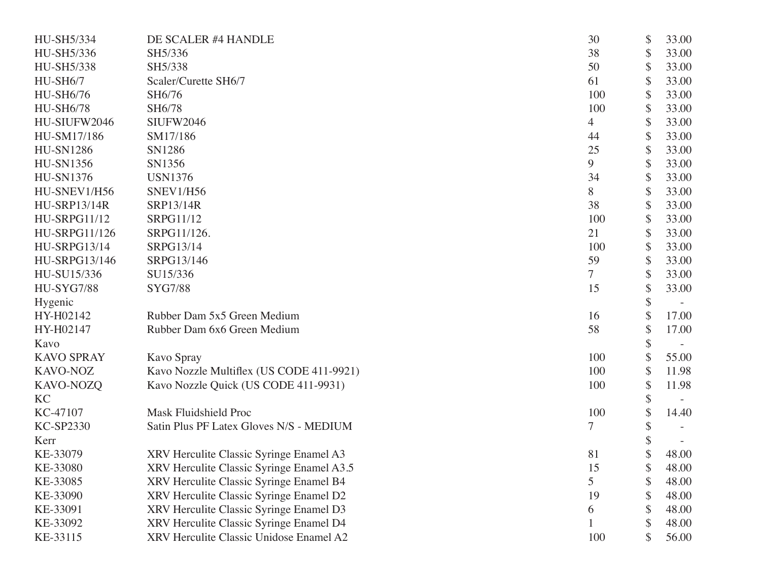| | | | |
|---|---|---|---|
| HU-SH5/334 | DE SCALER #4 HANDLE | 30 | $ 33.00 |
| HU-SH5/336 | SH5/336 | 38 | $ 33.00 |
| HU-SH5/338 | SH5/338 | 50 | $ 33.00 |
| HU-SH6/7 | Scaler/Curette SH6/7 | 61 | $ 33.00 |
| HU-SH6/76 | SH6/76 | 100 | $ 33.00 |
| HU-SH6/78 | SH6/78 | 100 | $ 33.00 |
| HU-SIUFW2046 | SIUFW2046 | 4 | $ 33.00 |
| HU-SM17/186 | SM17/186 | 44 | $ 33.00 |
| HU-SN1286 | SN1286 | 25 | $ 33.00 |
| HU-SN1356 | SN1356 | 9 | $ 33.00 |
| HU-SN1376 | USN1376 | 34 | $ 33.00 |
| HU-SNEV1/H56 | SNEV1/H56 | 8 | $ 33.00 |
| HU-SRP13/14R | SRP13/14R | 38 | $ 33.00 |
| HU-SRPG11/12 | SRPG11/12 | 100 | $ 33.00 |
| HU-SRPG11/126 | SRPG11/126. | 21 | $ 33.00 |
| HU-SRPG13/14 | SRPG13/14 | 100 | $ 33.00 |
| HU-SRPG13/146 | SRPG13/146 | 59 | $ 33.00 |
| HU-SU15/336 | SU15/336 | 7 | $ 33.00 |
| HU-SYG7/88 | SYG7/88 | 15 | $ 33.00 |
| Hygenic | | | $ - |
| HY-H02142 | Rubber Dam 5x5 Green Medium | 16 | $ 17.00 |
| HY-H02147 | Rubber Dam 6x6 Green Medium | 58 | $ 17.00 |
| Kavo | | | $ - |
| KAVO SPRAY | Kavo Spray | 100 | $ 55.00 |
| KAVO-NOZ | Kavo Nozzle Multiflex (US CODE 411-9921) | 100 | $ 11.98 |
| KAVO-NOZQ | Kavo Nozzle Quick (US CODE 411-9931) | 100 | $ 11.98 |
| KC | | | $ - |
| KC-47107 | Mask Fluidshield Proc | 100 | $ 14.40 |
| KC-SP2330 | Satin Plus PF Latex Gloves N/S - MEDIUM | 7 | $ - |
| Kerr | | | $ - |
| KE-33079 | XRV Herculite Classic Syringe Enamel A3 | 81 | $ 48.00 |
| KE-33080 | XRV Herculite Classic Syringe Enamel A3.5 | 15 | $ 48.00 |
| KE-33085 | XRV Herculite Classic Syringe Enamel B4 | 5 | $ 48.00 |
| KE-33090 | XRV Herculite Classic Syringe Enamel D2 | 19 | $ 48.00 |
| KE-33091 | XRV Herculite Classic Syringe Enamel D3 | 6 | $ 48.00 |
| KE-33092 | XRV Herculite Classic Syringe Enamel D4 | 1 | $ 48.00 |
| KE-33115 | XRV Herculite Classic Unidose Enamel A2 | 100 | $ 56.00 |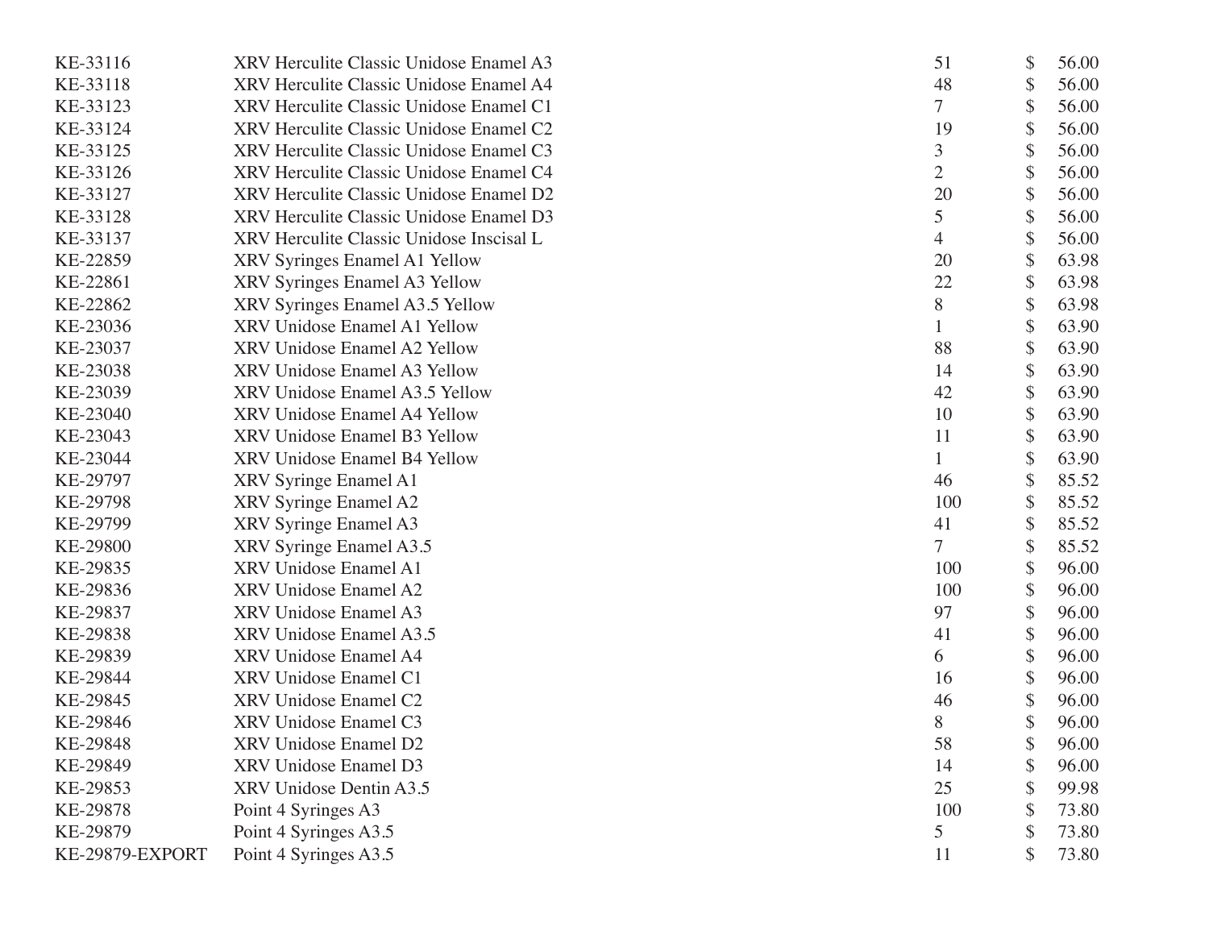| | | | |
|---|---|---|---|
| KE-33116 | XRV Herculite Classic Unidose Enamel A3 | 51 | $ 56.00 |
| KE-33118 | XRV Herculite Classic Unidose Enamel A4 | 48 | $ 56.00 |
| KE-33123 | XRV Herculite Classic Unidose Enamel C1 | 7 | $ 56.00 |
| KE-33124 | XRV Herculite Classic Unidose Enamel C2 | 19 | $ 56.00 |
| KE-33125 | XRV Herculite Classic Unidose Enamel C3 | 3 | $ 56.00 |
| KE-33126 | XRV Herculite Classic Unidose Enamel C4 | 2 | $ 56.00 |
| KE-33127 | XRV Herculite Classic Unidose Enamel D2 | 20 | $ 56.00 |
| KE-33128 | XRV Herculite Classic Unidose Enamel D3 | 5 | $ 56.00 |
| KE-33137 | XRV Herculite Classic Unidose Inscisal L | 4 | $ 56.00 |
| KE-22859 | XRV Syringes Enamel A1 Yellow | 20 | $ 63.98 |
| KE-22861 | XRV Syringes Enamel A3 Yellow | 22 | $ 63.98 |
| KE-22862 | XRV Syringes Enamel A3.5 Yellow | 8 | $ 63.98 |
| KE-23036 | XRV Unidose Enamel A1 Yellow | 1 | $ 63.90 |
| KE-23037 | XRV Unidose Enamel A2 Yellow | 88 | $ 63.90 |
| KE-23038 | XRV Unidose Enamel A3 Yellow | 14 | $ 63.90 |
| KE-23039 | XRV Unidose Enamel A3.5 Yellow | 42 | $ 63.90 |
| KE-23040 | XRV Unidose Enamel A4 Yellow | 10 | $ 63.90 |
| KE-23043 | XRV Unidose Enamel B3 Yellow | 11 | $ 63.90 |
| KE-23044 | XRV Unidose Enamel B4 Yellow | 1 | $ 63.90 |
| KE-29797 | XRV Syringe Enamel A1 | 46 | $ 85.52 |
| KE-29798 | XRV Syringe Enamel A2 | 100 | $ 85.52 |
| KE-29799 | XRV Syringe Enamel A3 | 41 | $ 85.52 |
| KE-29800 | XRV Syringe Enamel A3.5 | 7 | $ 85.52 |
| KE-29835 | XRV Unidose Enamel A1 | 100 | $ 96.00 |
| KE-29836 | XRV Unidose Enamel A2 | 100 | $ 96.00 |
| KE-29837 | XRV Unidose Enamel A3 | 97 | $ 96.00 |
| KE-29838 | XRV Unidose Enamel A3.5 | 41 | $ 96.00 |
| KE-29839 | XRV Unidose Enamel A4 | 6 | $ 96.00 |
| KE-29844 | XRV Unidose Enamel C1 | 16 | $ 96.00 |
| KE-29845 | XRV Unidose Enamel C2 | 46 | $ 96.00 |
| KE-29846 | XRV Unidose Enamel C3 | 8 | $ 96.00 |
| KE-29848 | XRV Unidose Enamel D2 | 58 | $ 96.00 |
| KE-29849 | XRV Unidose Enamel D3 | 14 | $ 96.00 |
| KE-29853 | XRV Unidose Dentin A3.5 | 25 | $ 99.98 |
| KE-29878 | Point 4 Syringes A3 | 100 | $ 73.80 |
| KE-29879 | Point 4 Syringes A3.5 | 5 | $ 73.80 |
| KE-29879-EXPORT | Point 4 Syringes A3.5 | 11 | $ 73.80 |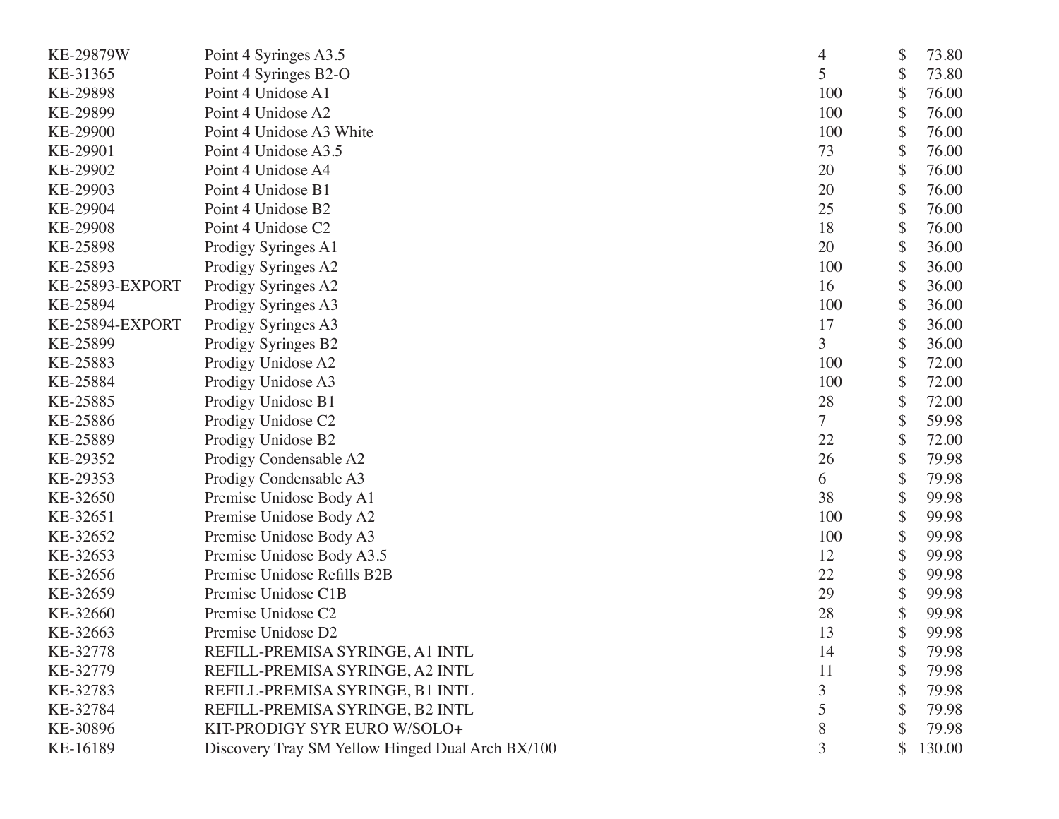| | | | |
|---|---|---|---|
| KE-29879W | Point 4 Syringes A3.5 | 4 | $ 73.80 |
| KE-31365 | Point 4 Syringes B2-O | 5 | $ 73.80 |
| KE-29898 | Point 4 Unidose A1 | 100 | $ 76.00 |
| KE-29899 | Point 4 Unidose A2 | 100 | $ 76.00 |
| KE-29900 | Point 4 Unidose A3 White | 100 | $ 76.00 |
| KE-29901 | Point 4 Unidose A3.5 | 73 | $ 76.00 |
| KE-29902 | Point 4 Unidose A4 | 20 | $ 76.00 |
| KE-29903 | Point 4 Unidose B1 | 20 | $ 76.00 |
| KE-29904 | Point 4 Unidose B2 | 25 | $ 76.00 |
| KE-29908 | Point 4 Unidose C2 | 18 | $ 76.00 |
| KE-25898 | Prodigy Syringes A1 | 20 | $ 36.00 |
| KE-25893 | Prodigy Syringes A2 | 100 | $ 36.00 |
| KE-25893-EXPORT | Prodigy Syringes A2 | 16 | $ 36.00 |
| KE-25894 | Prodigy Syringes A3 | 100 | $ 36.00 |
| KE-25894-EXPORT | Prodigy Syringes A3 | 17 | $ 36.00 |
| KE-25899 | Prodigy Syringes B2 | 3 | $ 36.00 |
| KE-25883 | Prodigy Unidose A2 | 100 | $ 72.00 |
| KE-25884 | Prodigy Unidose A3 | 100 | $ 72.00 |
| KE-25885 | Prodigy Unidose B1 | 28 | $ 72.00 |
| KE-25886 | Prodigy Unidose C2 | 7 | $ 59.98 |
| KE-25889 | Prodigy Unidose B2 | 22 | $ 72.00 |
| KE-29352 | Prodigy Condensable A2 | 26 | $ 79.98 |
| KE-29353 | Prodigy Condensable A3 | 6 | $ 79.98 |
| KE-32650 | Premise Unidose Body A1 | 38 | $ 99.98 |
| KE-32651 | Premise Unidose Body A2 | 100 | $ 99.98 |
| KE-32652 | Premise Unidose Body A3 | 100 | $ 99.98 |
| KE-32653 | Premise Unidose Body A3.5 | 12 | $ 99.98 |
| KE-32656 | Premise Unidose Refills B2B | 22 | $ 99.98 |
| KE-32659 | Premise Unidose C1B | 29 | $ 99.98 |
| KE-32660 | Premise Unidose C2 | 28 | $ 99.98 |
| KE-32663 | Premise Unidose D2 | 13 | $ 99.98 |
| KE-32778 | REFILL-PREMISA SYRINGE, A1 INTL | 14 | $ 79.98 |
| KE-32779 | REFILL-PREMISA SYRINGE, A2 INTL | 11 | $ 79.98 |
| KE-32783 | REFILL-PREMISA SYRINGE, B1 INTL | 3 | $ 79.98 |
| KE-32784 | REFILL-PREMISA SYRINGE, B2 INTL | 5 | $ 79.98 |
| KE-30896 | KIT-PRODIGY SYR EURO W/SOLO+ | 8 | $ 79.98 |
| KE-16189 | Discovery Tray SM Yellow Hinged Dual Arch BX/100 | 3 | $ 130.00 |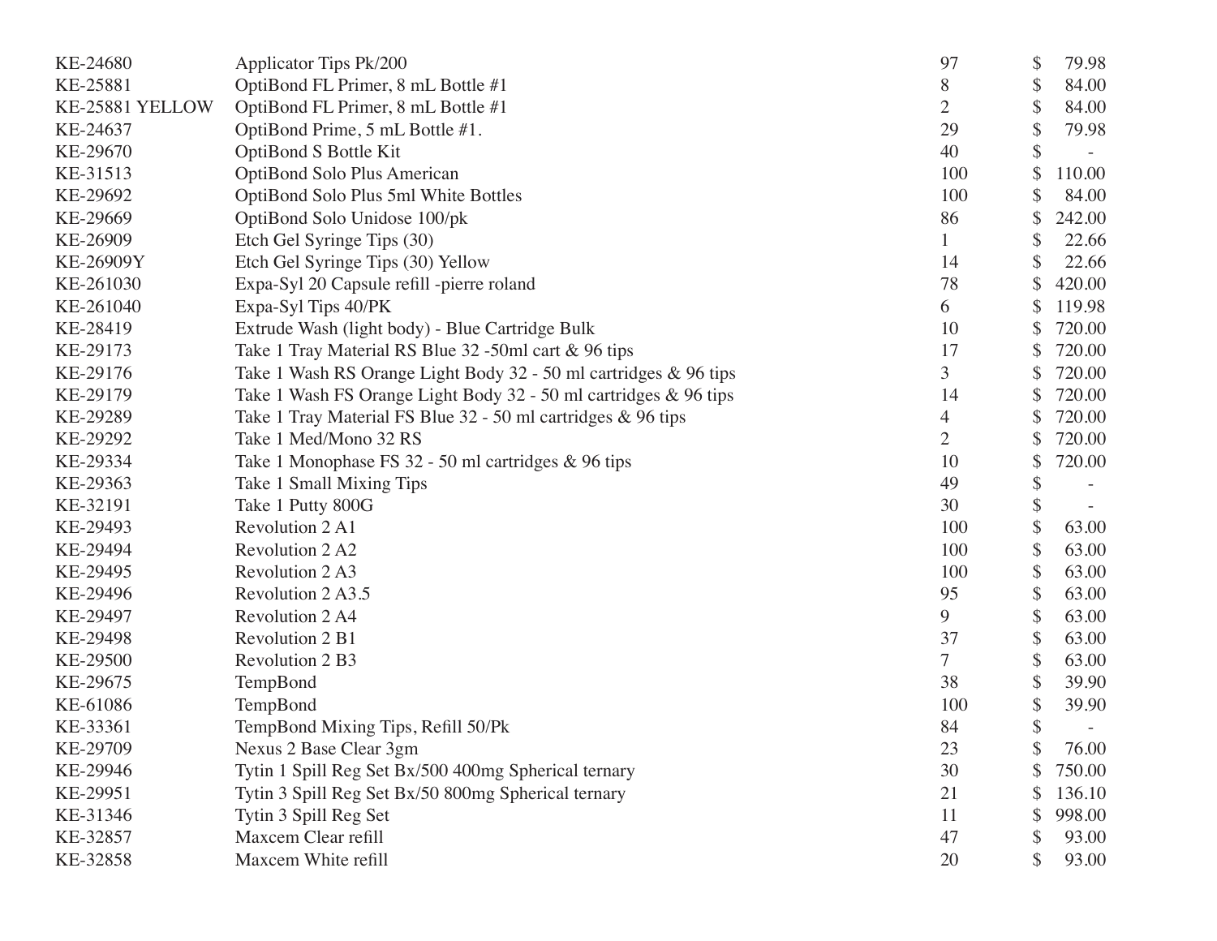| | | | |
|---|---|---|---|
| KE-24680 | Applicator Tips Pk/200 | 97 | $ 79.98 |
| KE-25881 | OptiBond FL Primer, 8 mL Bottle #1 | 8 | $ 84.00 |
| KE-25881 YELLOW | OptiBond FL Primer, 8 mL Bottle #1 | 2 | $ 84.00 |
| KE-24637 | OptiBond Prime, 5 mL Bottle #1. | 29 | $ 79.98 |
| KE-29670 | OptiBond S Bottle Kit | 40 | $ - |
| KE-31513 | OptiBond Solo Plus American | 100 | $ 110.00 |
| KE-29692 | OptiBond Solo Plus 5ml White Bottles | 100 | $ 84.00 |
| KE-29669 | OptiBond Solo Unidose 100/pk | 86 | $ 242.00 |
| KE-26909 | Etch Gel Syringe Tips (30) | 1 | $ 22.66 |
| KE-26909Y | Etch Gel Syringe Tips (30) Yellow | 14 | $ 22.66 |
| KE-261030 | Expa-Syl 20 Capsule refill -pierre roland | 78 | $ 420.00 |
| KE-261040 | Expa-Syl Tips 40/PK | 6 | $ 119.98 |
| KE-28419 | Extrude Wash (light body) - Blue Cartridge Bulk | 10 | $ 720.00 |
| KE-29173 | Take 1 Tray Material RS Blue 32 -50ml cart & 96 tips | 17 | $ 720.00 |
| KE-29176 | Take 1 Wash RS Orange Light Body 32 - 50 ml cartridges & 96 tips | 3 | $ 720.00 |
| KE-29179 | Take 1 Wash FS Orange Light Body 32 - 50 ml cartridges & 96 tips | 14 | $ 720.00 |
| KE-29289 | Take 1 Tray Material FS Blue 32 - 50 ml cartridges & 96 tips | 4 | $ 720.00 |
| KE-29292 | Take 1 Med/Mono 32 RS | 2 | $ 720.00 |
| KE-29334 | Take 1 Monophase FS 32 - 50 ml cartridges & 96 tips | 10 | $ 720.00 |
| KE-29363 | Take 1 Small Mixing Tips | 49 | $ - |
| KE-32191 | Take 1 Putty 800G | 30 | $ - |
| KE-29493 | Revolution 2 A1 | 100 | $ 63.00 |
| KE-29494 | Revolution 2 A2 | 100 | $ 63.00 |
| KE-29495 | Revolution 2 A3 | 100 | $ 63.00 |
| KE-29496 | Revolution 2 A3.5 | 95 | $ 63.00 |
| KE-29497 | Revolution 2 A4 | 9 | $ 63.00 |
| KE-29498 | Revolution 2 B1 | 37 | $ 63.00 |
| KE-29500 | Revolution 2 B3 | 7 | $ 63.00 |
| KE-29675 | TempBond | 38 | $ 39.90 |
| KE-61086 | TempBond | 100 | $ 39.90 |
| KE-33361 | TempBond Mixing Tips, Refill 50/Pk | 84 | $ - |
| KE-29709 | Nexus 2 Base Clear 3gm | 23 | $ 76.00 |
| KE-29946 | Tytin 1 Spill Reg Set Bx/500 400mg Spherical ternary | 30 | $ 750.00 |
| KE-29951 | Tytin 3 Spill Reg Set Bx/50 800mg Spherical ternary | 21 | $ 136.10 |
| KE-31346 | Tytin 3 Spill Reg Set | 11 | $ 998.00 |
| KE-32857 | Maxcem Clear refill | 47 | $ 93.00 |
| KE-32858 | Maxcem White refill | 20 | $ 93.00 |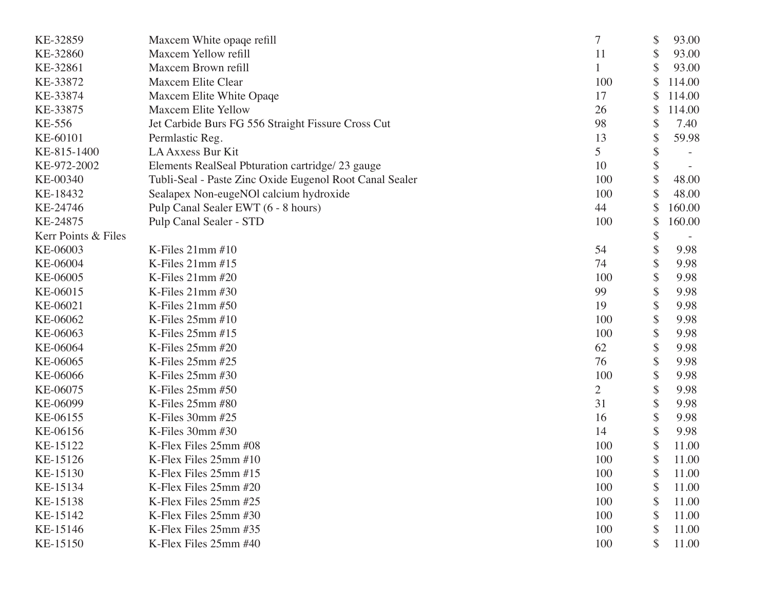| | | | |
|---|---|---|---|
| KE-32859 | Maxcem White opaqe refill | 7 | $ 93.00 |
| KE-32860 | Maxcem Yellow refill | 11 | $ 93.00 |
| KE-32861 | Maxcem Brown refill | 1 | $ 93.00 |
| KE-33872 | Maxcem Elite Clear | 100 | $ 114.00 |
| KE-33874 | Maxcem Elite White Opaqe | 17 | $ 114.00 |
| KE-33875 | Maxcem Elite Yellow | 26 | $ 114.00 |
| KE-556 | Jet Carbide Burs FG 556 Straight Fissure Cross Cut | 98 | $ 7.40 |
| KE-60101 | Permlastic Reg. | 13 | $ 59.98 |
| KE-815-1400 | LA Axxess Bur Kit | 5 | $ - |
| KE-972-2002 | Elements RealSeal Pbturation cartridge/ 23 gauge | 10 | $ - |
| KE-00340 | Tubli-Seal - Paste Zinc Oxide Eugenol Root Canal Sealer | 100 | $ 48.00 |
| KE-18432 | Sealapex Non-eugeNOl calcium hydroxide | 100 | $ 48.00 |
| KE-24746 | Pulp Canal Sealer EWT (6 - 8 hours) | 44 | $ 160.00 |
| KE-24875 | Pulp Canal Sealer - STD | 100 | $ 160.00 |
| Kerr Points & Files | | | $ - |
| KE-06003 | K-Files 21mm #10 | 54 | $ 9.98 |
| KE-06004 | K-Files 21mm #15 | 74 | $ 9.98 |
| KE-06005 | K-Files 21mm #20 | 100 | $ 9.98 |
| KE-06015 | K-Files 21mm #30 | 99 | $ 9.98 |
| KE-06021 | K-Files 21mm #50 | 19 | $ 9.98 |
| KE-06062 | K-Files 25mm #10 | 100 | $ 9.98 |
| KE-06063 | K-Files 25mm #15 | 100 | $ 9.98 |
| KE-06064 | K-Files 25mm #20 | 62 | $ 9.98 |
| KE-06065 | K-Files 25mm #25 | 76 | $ 9.98 |
| KE-06066 | K-Files 25mm #30 | 100 | $ 9.98 |
| KE-06075 | K-Files 25mm #50 | 2 | $ 9.98 |
| KE-06099 | K-Files 25mm #80 | 31 | $ 9.98 |
| KE-06155 | K-Files 30mm #25 | 16 | $ 9.98 |
| KE-06156 | K-Files 30mm #30 | 14 | $ 9.98 |
| KE-15122 | K-Flex Files 25mm #08 | 100 | $ 11.00 |
| KE-15126 | K-Flex Files 25mm #10 | 100 | $ 11.00 |
| KE-15130 | K-Flex Files 25mm #15 | 100 | $ 11.00 |
| KE-15134 | K-Flex Files 25mm #20 | 100 | $ 11.00 |
| KE-15138 | K-Flex Files 25mm #25 | 100 | $ 11.00 |
| KE-15142 | K-Flex Files 25mm #30 | 100 | $ 11.00 |
| KE-15146 | K-Flex Files 25mm #35 | 100 | $ 11.00 |
| KE-15150 | K-Flex Files 25mm #40 | 100 | $ 11.00 |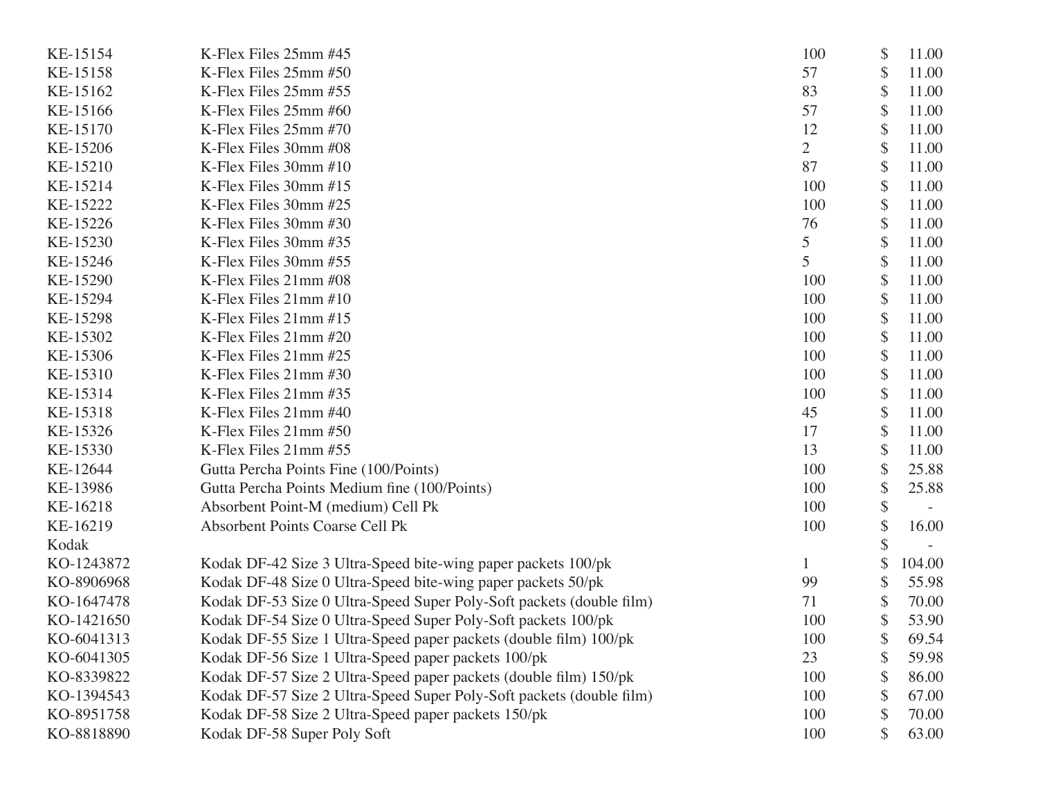| | | | |
|---|---|---|---|
| KE-15154 | K-Flex Files 25mm #45 | 100 | $ 11.00 |
| KE-15158 | K-Flex Files 25mm #50 | 57 | $ 11.00 |
| KE-15162 | K-Flex Files 25mm #55 | 83 | $ 11.00 |
| KE-15166 | K-Flex Files 25mm #60 | 57 | $ 11.00 |
| KE-15170 | K-Flex Files 25mm #70 | 12 | $ 11.00 |
| KE-15206 | K-Flex Files 30mm #08 | 2 | $ 11.00 |
| KE-15210 | K-Flex Files 30mm #10 | 87 | $ 11.00 |
| KE-15214 | K-Flex Files 30mm #15 | 100 | $ 11.00 |
| KE-15222 | K-Flex Files 30mm #25 | 100 | $ 11.00 |
| KE-15226 | K-Flex Files 30mm #30 | 76 | $ 11.00 |
| KE-15230 | K-Flex Files 30mm #35 | 5 | $ 11.00 |
| KE-15246 | K-Flex Files 30mm #55 | 5 | $ 11.00 |
| KE-15290 | K-Flex Files 21mm #08 | 100 | $ 11.00 |
| KE-15294 | K-Flex Files 21mm #10 | 100 | $ 11.00 |
| KE-15298 | K-Flex Files 21mm #15 | 100 | $ 11.00 |
| KE-15302 | K-Flex Files 21mm #20 | 100 | $ 11.00 |
| KE-15306 | K-Flex Files 21mm #25 | 100 | $ 11.00 |
| KE-15310 | K-Flex Files 21mm #30 | 100 | $ 11.00 |
| KE-15314 | K-Flex Files 21mm #35 | 100 | $ 11.00 |
| KE-15318 | K-Flex Files 21mm #40 | 45 | $ 11.00 |
| KE-15326 | K-Flex Files 21mm #50 | 17 | $ 11.00 |
| KE-15330 | K-Flex Files 21mm #55 | 13 | $ 11.00 |
| KE-12644 | Gutta Percha Points Fine (100/Points) | 100 | $ 25.88 |
| KE-13986 | Gutta Percha Points Medium fine (100/Points) | 100 | $ 25.88 |
| KE-16218 | Absorbent Point-M (medium) Cell Pk | 100 | $ - |
| KE-16219 | Absorbent Points Coarse Cell Pk | 100 | $ 16.00 |
| Kodak | | | $ - |
| KO-1243872 | Kodak DF-42 Size 3 Ultra-Speed bite-wing paper packets 100/pk | 1 | $ 104.00 |
| KO-8906968 | Kodak DF-48 Size 0 Ultra-Speed bite-wing paper packets 50/pk | 99 | $ 55.98 |
| KO-1647478 | Kodak DF-53 Size 0 Ultra-Speed Super Poly-Soft packets (double film) | 71 | $ 70.00 |
| KO-1421650 | Kodak DF-54 Size 0 Ultra-Speed Super Poly-Soft packets 100/pk | 100 | $ 53.90 |
| KO-6041313 | Kodak DF-55 Size 1 Ultra-Speed paper packets (double film) 100/pk | 100 | $ 69.54 |
| KO-6041305 | Kodak DF-56 Size 1 Ultra-Speed paper packets 100/pk | 23 | $ 59.98 |
| KO-8339822 | Kodak DF-57 Size 2 Ultra-Speed paper packets (double film) 150/pk | 100 | $ 86.00 |
| KO-1394543 | Kodak DF-57 Size 2 Ultra-Speed Super Poly-Soft packets (double film) | 100 | $ 67.00 |
| KO-8951758 | Kodak DF-58 Size 2 Ultra-Speed paper packets 150/pk | 100 | $ 70.00 |
| KO-8818890 | Kodak DF-58 Super Poly Soft | 100 | $ 63.00 |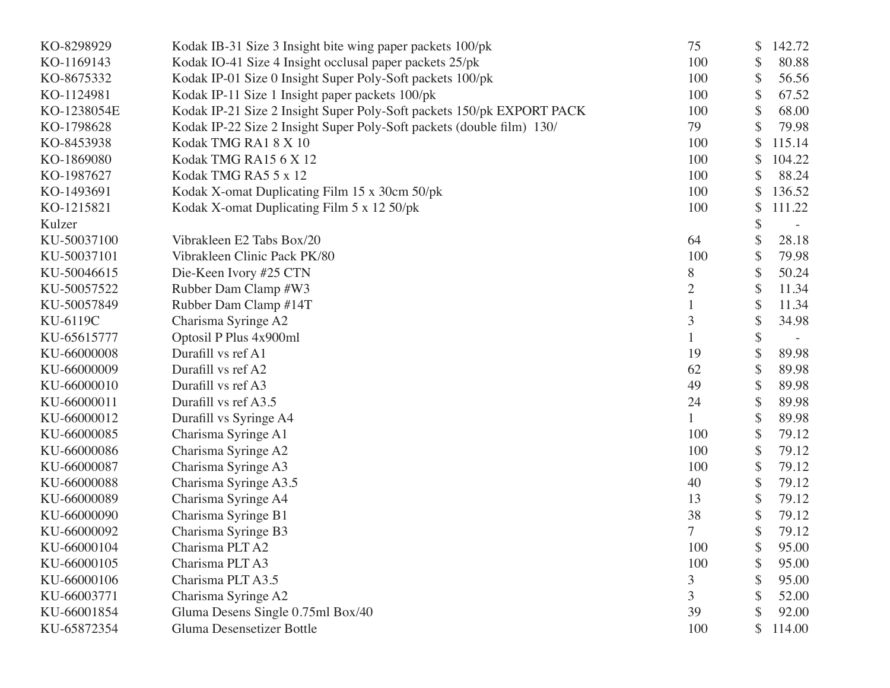| | | | |
|---|---|---|---|
| KO-8298929 | Kodak IB-31 Size 3 Insight bite wing paper packets 100/pk | 75 | $ 142.72 |
| KO-1169143 | Kodak IO-41 Size 4 Insight occlusal paper packets 25/pk | 100 | $ 80.88 |
| KO-8675332 | Kodak IP-01 Size 0 Insight Super Poly-Soft packets 100/pk | 100 | $ 56.56 |
| KO-1124981 | Kodak IP-11 Size 1 Insight paper packets 100/pk | 100 | $ 67.52 |
| KO-1238054E | Kodak IP-21 Size 2 Insight Super Poly-Soft packets 150/pk EXPORT PACK | 100 | $ 68.00 |
| KO-1798628 | Kodak IP-22 Size 2 Insight Super Poly-Soft packets (double film) 130/ | 79 | $ 79.98 |
| KO-8453938 | Kodak TMG RA1 8 X 10 | 100 | $ 115.14 |
| KO-1869080 | Kodak TMG RA15 6 X 12 | 100 | $ 104.22 |
| KO-1987627 | Kodak TMG RA5 5 x 12 | 100 | $ 88.24 |
| KO-1493691 | Kodak X-omat Duplicating Film 15 x 30cm 50/pk | 100 | $ 136.52 |
| KO-1215821 | Kodak X-omat Duplicating Film 5 x 12 50/pk | 100 | $ 111.22 |
| Kulzer | | | $ - |
| KU-50037100 | Vibrakleen E2 Tabs Box/20 | 64 | $ 28.18 |
| KU-50037101 | Vibrakleen Clinic Pack PK/80 | 100 | $ 79.98 |
| KU-50046615 | Die-Keen Ivory #25 CTN | 8 | $ 50.24 |
| KU-50057522 | Rubber Dam Clamp #W3 | 2 | $ 11.34 |
| KU-50057849 | Rubber Dam Clamp #14T | 1 | $ 11.34 |
| KU-6119C | Charisma Syringe A2 | 3 | $ 34.98 |
| KU-65615777 | Optosil P Plus 4x900ml | 1 | $ - |
| KU-66000008 | Durafill vs ref A1 | 19 | $ 89.98 |
| KU-66000009 | Durafill vs ref A2 | 62 | $ 89.98 |
| KU-66000010 | Durafill vs ref A3 | 49 | $ 89.98 |
| KU-66000011 | Durafill vs ref A3.5 | 24 | $ 89.98 |
| KU-66000012 | Durafill vs Syringe A4 | 1 | $ 89.98 |
| KU-66000085 | Charisma Syringe A1 | 100 | $ 79.12 |
| KU-66000086 | Charisma Syringe A2 | 100 | $ 79.12 |
| KU-66000087 | Charisma Syringe A3 | 100 | $ 79.12 |
| KU-66000088 | Charisma Syringe A3.5 | 40 | $ 79.12 |
| KU-66000089 | Charisma Syringe A4 | 13 | $ 79.12 |
| KU-66000090 | Charisma Syringe B1 | 38 | $ 79.12 |
| KU-66000092 | Charisma Syringe B3 | 7 | $ 79.12 |
| KU-66000104 | Charisma PLT A2 | 100 | $ 95.00 |
| KU-66000105 | Charisma PLT A3 | 100 | $ 95.00 |
| KU-66000106 | Charisma PLT A3.5 | 3 | $ 95.00 |
| KU-66003771 | Charisma Syringe A2 | 3 | $ 52.00 |
| KU-66001854 | Gluma Desens Single 0.75ml Box/40 | 39 | $ 92.00 |
| KU-65872354 | Gluma Desensetizer Bottle | 100 | $ 114.00 |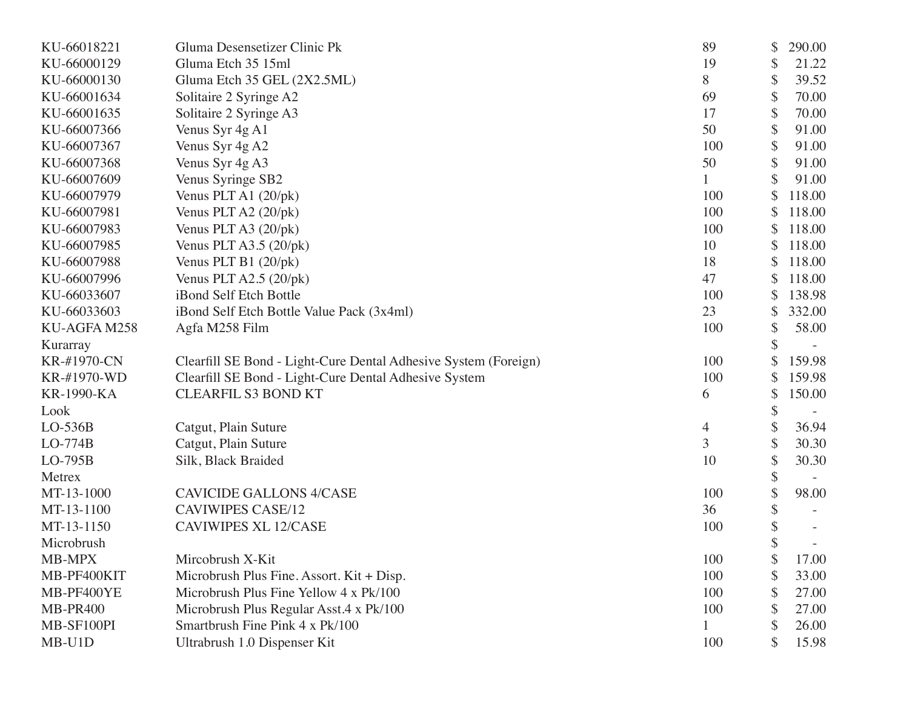| | | | |
|---|---|---|---|
| KU-66018221 | Gluma Desensetizer Clinic Pk | 89 | $ 290.00 |
| KU-66000129 | Gluma Etch 35 15ml | 19 | $ 21.22 |
| KU-66000130 | Gluma Etch 35 GEL (2X2.5ML) | 8 | $ 39.52 |
| KU-66001634 | Solitaire 2 Syringe A2 | 69 | $ 70.00 |
| KU-66001635 | Solitaire 2 Syringe A3 | 17 | $ 70.00 |
| KU-66007366 | Venus Syr 4g A1 | 50 | $ 91.00 |
| KU-66007367 | Venus Syr 4g A2 | 100 | $ 91.00 |
| KU-66007368 | Venus Syr 4g A3 | 50 | $ 91.00 |
| KU-66007609 | Venus Syringe SB2 | 1 | $ 91.00 |
| KU-66007979 | Venus PLT A1 (20/pk) | 100 | $ 118.00 |
| KU-66007981 | Venus PLT A2 (20/pk) | 100 | $ 118.00 |
| KU-66007983 | Venus PLT A3 (20/pk) | 100 | $ 118.00 |
| KU-66007985 | Venus PLT A3.5 (20/pk) | 10 | $ 118.00 |
| KU-66007988 | Venus PLT B1 (20/pk) | 18 | $ 118.00 |
| KU-66007996 | Venus PLT A2.5 (20/pk) | 47 | $ 118.00 |
| KU-66033607 | iBond Self Etch Bottle | 100 | $ 138.98 |
| KU-66033603 | iBond Self Etch Bottle Value Pack (3x4ml) | 23 | $ 332.00 |
| KU-AGFA M258 | Agfa M258 Film | 100 | $ 58.00 |
| Kurarray | | | $ - |
| KR-#1970-CN | Clearfill SE Bond - Light-Cure Dental Adhesive System (Foreign) | 100 | $ 159.98 |
| KR-#1970-WD | Clearfill SE Bond - Light-Cure Dental Adhesive System | 100 | $ 159.98 |
| KR-1990-KA | CLEARFIL S3 BOND KT | 6 | $ 150.00 |
| Look | | | $ - |
| LO-536B | Catgut, Plain Suture | 4 | $ 36.94 |
| LO-774B | Catgut, Plain Suture | 3 | $ 30.30 |
| LO-795B | Silk, Black Braided | 10 | $ 30.30 |
| Metrex | | | $ - |
| MT-13-1000 | CAVICIDE GALLONS 4/CASE | 100 | $ 98.00 |
| MT-13-1100 | CAVIWIPES CASE/12 | 36 | $ - |
| MT-13-1150 | CAVIWIPES XL 12/CASE | 100 | $ - |
| Microbrush | | | $ - |
| MB-MPX | Mircobrush X-Kit | 100 | $ 17.00 |
| MB-PF400KIT | Microbrush Plus Fine. Assort. Kit + Disp. | 100 | $ 33.00 |
| MB-PF400YE | Microbrush Plus Fine Yellow 4 x Pk/100 | 100 | $ 27.00 |
| MB-PR400 | Microbrush Plus Regular Asst.4 x Pk/100 | 100 | $ 27.00 |
| MB-SF100PI | Smartbrush Fine Pink 4 x Pk/100 | 1 | $ 26.00 |
| MB-U1D | Ultrabrush 1.0 Dispenser Kit | 100 | $ 15.98 |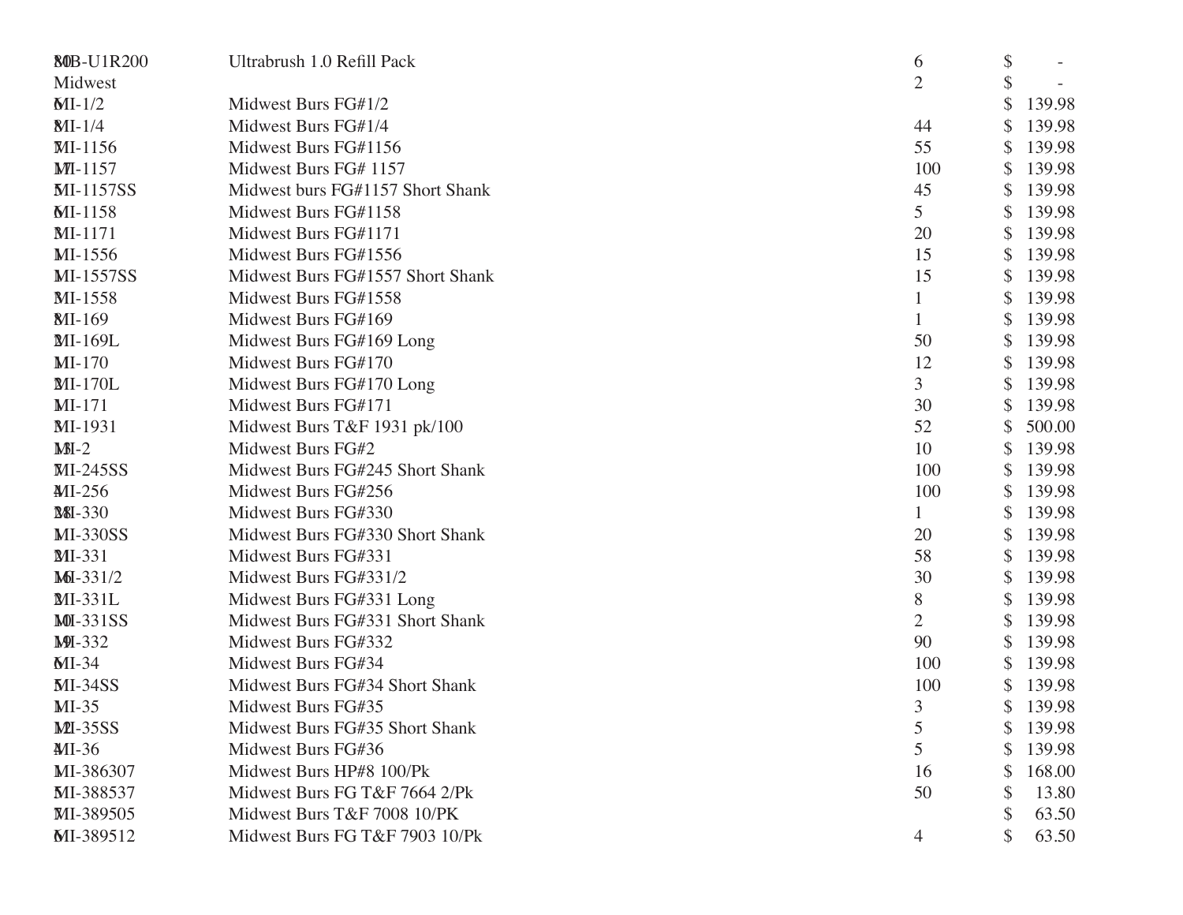| | | | |
|---|---|---|---|
| UB-U1R200 | Ultrabrush 1.0 Refill Pack | 6 | $ - |
| Midwest | | 2 | $ - |
| MI-1/2 | Midwest Burs FG#1/2 | | $ 139.98 |
| MI-1/4 | Midwest Burs FG#1/4 | 44 | $ 139.98 |
| MI-1156 | Midwest Burs FG#1156 | 55 | $ 139.98 |
| MI-1157 | Midwest Burs FG# 1157 | 100 | $ 139.98 |
| MI-1157SS | Midwest burs FG#1157 Short Shank | 45 | $ 139.98 |
| MI-1158 | Midwest Burs FG#1158 | 5 | $ 139.98 |
| MI-1171 | Midwest Burs FG#1171 | 20 | $ 139.98 |
| MI-1556 | Midwest Burs FG#1556 | 15 | $ 139.98 |
| MI-1557SS | Midwest Burs FG#1557 Short Shank | 15 | $ 139.98 |
| MI-1558 | Midwest Burs FG#1558 | 1 | $ 139.98 |
| MI-169 | Midwest Burs FG#169 | 1 | $ 139.98 |
| MI-169L | Midwest Burs FG#169 Long | 50 | $ 139.98 |
| MI-170 | Midwest Burs FG#170 | 12 | $ 139.98 |
| MI-170L | Midwest Burs FG#170 Long | 3 | $ 139.98 |
| MI-171 | Midwest Burs FG#171 | 30 | $ 139.98 |
| MI-1931 | Midwest Burs T&F 1931 pk/100 | 52 | $ 500.00 |
| MI-2 | Midwest Burs FG#2 | 10 | $ 139.98 |
| MI-245SS | Midwest Burs FG#245 Short Shank | 100 | $ 139.98 |
| MI-256 | Midwest Burs FG#256 | 100 | $ 139.98 |
| MI-330 | Midwest Burs FG#330 | 1 | $ 139.98 |
| MI-330SS | Midwest Burs FG#330 Short Shank | 20 | $ 139.98 |
| MI-331 | Midwest Burs FG#331 | 58 | $ 139.98 |
| MI-331/2 | Midwest Burs FG#331/2 | 30 | $ 139.98 |
| MI-331L | Midwest Burs FG#331 Long | 8 | $ 139.98 |
| MI-331SS | Midwest Burs FG#331 Short Shank | 2 | $ 139.98 |
| MI-332 | Midwest Burs FG#332 | 90 | $ 139.98 |
| MI-34 | Midwest Burs FG#34 | 100 | $ 139.98 |
| MI-34SS | Midwest Burs FG#34 Short Shank | 100 | $ 139.98 |
| MI-35 | Midwest Burs FG#35 | 3 | $ 139.98 |
| MI-35SS | Midwest Burs FG#35 Short Shank | 5 | $ 139.98 |
| MI-36 | Midwest Burs FG#36 | 5 | $ 139.98 |
| MI-386307 | Midwest Burs HP#8 100/Pk | 16 | $ 168.00 |
| MI-388537 | Midwest Burs FG T&F 7664 2/Pk | 50 | $ 13.80 |
| MI-389505 | Midwest Burs T&F 7008 10/PK | | $ 63.50 |
| MI-389512 | Midwest Burs FG T&F 7903 10/Pk | 4 | $ 63.50 |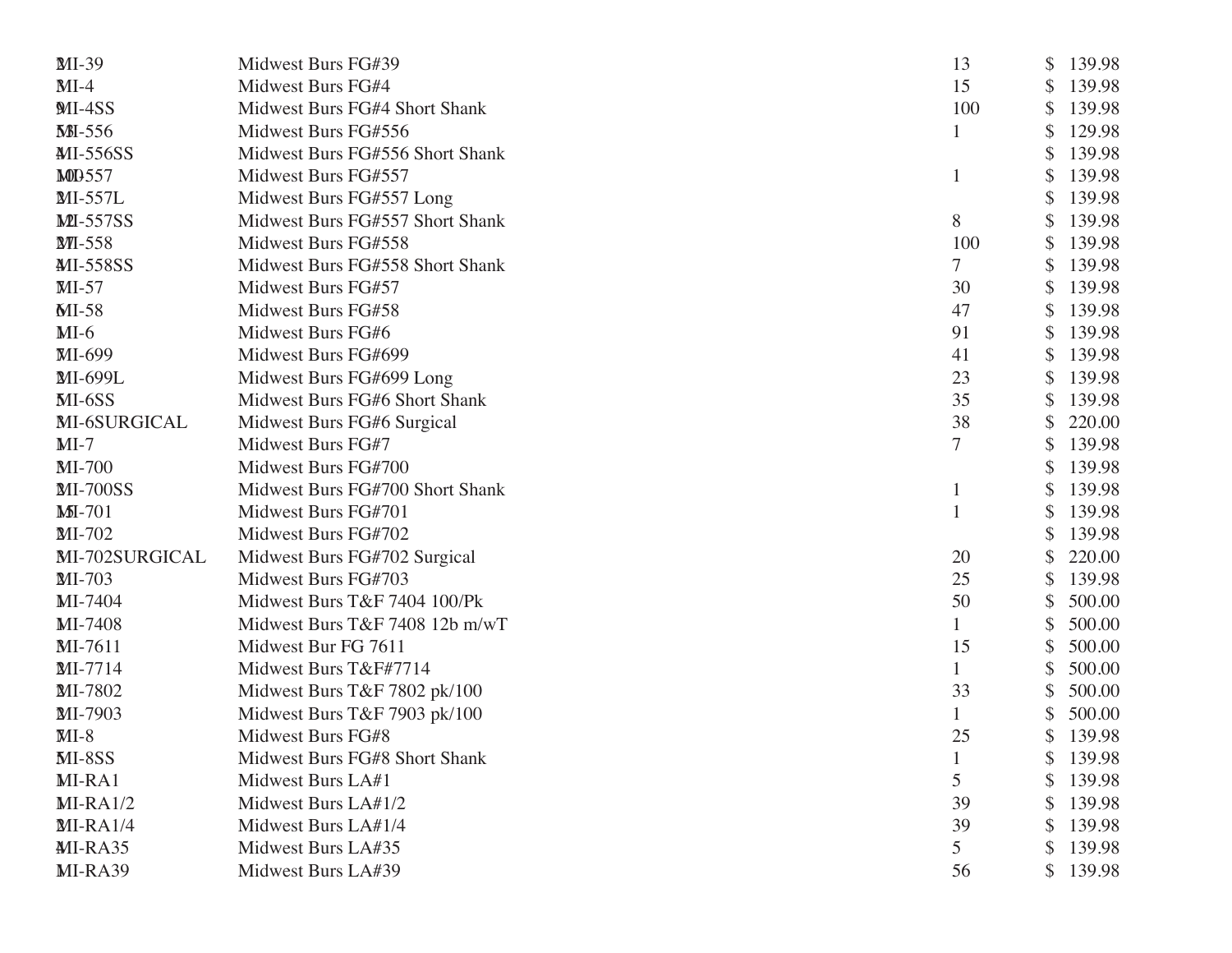| | | | |
|---|---|---|---|
| MI-39 | Midwest Burs FG#39 | 13 | $ 139.98 |
| MI-4 | Midwest Burs FG#4 | 15 | $ 139.98 |
| MI-4SS | Midwest Burs FG#4 Short Shank | 100 | $ 139.98 |
| MI-556 | Midwest Burs FG#556 | 1 | $ 129.98 |
| MI-556SS | Midwest Burs FG#556 Short Shank | | $ 139.98 |
| MI-557 | Midwest Burs FG#557 | 1 | $ 139.98 |
| MI-557L | Midwest Burs FG#557 Long | | $ 139.98 |
| MI-557SS | Midwest Burs FG#557 Short Shank | 8 | $ 139.98 |
| MI-558 | Midwest Burs FG#558 | 100 | $ 139.98 |
| MI-558SS | Midwest Burs FG#558 Short Shank | 7 | $ 139.98 |
| MI-57 | Midwest Burs FG#57 | 30 | $ 139.98 |
| MI-58 | Midwest Burs FG#58 | 47 | $ 139.98 |
| MI-6 | Midwest Burs FG#6 | 91 | $ 139.98 |
| MI-699 | Midwest Burs FG#699 | 41 | $ 139.98 |
| MI-699L | Midwest Burs FG#699 Long | 23 | $ 139.98 |
| MI-6SS | Midwest Burs FG#6 Short Shank | 35 | $ 139.98 |
| MI-6SURGICAL | Midwest Burs FG#6 Surgical | 38 | $ 220.00 |
| MI-7 | Midwest Burs FG#7 | 7 | $ 139.98 |
| MI-700 | Midwest Burs FG#700 | | $ 139.98 |
| MI-700SS | Midwest Burs FG#700 Short Shank | 1 | $ 139.98 |
| MI-701 | Midwest Burs FG#701 | 1 | $ 139.98 |
| MI-702 | Midwest Burs FG#702 | | $ 139.98 |
| MI-702SURGICAL | Midwest Burs FG#702 Surgical | 20 | $ 220.00 |
| MI-703 | Midwest Burs FG#703 | 25 | $ 139.98 |
| MI-7404 | Midwest Burs T&F 7404 100/Pk | 50 | $ 500.00 |
| MI-7408 | Midwest Burs T&F 7408 12b m/wT | 1 | $ 500.00 |
| MI-7611 | Midwest Bur FG 7611 | 15 | $ 500.00 |
| MI-7714 | Midwest Burs T&F#7714 | 1 | $ 500.00 |
| MI-7802 | Midwest Burs T&F 7802 pk/100 | 33 | $ 500.00 |
| MI-7903 | Midwest Burs T&F 7903 pk/100 | 1 | $ 500.00 |
| MI-8 | Midwest Burs FG#8 | 25 | $ 139.98 |
| MI-8SS | Midwest Burs FG#8 Short Shank | 1 | $ 139.98 |
| MI-RA1 | Midwest Burs LA#1 | 5 | $ 139.98 |
| MI-RA1/2 | Midwest Burs LA#1/2 | 39 | $ 139.98 |
| MI-RA1/4 | Midwest Burs LA#1/4 | 39 | $ 139.98 |
| MI-RA35 | Midwest Burs LA#35 | 5 | $ 139.98 |
| MI-RA39 | Midwest Burs LA#39 | 56 | $ 139.98 |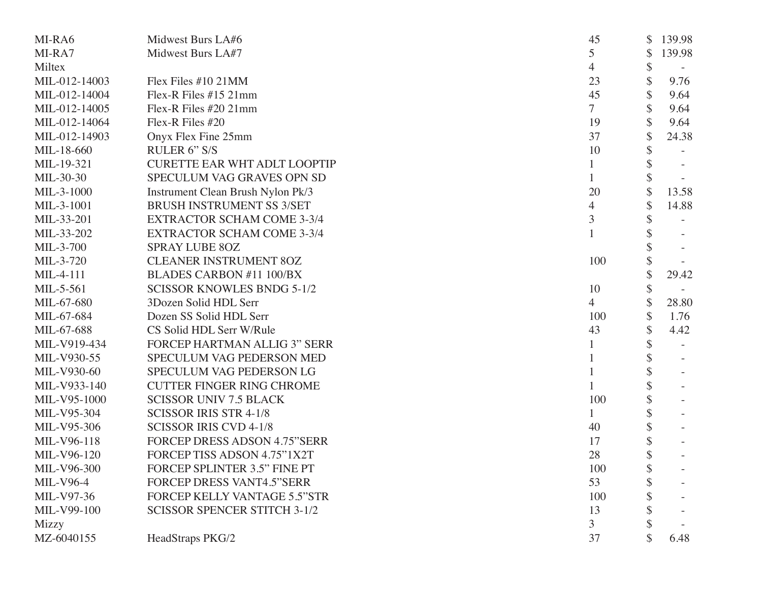| | | | |
|---|---|---|---|
| MI-RA6 | Midwest Burs LA#6 | 45 | $ 139.98 |
| MI-RA7 | Midwest Burs LA#7 | 5 | $ 139.98 |
| Miltex | | 4 | $ - |
| MIL-012-14003 | Flex Files #10 21MM | 23 | $ 9.76 |
| MIL-012-14004 | Flex-R Files #15 21mm | 45 | $ 9.64 |
| MIL-012-14005 | Flex-R Files #20 21mm | 7 | $ 9.64 |
| MIL-012-14064 | Flex-R Files #20 | 19 | $ 9.64 |
| MIL-012-14903 | Onyx Flex Fine 25mm | 37 | $ 24.38 |
| MIL-18-660 | RULER 6" S/S | 10 | $ - |
| MIL-19-321 | CURETTE EAR WHT ADLT LOOPTIP | 1 | $ - |
| MIL-30-30 | SPECULUM VAG GRAVES OPN SD | 1 | $ - |
| MIL-3-1000 | Instrument Clean Brush Nylon Pk/3 | 20 | $ 13.58 |
| MIL-3-1001 | BRUSH INSTRUMENT SS 3/SET | 4 | $ 14.88 |
| MIL-33-201 | EXTRACTOR SCHAM COME 3-3/4 | 3 | $ - |
| MIL-33-202 | EXTRACTOR SCHAM COME 3-3/4 | 1 | $ - |
| MIL-3-700 | SPRAY LUBE 8OZ | | $ - |
| MIL-3-720 | CLEANER INSTRUMENT 8OZ | 100 | $ - |
| MIL-4-111 | BLADES CARBON #11 100/BX | | $ 29.42 |
| MIL-5-561 | SCISSOR KNOWLES BNDG 5-1/2 | 10 | $ - |
| MIL-67-680 | 3Dozen Solid HDL Serr | 4 | $ 28.80 |
| MIL-67-684 | Dozen SS Solid HDL Serr | 100 | $ 1.76 |
| MIL-67-688 | CS Solid HDL Serr W/Rule | 43 | $ 4.42 |
| MIL-V919-434 | FORCEP HARTMAN ALLIG 3" SERR | 1 | $ - |
| MIL-V930-55 | SPECULUM VAG PEDERSON MED | 1 | $ - |
| MIL-V930-60 | SPECULUM VAG PEDERSON LG | 1 | $ - |
| MIL-V933-140 | CUTTER FINGER RING CHROME | 1 | $ - |
| MIL-V95-1000 | SCISSOR UNIV 7.5 BLACK | 100 | $ - |
| MIL-V95-304 | SCISSOR IRIS STR 4-1/8 | 1 | $ - |
| MIL-V95-306 | SCISSOR IRIS CVD 4-1/8 | 40 | $ - |
| MIL-V96-118 | FORCEP DRESS ADSON 4.75"SERR | 17 | $ - |
| MIL-V96-120 | FORCEP TISS ADSON 4.75"1X2T | 28 | $ - |
| MIL-V96-300 | FORCEP SPLINTER 3.5" FINE PT | 100 | $ - |
| MIL-V96-4 | FORCEP DRESS VANT4.5"SERR | 53 | $ - |
| MIL-V97-36 | FORCEP KELLY VANTAGE 5.5"STR | 100 | $ - |
| MIL-V99-100 | SCISSOR SPENCER STITCH 3-1/2 | 13 | $ - |
| Mizzy | | 3 | $ - |
| MZ-6040155 | HeadStraps PKG/2 | 37 | $ 6.48 |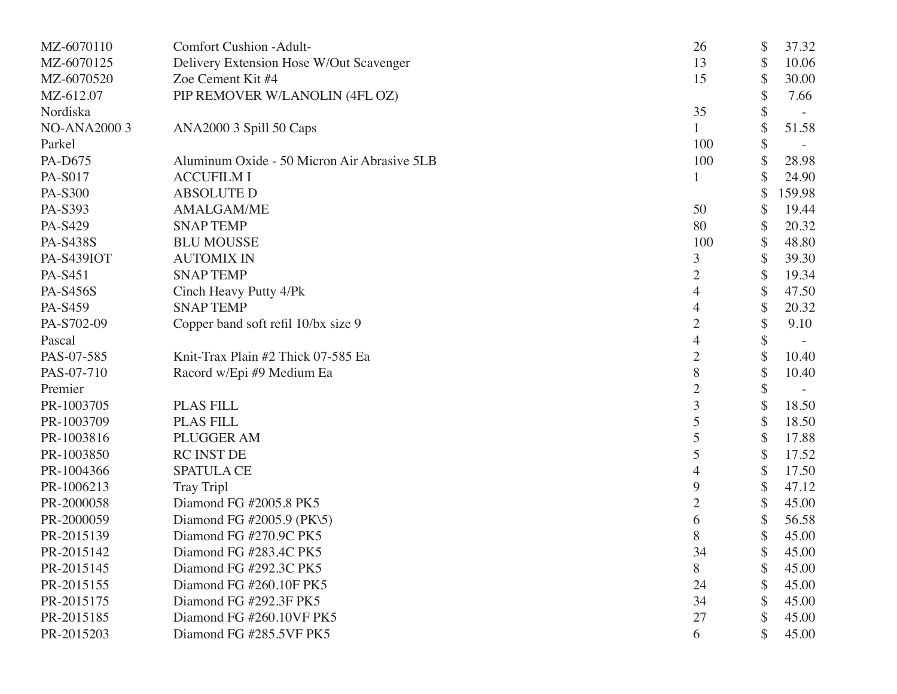| | | | |
|---|---|---|---|
| MZ-6070110 | Comfort Cushion -Adult- | 26 | $ 37.32 |
| MZ-6070125 | Delivery Extension Hose W/Out Scavenger | 13 | $ 10.06 |
| MZ-6070520 | Zoe Cement Kit #4 | 15 | $ 30.00 |
| MZ-612.07 | PIP REMOVER W/LANOLIN (4FL OZ) | | $ 7.66 |
| Nordiska | | 35 | $ - |
| NO-ANA2000 3 | ANA2000 3 Spill 50 Caps | 1 | $ 51.58 |
| Parkel | | 100 | $ - |
| PA-D675 | Aluminum Oxide - 50 Micron Air Abrasive 5LB | 100 | $ 28.98 |
| PA-S017 | ACCUFILM I | 1 | $ 24.90 |
| PA-S300 | ABSOLUTE D | | $ 159.98 |
| PA-S393 | AMALGAM/ME | 50 | $ 19.44 |
| PA-S429 | SNAP TEMP | 80 | $ 20.32 |
| PA-S438S | BLU MOUSSE | 100 | $ 48.80 |
| PA-S439IOT | AUTOMIX IN | 3 | $ 39.30 |
| PA-S451 | SNAP TEMP | 2 | $ 19.34 |
| PA-S456S | Cinch Heavy Putty 4/Pk | 4 | $ 47.50 |
| PA-S459 | SNAP TEMP | 4 | $ 20.32 |
| PA-S702-09 | Copper band soft refil 10/bx size 9 | 2 | $ 9.10 |
| Pascal | | 4 | $ - |
| PAS-07-585 | Knit-Trax Plain #2 Thick 07-585 Ea | 2 | $ 10.40 |
| PAS-07-710 | Racord w/Epi #9 Medium Ea | 8 | $ 10.40 |
| Premier | | 2 | $ - |
| PR-1003705 | PLAS FILL | 3 | $ 18.50 |
| PR-1003709 | PLAS FILL | 5 | $ 18.50 |
| PR-1003816 | PLUGGER AM | 5 | $ 17.88 |
| PR-1003850 | RC INST DE | 5 | $ 17.52 |
| PR-1004366 | SPATULA CE | 4 | $ 17.50 |
| PR-1006213 | Tray Tripl | 9 | $ 47.12 |
| PR-2000058 | Diamond FG #2005.8 PK5 | 2 | $ 45.00 |
| PR-2000059 | Diamond FG #2005.9 (PK\5) | 6 | $ 56.58 |
| PR-2015139 | Diamond FG #270.9C PK5 | 8 | $ 45.00 |
| PR-2015142 | Diamond FG #283.4C PK5 | 34 | $ 45.00 |
| PR-2015145 | Diamond FG #292.3C PK5 | 8 | $ 45.00 |
| PR-2015155 | Diamond FG #260.10F PK5 | 24 | $ 45.00 |
| PR-2015175 | Diamond FG #292.3F PK5 | 34 | $ 45.00 |
| PR-2015185 | Diamond FG #260.10VF PK5 | 27 | $ 45.00 |
| PR-2015203 | Diamond FG #285.5VF PK5 | 6 | $ 45.00 |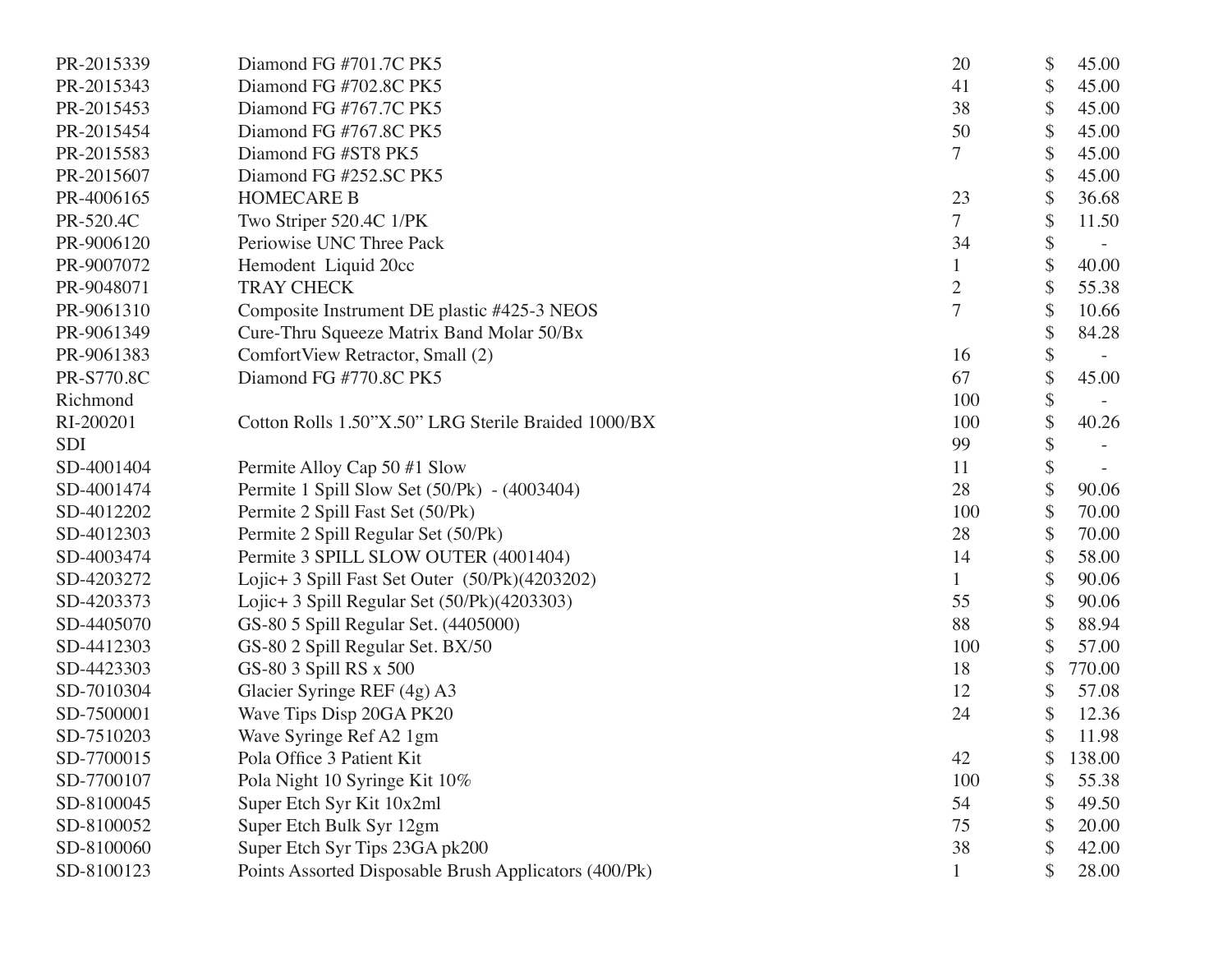| | | | |
|---|---|---|---|
| PR-2015339 | Diamond FG #701.7C PK5 | 20 | $ 45.00 |
| PR-2015343 | Diamond FG #702.8C PK5 | 41 | $ 45.00 |
| PR-2015453 | Diamond FG #767.7C PK5 | 38 | $ 45.00 |
| PR-2015454 | Diamond FG #767.8C PK5 | 50 | $ 45.00 |
| PR-2015583 | Diamond FG #ST8 PK5 | 7 | $ 45.00 |
| PR-2015607 | Diamond FG #252.SC PK5 | | $ 45.00 |
| PR-4006165 | HOMECARE B | 23 | $ 36.68 |
| PR-520.4C | Two Striper 520.4C 1/PK | 7 | $ 11.50 |
| PR-9006120 | Periowise UNC Three Pack | 34 | $ - |
| PR-9007072 | Hemodent Liquid 20cc | 1 | $ 40.00 |
| PR-9048071 | TRAY CHECK | 2 | $ 55.38 |
| PR-9061310 | Composite Instrument DE plastic #425-3 NEOS | 7 | $ 10.66 |
| PR-9061349 | Cure-Thru Squeeze Matrix Band Molar 50/Bx | | $ 84.28 |
| PR-9061383 | ComfortView Retractor, Small (2) | 16 | $ - |
| PR-S770.8C | Diamond FG #770.8C PK5 | 67 | $ 45.00 |
| Richmond | | 100 | $ - |
| RI-200201 | Cotton Rolls 1.50"X.50" LRG Sterile Braided 1000/BX | 100 | $ 40.26 |
| SDI | | 99 | $ - |
| SD-4001404 | Permite Alloy Cap 50 #1 Slow | 11 | $ - |
| SD-4001474 | Permite 1 Spill Slow Set (50/Pk) - (4003404) | 28 | $ 90.06 |
| SD-4012202 | Permite 2 Spill Fast Set (50/Pk) | 100 | $ 70.00 |
| SD-4012303 | Permite 2 Spill Regular Set (50/Pk) | 28 | $ 70.00 |
| SD-4003474 | Permite 3 SPILL SLOW OUTER (4001404) | 14 | $ 58.00 |
| SD-4203272 | Lojic+ 3 Spill Fast Set Outer (50/Pk)(4203202) | 1 | $ 90.06 |
| SD-4203373 | Lojic+ 3 Spill Regular Set (50/Pk)(4203303) | 55 | $ 90.06 |
| SD-4405070 | GS-80 5 Spill Regular Set. (4405000) | 88 | $ 88.94 |
| SD-4412303 | GS-80 2 Spill Regular Set. BX/50 | 100 | $ 57.00 |
| SD-4423303 | GS-80 3 Spill RS x 500 | 18 | $ 770.00 |
| SD-7010304 | Glacier Syringe REF (4g) A3 | 12 | $ 57.08 |
| SD-7500001 | Wave Tips Disp 20GA PK20 | 24 | $ 12.36 |
| SD-7510203 | Wave Syringe Ref A2 1gm | | $ 11.98 |
| SD-7700015 | Pola Office 3 Patient Kit | 42 | $ 138.00 |
| SD-7700107 | Pola Night 10 Syringe Kit 10% | 100 | $ 55.38 |
| SD-8100045 | Super Etch Syr Kit 10x2ml | 54 | $ 49.50 |
| SD-8100052 | Super Etch Bulk Syr 12gm | 75 | $ 20.00 |
| SD-8100060 | Super Etch Syr Tips 23GA pk200 | 38 | $ 42.00 |
| SD-8100123 | Points Assorted Disposable Brush Applicators (400/Pk) | 1 | $ 28.00 |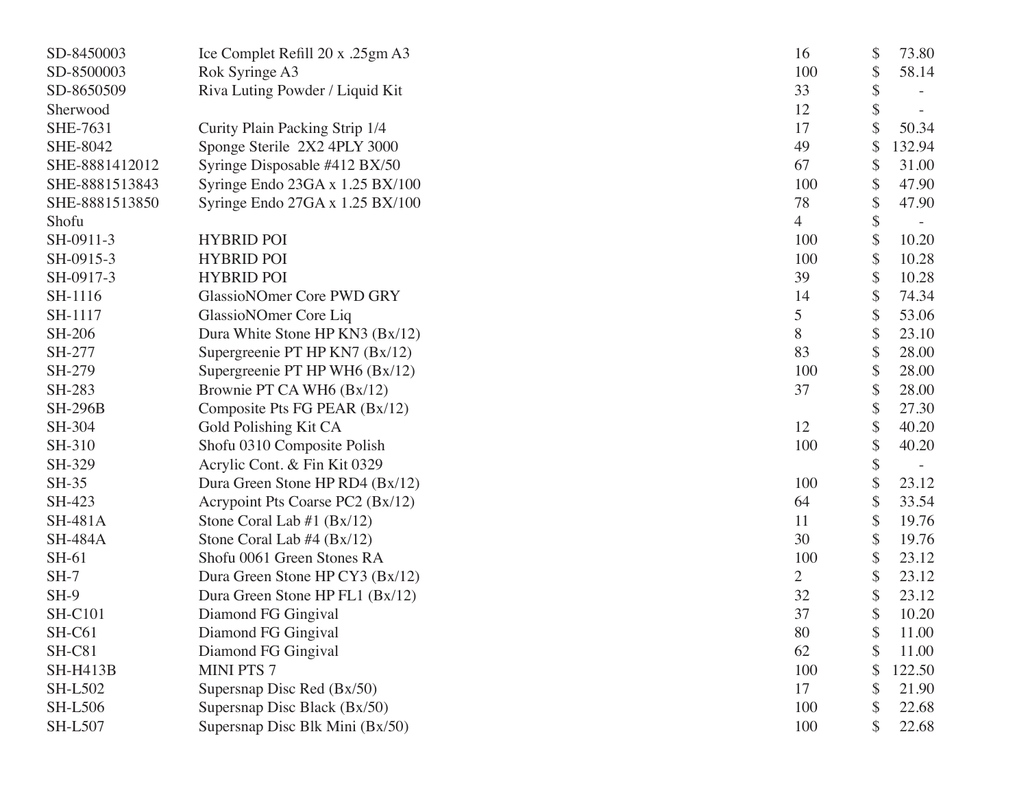| | | | |
|---|---|---|---|
| SD-8450003 | Ice Complet Refill 20 x .25gm A3 | 16 | $ 73.80 |
| SD-8500003 | Rok Syringe A3 | 100 | $ 58.14 |
| SD-8650509 | Riva Luting Powder / Liquid Kit | 33 | $ - |
| Sherwood | | 12 | $ - |
| SHE-7631 | Curity Plain Packing Strip 1/4 | 17 | $ 50.34 |
| SHE-8042 | Sponge Sterile 2X2 4PLY 3000 | 49 | $ 132.94 |
| SHE-8881412012 | Syringe Disposable #412 BX/50 | 67 | $ 31.00 |
| SHE-8881513843 | Syringe Endo 23GA x 1.25 BX/100 | 100 | $ 47.90 |
| SHE-8881513850 | Syringe Endo 27GA x 1.25 BX/100 | 78 | $ 47.90 |
| Shofu | | 4 | $ - |
| SH-0911-3 | HYBRID POI | 100 | $ 10.20 |
| SH-0915-3 | HYBRID POI | 100 | $ 10.28 |
| SH-0917-3 | HYBRID POI | 39 | $ 10.28 |
| SH-1116 | GlassioNOmer Core PWD GRY | 14 | $ 74.34 |
| SH-1117 | GlassioNOmer Core Liq | 5 | $ 53.06 |
| SH-206 | Dura White Stone HP KN3 (Bx/12) | 8 | $ 23.10 |
| SH-277 | Supergreenie PT HP KN7 (Bx/12) | 83 | $ 28.00 |
| SH-279 | Supergreenie PT HP WH6 (Bx/12) | 100 | $ 28.00 |
| SH-283 | Brownie PT CA WH6 (Bx/12) | 37 | $ 28.00 |
| SH-296B | Composite Pts FG PEAR (Bx/12) | | $ 27.30 |
| SH-304 | Gold Polishing Kit CA | 12 | $ 40.20 |
| SH-310 | Shofu 0310 Composite Polish | 100 | $ 40.20 |
| SH-329 | Acrylic Cont. & Fin Kit 0329 | | $ - |
| SH-35 | Dura Green Stone HP RD4 (Bx/12) | 100 | $ 23.12 |
| SH-423 | Acrypoint Pts Coarse PC2 (Bx/12) | 64 | $ 33.54 |
| SH-481A | Stone Coral Lab #1 (Bx/12) | 11 | $ 19.76 |
| SH-484A | Stone Coral Lab #4 (Bx/12) | 30 | $ 19.76 |
| SH-61 | Shofu 0061 Green Stones RA | 100 | $ 23.12 |
| SH-7 | Dura Green Stone HP CY3 (Bx/12) | 2 | $ 23.12 |
| SH-9 | Dura Green Stone HP FL1 (Bx/12) | 32 | $ 23.12 |
| SH-C101 | Diamond FG Gingival | 37 | $ 10.20 |
| SH-C61 | Diamond FG Gingival | 80 | $ 11.00 |
| SH-C81 | Diamond FG Gingival | 62 | $ 11.00 |
| SH-H413B | MINI PTS 7 | 100 | $ 122.50 |
| SH-L502 | Supersnap Disc Red (Bx/50) | 17 | $ 21.90 |
| SH-L506 | Supersnap Disc Black (Bx/50) | 100 | $ 22.68 |
| SH-L507 | Supersnap Disc Blk Mini (Bx/50) | 100 | $ 22.68 |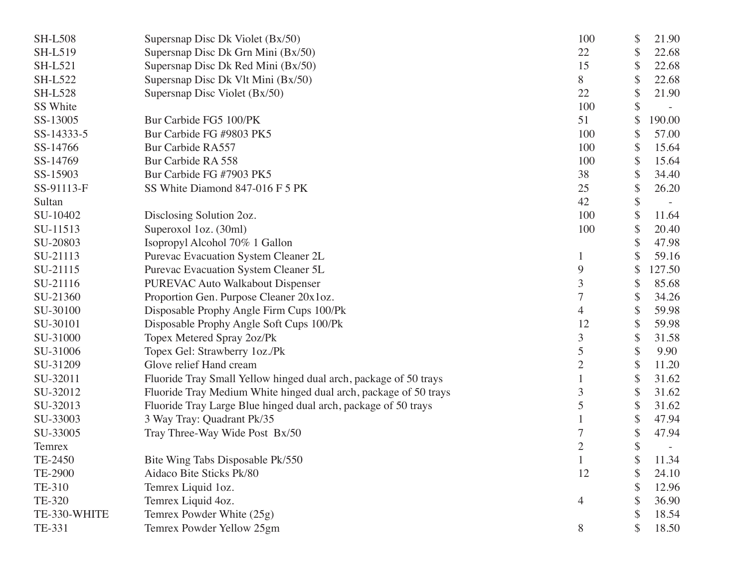| | | | |
|---|---|---|---|
| SH-L508 | Supersnap Disc Dk Violet (Bx/50) | 100 | $ 21.90 |
| SH-L519 | Supersnap Disc Dk Grn Mini (Bx/50) | 22 | $ 22.68 |
| SH-L521 | Supersnap Disc Dk Red Mini (Bx/50) | 15 | $ 22.68 |
| SH-L522 | Supersnap Disc Dk Vlt Mini (Bx/50) | 8 | $ 22.68 |
| SH-L528 | Supersnap Disc Violet (Bx/50) | 22 | $ 21.90 |
| SS White | | 100 | $ - |
| SS-13005 | Bur Carbide FG5 100/PK | 51 | $ 190.00 |
| SS-14333-5 | Bur Carbide FG #9803 PK5 | 100 | $ 57.00 |
| SS-14766 | Bur Carbide RA557 | 100 | $ 15.64 |
| SS-14769 | Bur Carbide RA 558 | 100 | $ 15.64 |
| SS-15903 | Bur Carbide FG #7903 PK5 | 38 | $ 34.40 |
| SS-91113-F | SS White Diamond 847-016 F 5 PK | 25 | $ 26.20 |
| Sultan | | 42 | $ - |
| SU-10402 | Disclosing Solution 2oz. | 100 | $ 11.64 |
| SU-11513 | Superoxol 1oz. (30ml) | 100 | $ 20.40 |
| SU-20803 | Isopropyl Alcohol 70% 1 Gallon | | $ 47.98 |
| SU-21113 | Purevac Evacuation System Cleaner 2L | 1 | $ 59.16 |
| SU-21115 | Purevac Evacuation System Cleaner 5L | 9 | $ 127.50 |
| SU-21116 | PUREVAC Auto Walkabout Dispenser | 3 | $ 85.68 |
| SU-21360 | Proportion Gen. Purpose Cleaner 20x1oz. | 7 | $ 34.26 |
| SU-30100 | Disposable Prophy Angle Firm Cups 100/Pk | 4 | $ 59.98 |
| SU-30101 | Disposable Prophy Angle Soft Cups 100/Pk | 12 | $ 59.98 |
| SU-31000 | Topex Metered Spray 2oz/Pk | 3 | $ 31.58 |
| SU-31006 | Topex Gel: Strawberry 1oz./Pk | 5 | $ 9.90 |
| SU-31209 | Glove relief Hand cream | 2 | $ 11.20 |
| SU-32011 | Fluoride Tray Small Yellow hinged dual arch, package of 50 trays | 1 | $ 31.62 |
| SU-32012 | Fluoride Tray Medium White hinged dual arch, package of 50 trays | 3 | $ 31.62 |
| SU-32013 | Fluoride Tray Large Blue hinged dual arch, package of 50 trays | 5 | $ 31.62 |
| SU-33003 | 3 Way Tray: Quadrant Pk/35 | 1 | $ 47.94 |
| SU-33005 | Tray Three-Way Wide Post Bx/50 | 7 | $ 47.94 |
| Temrex | | 2 | $ - |
| TE-2450 | Bite Wing Tabs Disposable Pk/550 | 1 | $ 11.34 |
| TE-2900 | Aidaco Bite Sticks Pk/80 | 12 | $ 24.10 |
| TE-310 | Temrex Liquid 1oz. | | $ 12.96 |
| TE-320 | Temrex Liquid 4oz. | 4 | $ 36.90 |
| TE-330-WHITE | Temrex Powder White (25g) | | $ 18.54 |
| TE-331 | Temrex Powder Yellow 25gm | 8 | $ 18.50 |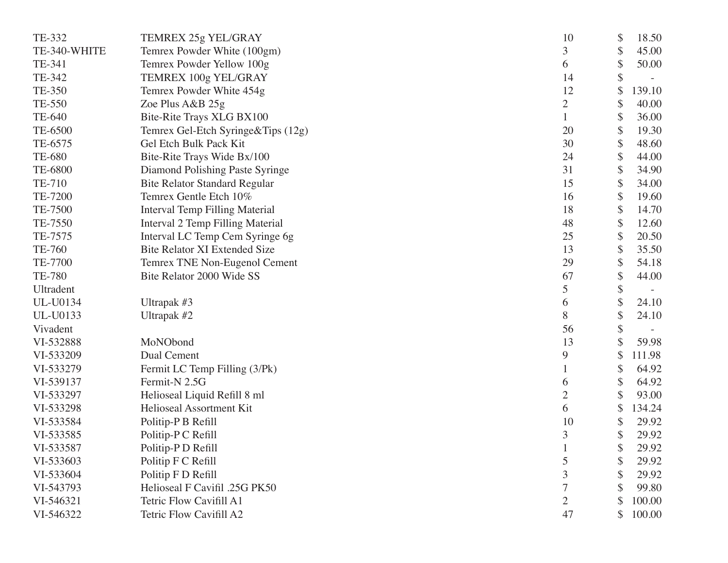| | | | |
|---|---|---|---|
| TE-332 | TEMREX 25g YEL/GRAY | 10 | $ 18.50 |
| TE-340-WHITE | Temrex Powder White (100gm) | 3 | $ 45.00 |
| TE-341 | Temrex Powder Yellow 100g | 6 | $ 50.00 |
| TE-342 | TEMREX 100g YEL/GRAY | 14 | $ - |
| TE-350 | Temrex Powder White 454g | 12 | $ 139.10 |
| TE-550 | Zoe Plus A&B 25g | 2 | $ 40.00 |
| TE-640 | Bite-Rite Trays XLG BX100 | 1 | $ 36.00 |
| TE-6500 | Temrex Gel-Etch Syringe&Tips (12g) | 20 | $ 19.30 |
| TE-6575 | Gel Etch Bulk Pack Kit | 30 | $ 48.60 |
| TE-680 | Bite-Rite Trays Wide Bx/100 | 24 | $ 44.00 |
| TE-6800 | Diamond Polishing Paste Syringe | 31 | $ 34.90 |
| TE-710 | Bite Relator Standard Regular | 15 | $ 34.00 |
| TE-7200 | Temrex Gentle Etch 10% | 16 | $ 19.60 |
| TE-7500 | Interval Temp Filling Material | 18 | $ 14.70 |
| TE-7550 | Interval 2 Temp Filling Material | 48 | $ 12.60 |
| TE-7575 | Interval LC Temp Cem Syringe 6g | 25 | $ 20.50 |
| TE-760 | Bite Relator XI Extended Size | 13 | $ 35.50 |
| TE-7700 | Temrex TNE Non-Eugenol Cement | 29 | $ 54.18 |
| TE-780 | Bite Relator 2000 Wide SS | 67 | $ 44.00 |
| Ultradent | | 5 | $ - |
| UL-U0134 | Ultrapak #3 | 6 | $ 24.10 |
| UL-U0133 | Ultrapak #2 | 8 | $ 24.10 |
| Vivadent | | 56 | $ - |
| VI-532888 | MoNObond | 13 | $ 59.98 |
| VI-533209 | Dual Cement | 9 | $ 111.98 |
| VI-533279 | Fermit LC Temp Filling (3/Pk) | 1 | $ 64.92 |
| VI-539137 | Fermit-N 2.5G | 6 | $ 64.92 |
| VI-533297 | Helioseal Liquid Refill 8 ml | 2 | $ 93.00 |
| VI-533298 | Helioseal Assortment Kit | 6 | $ 134.24 |
| VI-533584 | Politip-P B Refill | 10 | $ 29.92 |
| VI-533585 | Politip-P C Refill | 3 | $ 29.92 |
| VI-533587 | Politip-P D Refill | 1 | $ 29.92 |
| VI-533603 | Politip F C Refill | 5 | $ 29.92 |
| VI-533604 | Politip F D Refill | 3 | $ 29.92 |
| VI-543793 | Helioseal F Cavifil .25G PK50 | 7 | $ 99.80 |
| VI-546321 | Tetric Flow Cavifill A1 | 2 | $ 100.00 |
| VI-546322 | Tetric Flow Cavifill A2 | 47 | $ 100.00 |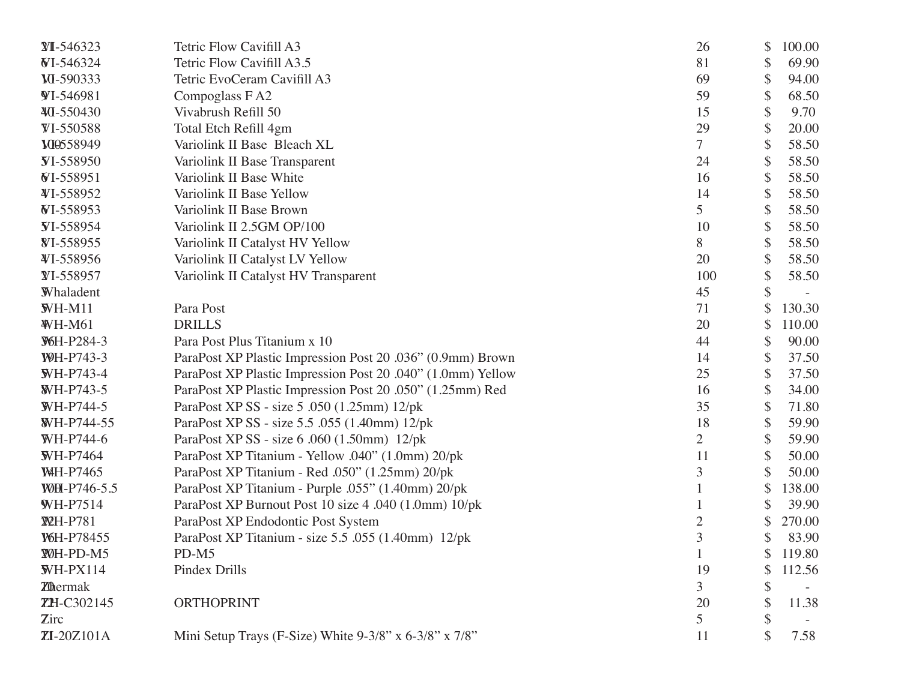| | | | |
|---|---|---|---|
| VI-546323 | Tetric Flow Cavifill A3 | 26 | $ 100.00 |
| VI-546324 | Tetric Flow Cavifill A3.5 | 81 | $ 69.90 |
| VI-590333 | Tetric EvoCeram Cavifill A3 | 69 | $ 94.00 |
| VI-546981 | Compoglass F A2 | 59 | $ 68.50 |
| VI-550430 | Vivabrush Refill 50 | 15 | $ 9.70 |
| VI-550588 | Total Etch Refill 4gm | 29 | $ 20.00 |
| VI-558949 | Variolink II Base Bleach XL | 7 | $ 58.50 |
| VI-558950 | Variolink II Base Transparent | 24 | $ 58.50 |
| VI-558951 | Variolink II Base White | 16 | $ 58.50 |
| VI-558952 | Variolink II Base Yellow | 14 | $ 58.50 |
| VI-558953 | Variolink II Base Brown | 5 | $ 58.50 |
| VI-558954 | Variolink II 2.5GM OP/100 | 10 | $ 58.50 |
| VI-558955 | Variolink II Catalyst HV Yellow | 8 | $ 58.50 |
| VI-558956 | Variolink II Catalyst LV Yellow | 20 | $ 58.50 |
| VI-558957 | Variolink II Catalyst HV Transparent | 100 | $ 58.50 |
| Whaladent | | 45 | $ - |
| WH-M11 | Para Post | 71 | $ 130.30 |
| WH-M61 | DRILLS | 20 | $ 110.00 |
| WH-P284-3 | Para Post Plus Titanium x 10 | 44 | $ 90.00 |
| WH-P743-3 | ParaPost XP Plastic Impression Post 20 .036" (0.9mm) Brown | 14 | $ 37.50 |
| WH-P743-4 | ParaPost XP Plastic Impression Post 20 .040" (1.0mm) Yellow | 25 | $ 37.50 |
| WH-P743-5 | ParaPost XP Plastic Impression Post 20 .050" (1.25mm) Red | 16 | $ 34.00 |
| WH-P744-5 | ParaPost XP SS - size 5 .050 (1.25mm) 12/pk | 35 | $ 71.80 |
| WH-P744-55 | ParaPost XP SS - size 5.5 .055 (1.40mm) 12/pk | 18 | $ 59.90 |
| WH-P744-6 | ParaPost XP SS - size 6 .060 (1.50mm) 12/pk | 2 | $ 59.90 |
| WH-P7464 | ParaPost XP Titanium - Yellow .040" (1.0mm) 20/pk | 11 | $ 50.00 |
| WH-P7465 | ParaPost XP Titanium - Red .050" (1.25mm) 20/pk | 3 | $ 50.00 |
| WH-P746-5.5 | ParaPost XP Titanium - Purple .055" (1.40mm) 20/pk | 1 | $ 138.00 |
| WH-P7514 | ParaPost XP Burnout Post 10 size 4 .040 (1.0mm) 10/pk | 1 | $ 39.90 |
| WH-P781 | ParaPost XP Endodontic Post System | 2 | $ 270.00 |
| WH-P78455 | ParaPost XP Titanium - size 5.5 .055 (1.40mm) 12/pk | 3 | $ 83.90 |
| WH-PD-M5 | PD-M5 | 1 | $ 119.80 |
| WH-PX114 | Pindex Drills | 19 | $ 112.56 |
| Zhermak | | 3 | $ - |
| ZH-C302145 | ORTHOPRINT | 20 | $ 11.38 |
| Zirc | | 5 | $ - |
| ZI-20Z101A | Mini Setup Trays (F-Size) White 9-3/8" x 6-3/8" x 7/8" | 11 | $ 7.58 |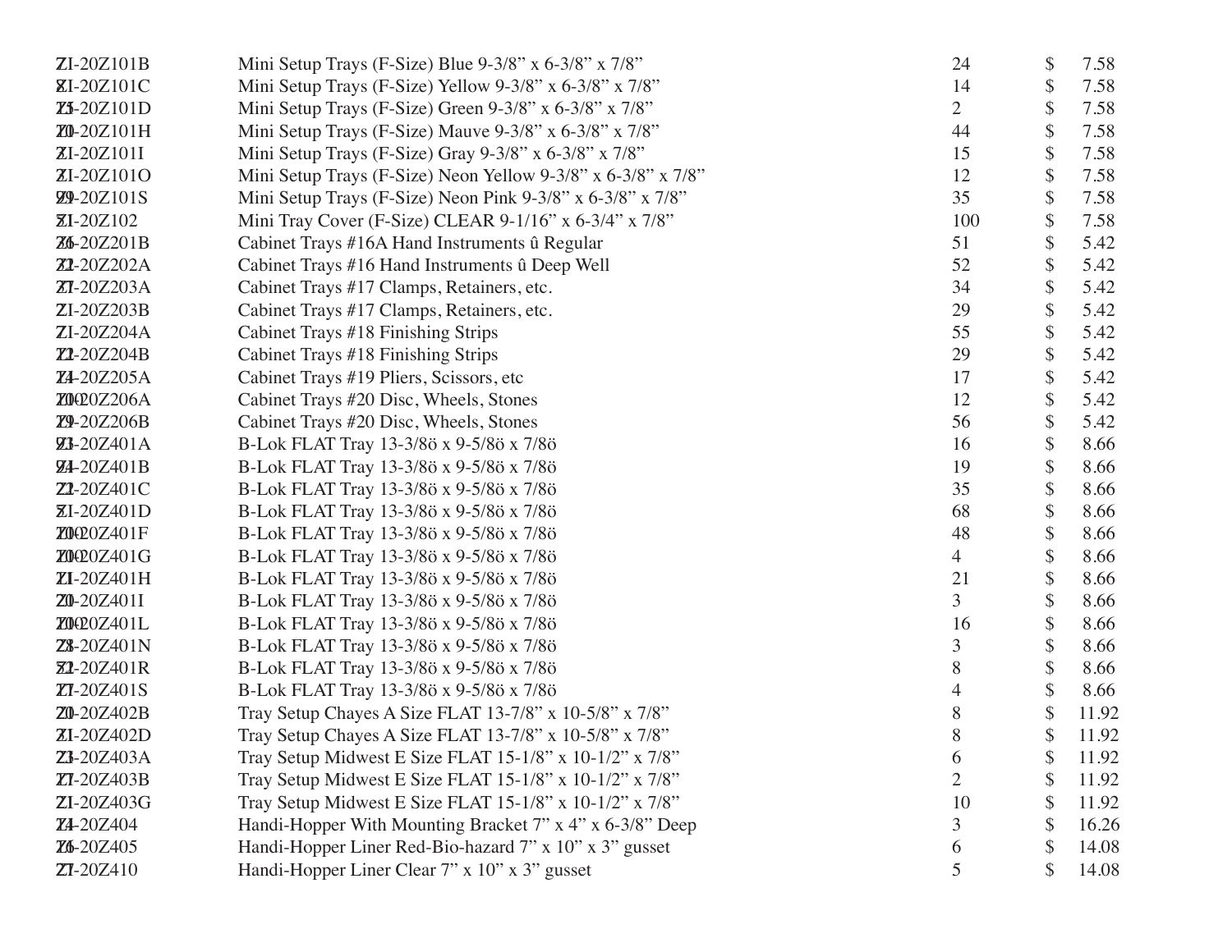| | | | |
|---|---|---|---|
| ZI-20Z101B | Mini Setup Trays (F-Size) Blue 9-3/8” x 6-3/8” x 7/8” | 24 | $ 7.58 |
| ZI-20Z101C | Mini Setup Trays (F-Size) Yellow 9-3/8” x 6-3/8” x 7/8” | 14 | $ 7.58 |
| ZI-20Z101D | Mini Setup Trays (F-Size) Green 9-3/8” x 6-3/8” x 7/8” | 2 | $ 7.58 |
| ZI-20Z101H | Mini Setup Trays (F-Size) Mauve 9-3/8” x 6-3/8” x 7/8” | 44 | $ 7.58 |
| ZI-20Z101I | Mini Setup Trays (F-Size) Gray 9-3/8” x 6-3/8” x 7/8” | 15 | $ 7.58 |
| ZI-20Z101O | Mini Setup Trays (F-Size) Neon Yellow 9-3/8” x 6-3/8” x 7/8” | 12 | $ 7.58 |
| ZI-20Z101S | Mini Setup Trays (F-Size) Neon Pink 9-3/8” x 6-3/8” x 7/8” | 35 | $ 7.58 |
| ZI-20Z102 | Mini Tray Cover (F-Size) CLEAR 9-1/16” x 6-3/4” x 7/8” | 100 | $ 7.58 |
| ZI-20Z201B | Cabinet Trays #16A Hand Instruments û Regular | 51 | $ 5.42 |
| ZI-20Z202A | Cabinet Trays #16 Hand Instruments û Deep Well | 52 | $ 5.42 |
| ZI-20Z203A | Cabinet Trays #17 Clamps, Retainers, etc. | 34 | $ 5.42 |
| ZI-20Z203B | Cabinet Trays #17 Clamps, Retainers, etc. | 29 | $ 5.42 |
| ZI-20Z204A | Cabinet Trays #18 Finishing Strips | 55 | $ 5.42 |
| ZI-20Z204B | Cabinet Trays #18 Finishing Strips | 29 | $ 5.42 |
| ZI-20Z205A | Cabinet Trays #19 Pliers, Scissors, etc | 17 | $ 5.42 |
| ZI-20Z206A | Cabinet Trays #20 Disc, Wheels, Stones | 12 | $ 5.42 |
| ZI-20Z206B | Cabinet Trays #20 Disc, Wheels, Stones | 56 | $ 5.42 |
| ZI-20Z401A | B-Lok FLAT Tray 13-3/8ö x 9-5/8ö x 7/8ö | 16 | $ 8.66 |
| ZI-20Z401B | B-Lok FLAT Tray 13-3/8ö x 9-5/8ö x 7/8ö | 19 | $ 8.66 |
| ZI-20Z401C | B-Lok FLAT Tray 13-3/8ö x 9-5/8ö x 7/8ö | 35 | $ 8.66 |
| ZI-20Z401D | B-Lok FLAT Tray 13-3/8ö x 9-5/8ö x 7/8ö | 68 | $ 8.66 |
| ZI-20Z401F | B-Lok FLAT Tray 13-3/8ö x 9-5/8ö x 7/8ö | 48 | $ 8.66 |
| ZI-20Z401G | B-Lok FLAT Tray 13-3/8ö x 9-5/8ö x 7/8ö | 4 | $ 8.66 |
| ZI-20Z401H | B-Lok FLAT Tray 13-3/8ö x 9-5/8ö x 7/8ö | 21 | $ 8.66 |
| ZI-20Z401I | B-Lok FLAT Tray 13-3/8ö x 9-5/8ö x 7/8ö | 3 | $ 8.66 |
| ZI-20Z401L | B-Lok FLAT Tray 13-3/8ö x 9-5/8ö x 7/8ö | 16 | $ 8.66 |
| ZI-20Z401N | B-Lok FLAT Tray 13-3/8ö x 9-5/8ö x 7/8ö | 3 | $ 8.66 |
| ZI-20Z401R | B-Lok FLAT Tray 13-3/8ö x 9-5/8ö x 7/8ö | 8 | $ 8.66 |
| ZI-20Z401S | B-Lok FLAT Tray 13-3/8ö x 9-5/8ö x 7/8ö | 4 | $ 8.66 |
| ZI-20Z402B | Tray Setup Chayes A Size FLAT 13-7/8” x 10-5/8” x 7/8” | 8 | $ 11.92 |
| ZI-20Z402D | Tray Setup Chayes A Size FLAT 13-7/8” x 10-5/8” x 7/8” | 8 | $ 11.92 |
| ZI-20Z403A | Tray Setup Midwest E Size FLAT 15-1/8” x 10-1/2” x 7/8” | 6 | $ 11.92 |
| ZI-20Z403B | Tray Setup Midwest E Size FLAT 15-1/8” x 10-1/2” x 7/8” | 2 | $ 11.92 |
| ZI-20Z403G | Tray Setup Midwest E Size FLAT 15-1/8” x 10-1/2” x 7/8” | 10 | $ 11.92 |
| ZI-20Z404 | Handi-Hopper With Mounting Bracket 7” x 4” x 6-3/8” Deep | 3 | $ 16.26 |
| ZI-20Z405 | Handi-Hopper Liner Red-Bio-hazard 7” x 10” x 3” gusset | 6 | $ 14.08 |
| ZI-20Z410 | Handi-Hopper Liner Clear 7” x 10” x 3” gusset | 5 | $ 14.08 |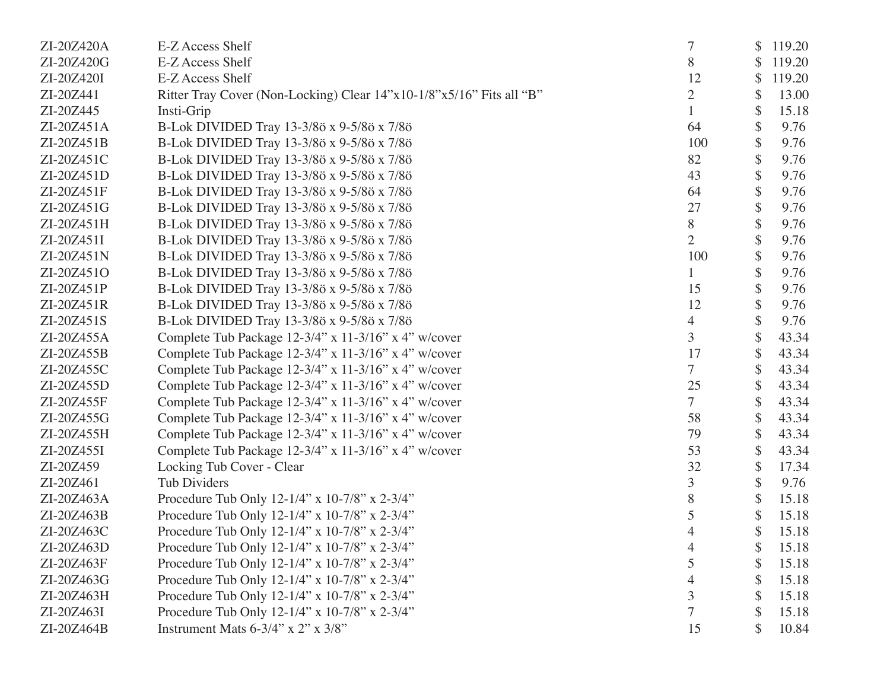| | | | |
|---|---|---|---|
| ZI-20Z420A | E-Z Access Shelf | 7 | $ 119.20 |
| ZI-20Z420G | E-Z Access Shelf | 8 | $ 119.20 |
| ZI-20Z420I | E-Z Access Shelf | 12 | $ 119.20 |
| ZI-20Z441 | Ritter Tray Cover (Non-Locking) Clear 14"x10-1/8"x5/16" Fits all "B" | 2 | $ 13.00 |
| ZI-20Z445 | Insti-Grip | 1 | $ 15.18 |
| ZI-20Z451A | B-Lok DIVIDED Tray 13-3/8ö x 9-5/8ö x 7/8ö | 64 | $ 9.76 |
| ZI-20Z451B | B-Lok DIVIDED Tray 13-3/8ö x 9-5/8ö x 7/8ö | 100 | $ 9.76 |
| ZI-20Z451C | B-Lok DIVIDED Tray 13-3/8ö x 9-5/8ö x 7/8ö | 82 | $ 9.76 |
| ZI-20Z451D | B-Lok DIVIDED Tray 13-3/8ö x 9-5/8ö x 7/8ö | 43 | $ 9.76 |
| ZI-20Z451F | B-Lok DIVIDED Tray 13-3/8ö x 9-5/8ö x 7/8ö | 64 | $ 9.76 |
| ZI-20Z451G | B-Lok DIVIDED Tray 13-3/8ö x 9-5/8ö x 7/8ö | 27 | $ 9.76 |
| ZI-20Z451H | B-Lok DIVIDED Tray 13-3/8ö x 9-5/8ö x 7/8ö | 8 | $ 9.76 |
| ZI-20Z451I | B-Lok DIVIDED Tray 13-3/8ö x 9-5/8ö x 7/8ö | 2 | $ 9.76 |
| ZI-20Z451N | B-Lok DIVIDED Tray 13-3/8ö x 9-5/8ö x 7/8ö | 100 | $ 9.76 |
| ZI-20Z451O | B-Lok DIVIDED Tray 13-3/8ö x 9-5/8ö x 7/8ö | 1 | $ 9.76 |
| ZI-20Z451P | B-Lok DIVIDED Tray 13-3/8ö x 9-5/8ö x 7/8ö | 15 | $ 9.76 |
| ZI-20Z451R | B-Lok DIVIDED Tray 13-3/8ö x 9-5/8ö x 7/8ö | 12 | $ 9.76 |
| ZI-20Z451S | B-Lok DIVIDED Tray 13-3/8ö x 9-5/8ö x 7/8ö | 4 | $ 9.76 |
| ZI-20Z455A | Complete Tub Package 12-3/4" x 11-3/16" x 4" w/cover | 3 | $ 43.34 |
| ZI-20Z455B | Complete Tub Package 12-3/4" x 11-3/16" x 4" w/cover | 17 | $ 43.34 |
| ZI-20Z455C | Complete Tub Package 12-3/4" x 11-3/16" x 4" w/cover | 7 | $ 43.34 |
| ZI-20Z455D | Complete Tub Package 12-3/4" x 11-3/16" x 4" w/cover | 25 | $ 43.34 |
| ZI-20Z455F | Complete Tub Package 12-3/4" x 11-3/16" x 4" w/cover | 7 | $ 43.34 |
| ZI-20Z455G | Complete Tub Package 12-3/4" x 11-3/16" x 4" w/cover | 58 | $ 43.34 |
| ZI-20Z455H | Complete Tub Package 12-3/4" x 11-3/16" x 4" w/cover | 79 | $ 43.34 |
| ZI-20Z455I | Complete Tub Package 12-3/4" x 11-3/16" x 4" w/cover | 53 | $ 43.34 |
| ZI-20Z459 | Locking Tub Cover - Clear | 32 | $ 17.34 |
| ZI-20Z461 | Tub Dividers | 3 | $ 9.76 |
| ZI-20Z463A | Procedure Tub Only 12-1/4" x 10-7/8" x 2-3/4" | 8 | $ 15.18 |
| ZI-20Z463B | Procedure Tub Only 12-1/4" x 10-7/8" x 2-3/4" | 5 | $ 15.18 |
| ZI-20Z463C | Procedure Tub Only 12-1/4" x 10-7/8" x 2-3/4" | 4 | $ 15.18 |
| ZI-20Z463D | Procedure Tub Only 12-1/4" x 10-7/8" x 2-3/4" | 4 | $ 15.18 |
| ZI-20Z463F | Procedure Tub Only 12-1/4" x 10-7/8" x 2-3/4" | 5 | $ 15.18 |
| ZI-20Z463G | Procedure Tub Only 12-1/4" x 10-7/8" x 2-3/4" | 4 | $ 15.18 |
| ZI-20Z463H | Procedure Tub Only 12-1/4" x 10-7/8" x 2-3/4" | 3 | $ 15.18 |
| ZI-20Z463I | Procedure Tub Only 12-1/4" x 10-7/8" x 2-3/4" | 7 | $ 15.18 |
| ZI-20Z464B | Instrument Mats 6-3/4" x 2" x 3/8" | 15 | $ 10.84 |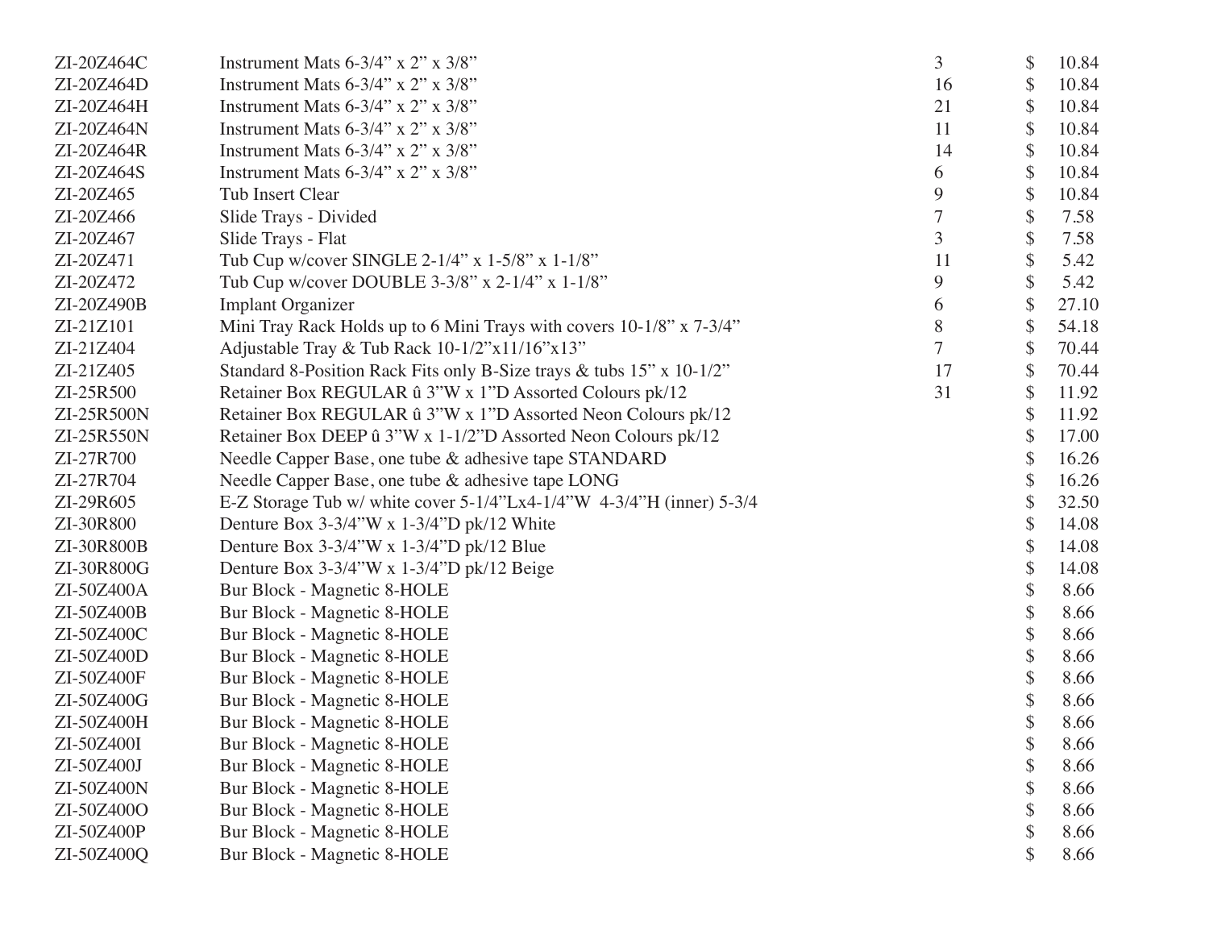| | | | | |
|---|---|---|---|---|
| ZI-20Z464C | Instrument Mats 6-3/4” x 2” x 3/8” | 3 | $ | 10.84 |
| ZI-20Z464D | Instrument Mats 6-3/4” x 2” x 3/8” | 16 | $ | 10.84 |
| ZI-20Z464H | Instrument Mats 6-3/4” x 2” x 3/8” | 21 | $ | 10.84 |
| ZI-20Z464N | Instrument Mats 6-3/4” x 2” x 3/8” | 11 | $ | 10.84 |
| ZI-20Z464R | Instrument Mats 6-3/4” x 2” x 3/8” | 14 | $ | 10.84 |
| ZI-20Z464S | Instrument Mats 6-3/4” x 2” x 3/8” | 6 | $ | 10.84 |
| ZI-20Z465 | Tub Insert Clear | 9 | $ | 10.84 |
| ZI-20Z466 | Slide Trays - Divided | 7 | $ | 7.58 |
| ZI-20Z467 | Slide Trays - Flat | 3 | $ | 7.58 |
| ZI-20Z471 | Tub Cup w/cover SINGLE 2-1/4” x 1-5/8” x 1-1/8” | 11 | $ | 5.42 |
| ZI-20Z472 | Tub Cup w/cover DOUBLE 3-3/8” x 2-1/4” x 1-1/8” | 9 | $ | 5.42 |
| ZI-20Z490B | Implant Organizer | 6 | $ | 27.10 |
| ZI-21Z101 | Mini Tray Rack Holds up to 6 Mini Trays with covers 10-1/8” x 7-3/4” | 8 | $ | 54.18 |
| ZI-21Z404 | Adjustable Tray & Tub Rack 10-1/2”x11/16”x13” | 7 | $ | 70.44 |
| ZI-21Z405 | Standard 8-Position Rack Fits only B-Size trays & tubs 15” x 10-1/2” | 17 | $ | 70.44 |
| ZI-25R500 | Retainer Box REGULAR û 3”W x 1”D Assorted Colours pk/12 | 31 | $ | 11.92 |
| ZI-25R500N | Retainer Box REGULAR û 3”W x 1”D Assorted Neon Colours pk/12 | | $ | 11.92 |
| ZI-25R550N | Retainer Box DEEP û 3”W x 1-1/2”D Assorted Neon Colours pk/12 | | $ | 17.00 |
| ZI-27R700 | Needle Capper Base, one tube & adhesive tape STANDARD | | $ | 16.26 |
| ZI-27R704 | Needle Capper Base, one tube & adhesive tape LONG | | $ | 16.26 |
| ZI-29R605 | E-Z Storage Tub w/ white cover 5-1/4”Lx4-1/4”W 4-3/4”H (inner) 5-3/4 | | $ | 32.50 |
| ZI-30R800 | Denture Box 3-3/4”W x 1-3/4”D pk/12 White | | $ | 14.08 |
| ZI-30R800B | Denture Box 3-3/4”W x 1-3/4”D pk/12 Blue | | $ | 14.08 |
| ZI-30R800G | Denture Box 3-3/4”W x 1-3/4”D pk/12 Beige | | $ | 14.08 |
| ZI-50Z400A | Bur Block - Magnetic 8-HOLE | | $ | 8.66 |
| ZI-50Z400B | Bur Block - Magnetic 8-HOLE | | $ | 8.66 |
| ZI-50Z400C | Bur Block - Magnetic 8-HOLE | | $ | 8.66 |
| ZI-50Z400D | Bur Block - Magnetic 8-HOLE | | $ | 8.66 |
| ZI-50Z400F | Bur Block - Magnetic 8-HOLE | | $ | 8.66 |
| ZI-50Z400G | Bur Block - Magnetic 8-HOLE | | $ | 8.66 |
| ZI-50Z400H | Bur Block - Magnetic 8-HOLE | | $ | 8.66 |
| ZI-50Z400I | Bur Block - Magnetic 8-HOLE | | $ | 8.66 |
| ZI-50Z400J | Bur Block - Magnetic 8-HOLE | | $ | 8.66 |
| ZI-50Z400N | Bur Block - Magnetic 8-HOLE | | $ | 8.66 |
| ZI-50Z400O | Bur Block - Magnetic 8-HOLE | | $ | 8.66 |
| ZI-50Z400P | Bur Block - Magnetic 8-HOLE | | $ | 8.66 |
| ZI-50Z400Q | Bur Block - Magnetic 8-HOLE | | $ | 8.66 |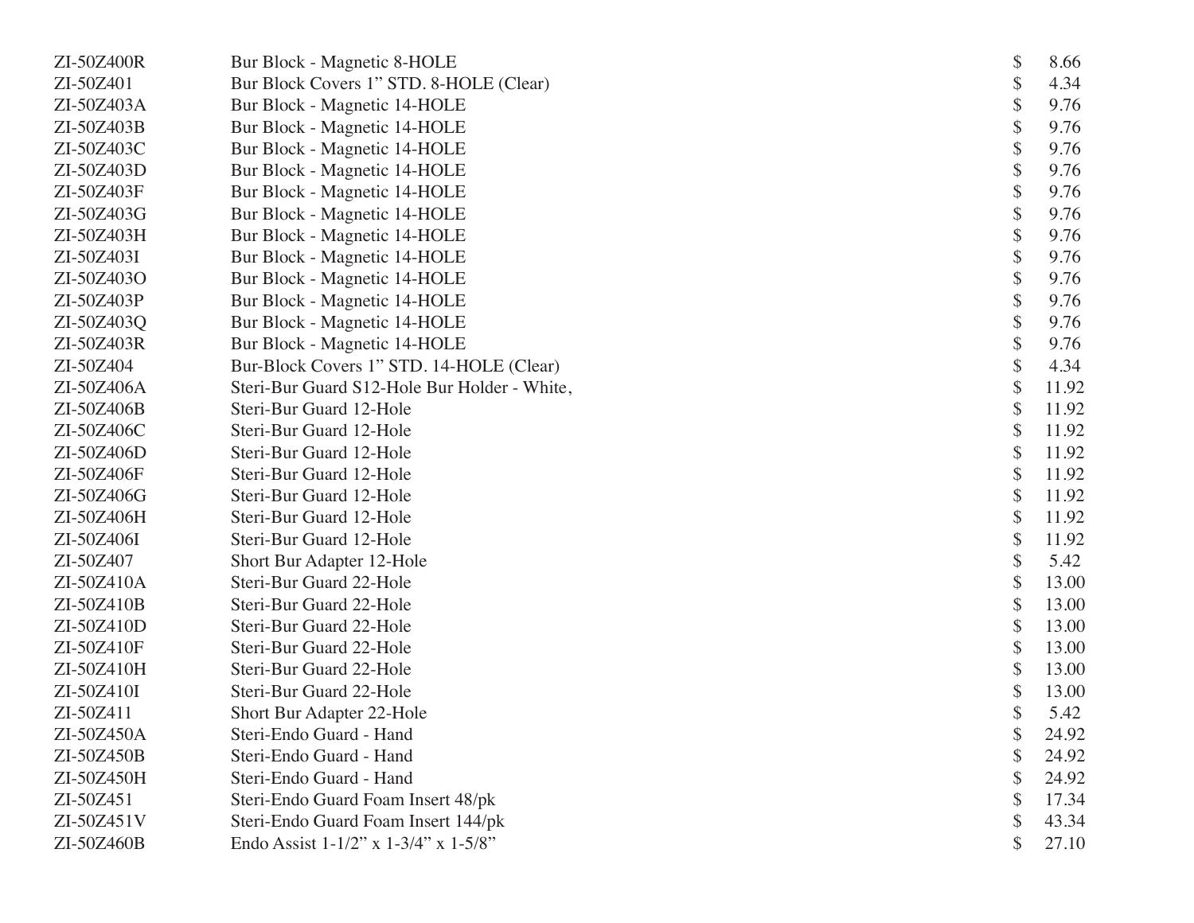| | | |
|---|---|---|
| ZI-50Z400R | Bur Block - Magnetic 8-HOLE | $ 8.66 |
| ZI-50Z401 | Bur Block Covers 1" STD. 8-HOLE (Clear) | $ 4.34 |
| ZI-50Z403A | Bur Block - Magnetic 14-HOLE | $ 9.76 |
| ZI-50Z403B | Bur Block - Magnetic 14-HOLE | $ 9.76 |
| ZI-50Z403C | Bur Block - Magnetic 14-HOLE | $ 9.76 |
| ZI-50Z403D | Bur Block - Magnetic 14-HOLE | $ 9.76 |
| ZI-50Z403F | Bur Block - Magnetic 14-HOLE | $ 9.76 |
| ZI-50Z403G | Bur Block - Magnetic 14-HOLE | $ 9.76 |
| ZI-50Z403H | Bur Block - Magnetic 14-HOLE | $ 9.76 |
| ZI-50Z403I | Bur Block - Magnetic 14-HOLE | $ 9.76 |
| ZI-50Z403O | Bur Block - Magnetic 14-HOLE | $ 9.76 |
| ZI-50Z403P | Bur Block - Magnetic 14-HOLE | $ 9.76 |
| ZI-50Z403Q | Bur Block - Magnetic 14-HOLE | $ 9.76 |
| ZI-50Z403R | Bur Block - Magnetic 14-HOLE | $ 9.76 |
| ZI-50Z404 | Bur-Block Covers 1" STD. 14-HOLE (Clear) | $ 4.34 |
| ZI-50Z406A | Steri-Bur Guard S12-Hole Bur Holder - White, | $ 11.92 |
| ZI-50Z406B | Steri-Bur Guard 12-Hole | $ 11.92 |
| ZI-50Z406C | Steri-Bur Guard 12-Hole | $ 11.92 |
| ZI-50Z406D | Steri-Bur Guard 12-Hole | $ 11.92 |
| ZI-50Z406F | Steri-Bur Guard 12-Hole | $ 11.92 |
| ZI-50Z406G | Steri-Bur Guard 12-Hole | $ 11.92 |
| ZI-50Z406H | Steri-Bur Guard 12-Hole | $ 11.92 |
| ZI-50Z406I | Steri-Bur Guard 12-Hole | $ 11.92 |
| ZI-50Z407 | Short Bur Adapter 12-Hole | $ 5.42 |
| ZI-50Z410A | Steri-Bur Guard 22-Hole | $ 13.00 |
| ZI-50Z410B | Steri-Bur Guard 22-Hole | $ 13.00 |
| ZI-50Z410D | Steri-Bur Guard 22-Hole | $ 13.00 |
| ZI-50Z410F | Steri-Bur Guard 22-Hole | $ 13.00 |
| ZI-50Z410H | Steri-Bur Guard 22-Hole | $ 13.00 |
| ZI-50Z410I | Steri-Bur Guard 22-Hole | $ 13.00 |
| ZI-50Z411 | Short Bur Adapter 22-Hole | $ 5.42 |
| ZI-50Z450A | Steri-Endo Guard - Hand | $ 24.92 |
| ZI-50Z450B | Steri-Endo Guard - Hand | $ 24.92 |
| ZI-50Z450H | Steri-Endo Guard - Hand | $ 24.92 |
| ZI-50Z451 | Steri-Endo Guard Foam Insert 48/pk | $ 17.34 |
| ZI-50Z451V | Steri-Endo Guard Foam Insert 144/pk | $ 43.34 |
| ZI-50Z460B | Endo Assist 1-1/2" x 1-3/4" x 1-5/8" | $ 27.10 |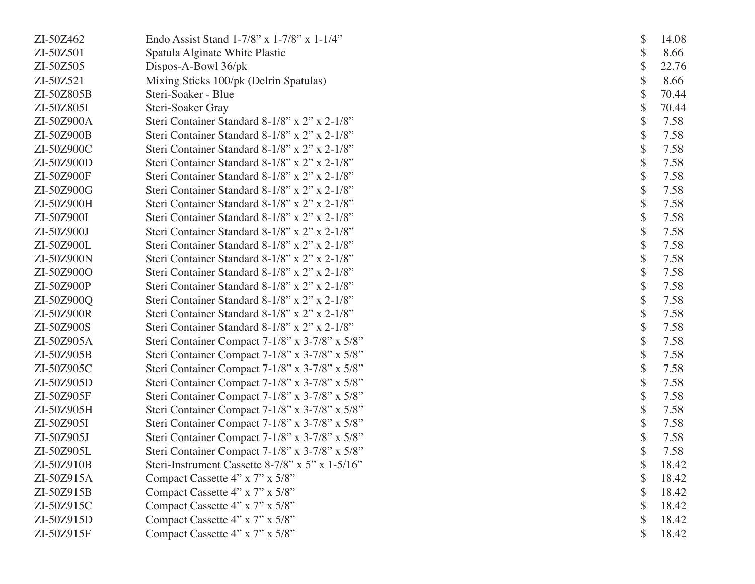| | | | |
|---|---|---|---|
| ZI-50Z462 | Endo Assist Stand 1-7/8" x 1-7/8" x 1-1/4" | $ | 14.08 |
| ZI-50Z501 | Spatula Alginate White Plastic | $ | 8.66 |
| ZI-50Z505 | Dispos-A-Bowl 36/pk | $ | 22.76 |
| ZI-50Z521 | Mixing Sticks 100/pk (Delrin Spatulas) | $ | 8.66 |
| ZI-50Z805B | Steri-Soaker - Blue | $ | 70.44 |
| ZI-50Z805I | Steri-Soaker Gray | $ | 70.44 |
| ZI-50Z900A | Steri Container Standard 8-1/8" x 2" x 2-1/8" | $ | 7.58 |
| ZI-50Z900B | Steri Container Standard 8-1/8" x 2" x 2-1/8" | $ | 7.58 |
| ZI-50Z900C | Steri Container Standard 8-1/8" x 2" x 2-1/8" | $ | 7.58 |
| ZI-50Z900D | Steri Container Standard 8-1/8" x 2" x 2-1/8" | $ | 7.58 |
| ZI-50Z900F | Steri Container Standard 8-1/8" x 2" x 2-1/8" | $ | 7.58 |
| ZI-50Z900G | Steri Container Standard 8-1/8" x 2" x 2-1/8" | $ | 7.58 |
| ZI-50Z900H | Steri Container Standard 8-1/8" x 2" x 2-1/8" | $ | 7.58 |
| ZI-50Z900I | Steri Container Standard 8-1/8" x 2" x 2-1/8" | $ | 7.58 |
| ZI-50Z900J | Steri Container Standard 8-1/8" x 2" x 2-1/8" | $ | 7.58 |
| ZI-50Z900L | Steri Container Standard 8-1/8" x 2" x 2-1/8" | $ | 7.58 |
| ZI-50Z900N | Steri Container Standard 8-1/8" x 2" x 2-1/8" | $ | 7.58 |
| ZI-50Z900O | Steri Container Standard 8-1/8" x 2" x 2-1/8" | $ | 7.58 |
| ZI-50Z900P | Steri Container Standard 8-1/8" x 2" x 2-1/8" | $ | 7.58 |
| ZI-50Z900Q | Steri Container Standard 8-1/8" x 2" x 2-1/8" | $ | 7.58 |
| ZI-50Z900R | Steri Container Standard 8-1/8" x 2" x 2-1/8" | $ | 7.58 |
| ZI-50Z900S | Steri Container Standard 8-1/8" x 2" x 2-1/8" | $ | 7.58 |
| ZI-50Z905A | Steri Container Compact 7-1/8" x 3-7/8" x 5/8" | $ | 7.58 |
| ZI-50Z905B | Steri Container Compact 7-1/8" x 3-7/8" x 5/8" | $ | 7.58 |
| ZI-50Z905C | Steri Container Compact 7-1/8" x 3-7/8" x 5/8" | $ | 7.58 |
| ZI-50Z905D | Steri Container Compact 7-1/8" x 3-7/8" x 5/8" | $ | 7.58 |
| ZI-50Z905F | Steri Container Compact 7-1/8" x 3-7/8" x 5/8" | $ | 7.58 |
| ZI-50Z905H | Steri Container Compact 7-1/8" x 3-7/8" x 5/8" | $ | 7.58 |
| ZI-50Z905I | Steri Container Compact 7-1/8" x 3-7/8" x 5/8" | $ | 7.58 |
| ZI-50Z905J | Steri Container Compact 7-1/8" x 3-7/8" x 5/8" | $ | 7.58 |
| ZI-50Z905L | Steri Container Compact 7-1/8" x 3-7/8" x 5/8" | $ | 7.58 |
| ZI-50Z910B | Steri-Instrument Cassette 8-7/8" x 5" x 1-5/16" | $ | 18.42 |
| ZI-50Z915A | Compact Cassette 4" x 7" x 5/8" | $ | 18.42 |
| ZI-50Z915B | Compact Cassette 4" x 7" x 5/8" | $ | 18.42 |
| ZI-50Z915C | Compact Cassette 4" x 7" x 5/8" | $ | 18.42 |
| ZI-50Z915D | Compact Cassette 4" x 7" x 5/8" | $ | 18.42 |
| ZI-50Z915F | Compact Cassette 4" x 7" x 5/8" | $ | 18.42 |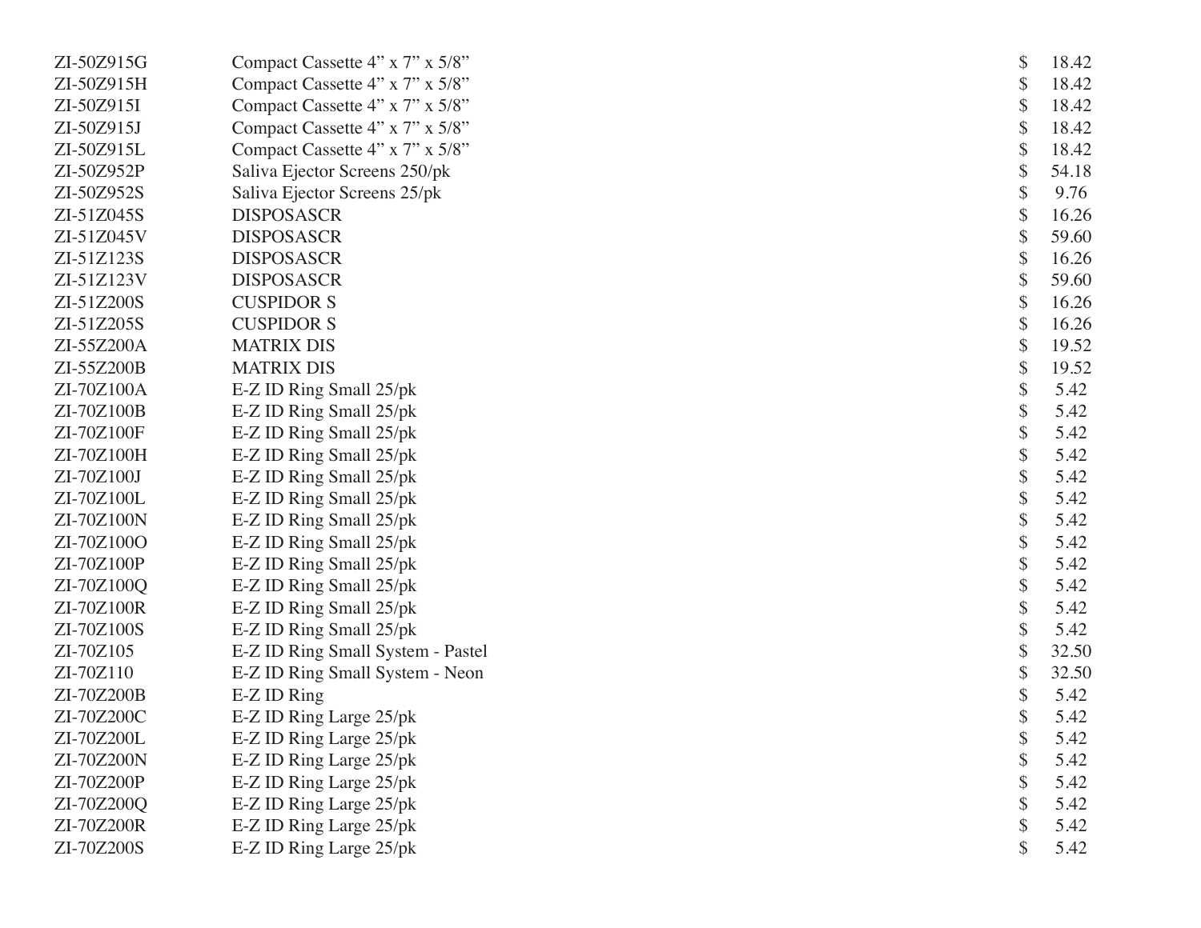| | | |
|---|---|---|
| ZI-50Z915G | Compact Cassette 4” x 7” x 5/8” | $ 18.42 |
| ZI-50Z915H | Compact Cassette 4” x 7” x 5/8” | $ 18.42 |
| ZI-50Z915I | Compact Cassette 4” x 7” x 5/8” | $ 18.42 |
| ZI-50Z915J | Compact Cassette 4” x 7” x 5/8” | $ 18.42 |
| ZI-50Z915L | Compact Cassette 4” x 7” x 5/8” | $ 18.42 |
| ZI-50Z952P | Saliva Ejector Screens 250/pk | $ 54.18 |
| ZI-50Z952S | Saliva Ejector Screens 25/pk | $ 9.76 |
| ZI-51Z045S | DISPOSASCR | $ 16.26 |
| ZI-51Z045V | DISPOSASCR | $ 59.60 |
| ZI-51Z123S | DISPOSASCR | $ 16.26 |
| ZI-51Z123V | DISPOSASCR | $ 59.60 |
| ZI-51Z200S | CUSPIDOR S | $ 16.26 |
| ZI-51Z205S | CUSPIDOR S | $ 16.26 |
| ZI-55Z200A | MATRIX DIS | $ 19.52 |
| ZI-55Z200B | MATRIX DIS | $ 19.52 |
| ZI-70Z100A | E-Z ID Ring Small 25/pk | $ 5.42 |
| ZI-70Z100B | E-Z ID Ring Small 25/pk | $ 5.42 |
| ZI-70Z100F | E-Z ID Ring Small 25/pk | $ 5.42 |
| ZI-70Z100H | E-Z ID Ring Small 25/pk | $ 5.42 |
| ZI-70Z100J | E-Z ID Ring Small 25/pk | $ 5.42 |
| ZI-70Z100L | E-Z ID Ring Small 25/pk | $ 5.42 |
| ZI-70Z100N | E-Z ID Ring Small 25/pk | $ 5.42 |
| ZI-70Z100O | E-Z ID Ring Small 25/pk | $ 5.42 |
| ZI-70Z100P | E-Z ID Ring Small 25/pk | $ 5.42 |
| ZI-70Z100Q | E-Z ID Ring Small 25/pk | $ 5.42 |
| ZI-70Z100R | E-Z ID Ring Small 25/pk | $ 5.42 |
| ZI-70Z100S | E-Z ID Ring Small 25/pk | $ 5.42 |
| ZI-70Z105 | E-Z ID Ring Small System - Pastel | $ 32.50 |
| ZI-70Z110 | E-Z ID Ring Small System - Neon | $ 32.50 |
| ZI-70Z200B | E-Z ID Ring | $ 5.42 |
| ZI-70Z200C | E-Z ID Ring Large 25/pk | $ 5.42 |
| ZI-70Z200L | E-Z ID Ring Large 25/pk | $ 5.42 |
| ZI-70Z200N | E-Z ID Ring Large 25/pk | $ 5.42 |
| ZI-70Z200P | E-Z ID Ring Large 25/pk | $ 5.42 |
| ZI-70Z200Q | E-Z ID Ring Large 25/pk | $ 5.42 |
| ZI-70Z200R | E-Z ID Ring Large 25/pk | $ 5.42 |
| ZI-70Z200S | E-Z ID Ring Large 25/pk | $ 5.42 |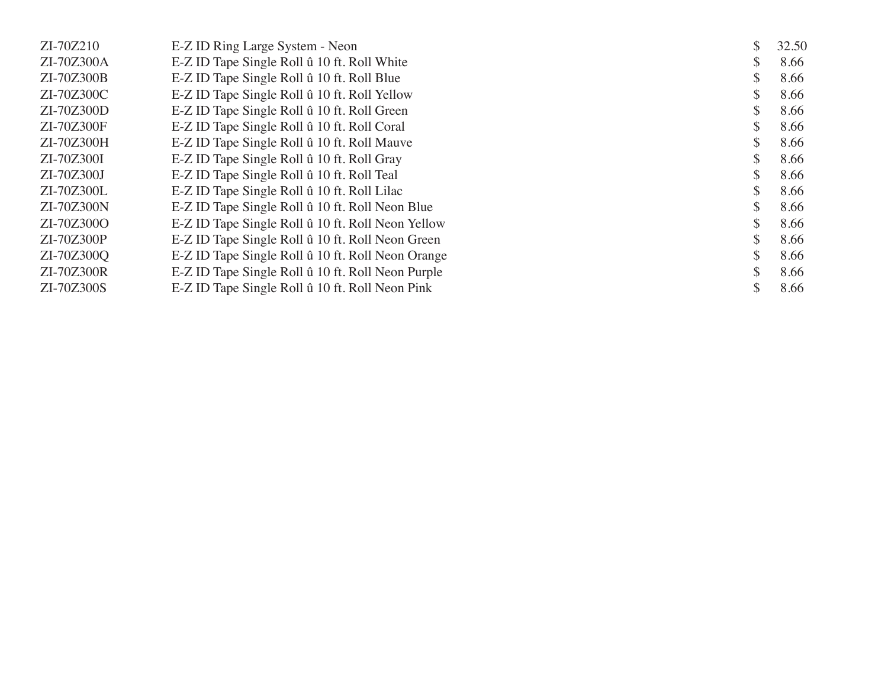| | | |
|---|---|---|
| ZI-70Z210 | E-Z ID Ring Large System - Neon | $ 32.50 |
| ZI-70Z300A | E-Z ID Tape Single Roll û 10 ft. Roll White | $ 8.66 |
| ZI-70Z300B | E-Z ID Tape Single Roll û 10 ft. Roll Blue | $ 8.66 |
| ZI-70Z300C | E-Z ID Tape Single Roll û 10 ft. Roll Yellow | $ 8.66 |
| ZI-70Z300D | E-Z ID Tape Single Roll û 10 ft. Roll Green | $ 8.66 |
| ZI-70Z300F | E-Z ID Tape Single Roll û 10 ft. Roll Coral | $ 8.66 |
| ZI-70Z300H | E-Z ID Tape Single Roll û 10 ft. Roll Mauve | $ 8.66 |
| ZI-70Z300I | E-Z ID Tape Single Roll û 10 ft. Roll Gray | $ 8.66 |
| ZI-70Z300J | E-Z ID Tape Single Roll û 10 ft. Roll Teal | $ 8.66 |
| ZI-70Z300L | E-Z ID Tape Single Roll û 10 ft. Roll Lilac | $ 8.66 |
| ZI-70Z300N | E-Z ID Tape Single Roll û 10 ft. Roll Neon Blue | $ 8.66 |
| ZI-70Z300O | E-Z ID Tape Single Roll û 10 ft. Roll Neon Yellow | $ 8.66 |
| ZI-70Z300P | E-Z ID Tape Single Roll û 10 ft. Roll Neon Green | $ 8.66 |
| ZI-70Z300Q | E-Z ID Tape Single Roll û 10 ft. Roll Neon Orange | $ 8.66 |
| ZI-70Z300R | E-Z ID Tape Single Roll û 10 ft. Roll Neon Purple | $ 8.66 |
| ZI-70Z300S | E-Z ID Tape Single Roll û 10 ft. Roll Neon Pink | $ 8.66 |